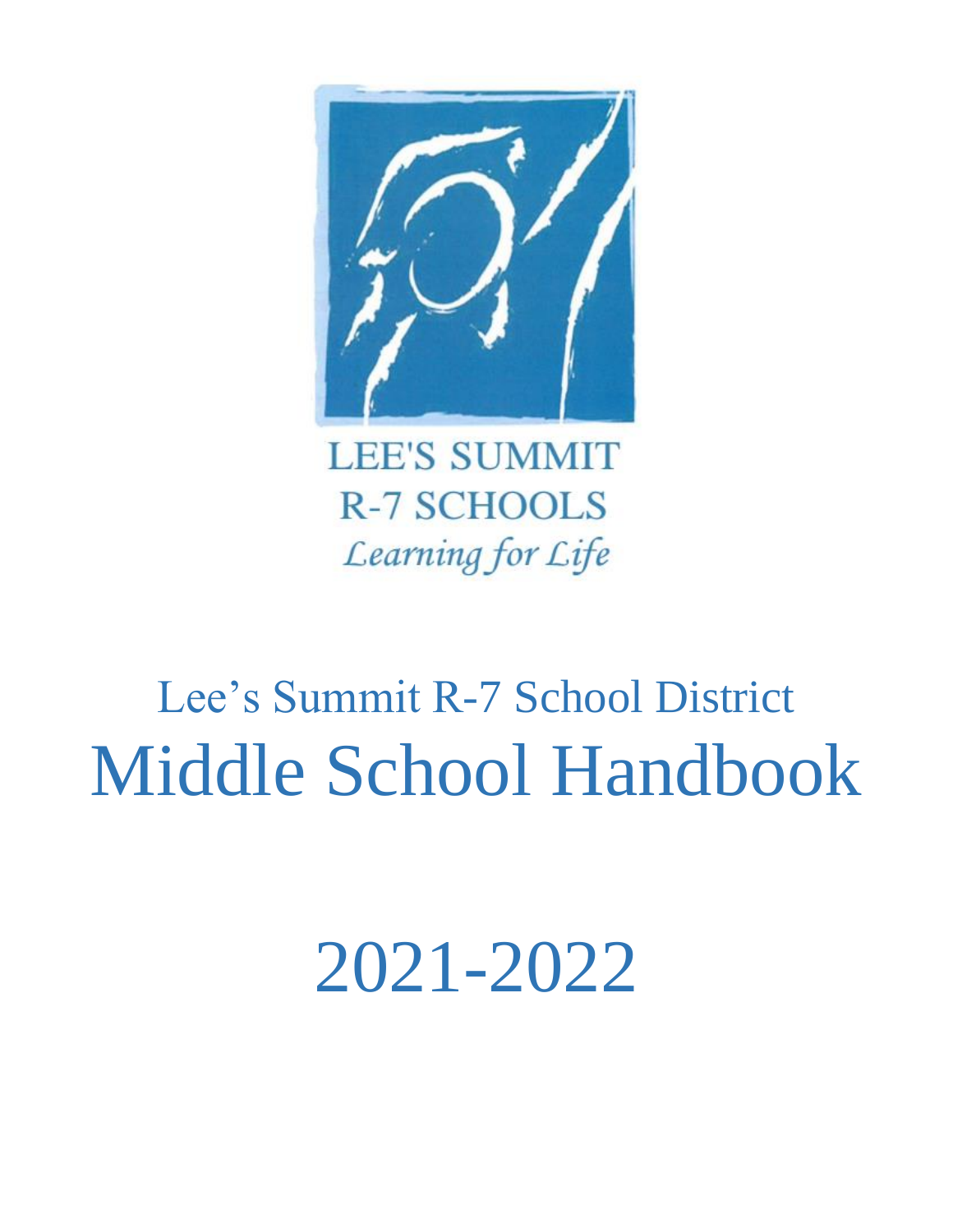LEE'S SUMMIT
R-7 SCHOOLS
*Learning for Life*

# Lee's Summit R-7 School District

# Middle School Handbook

# 2021-2022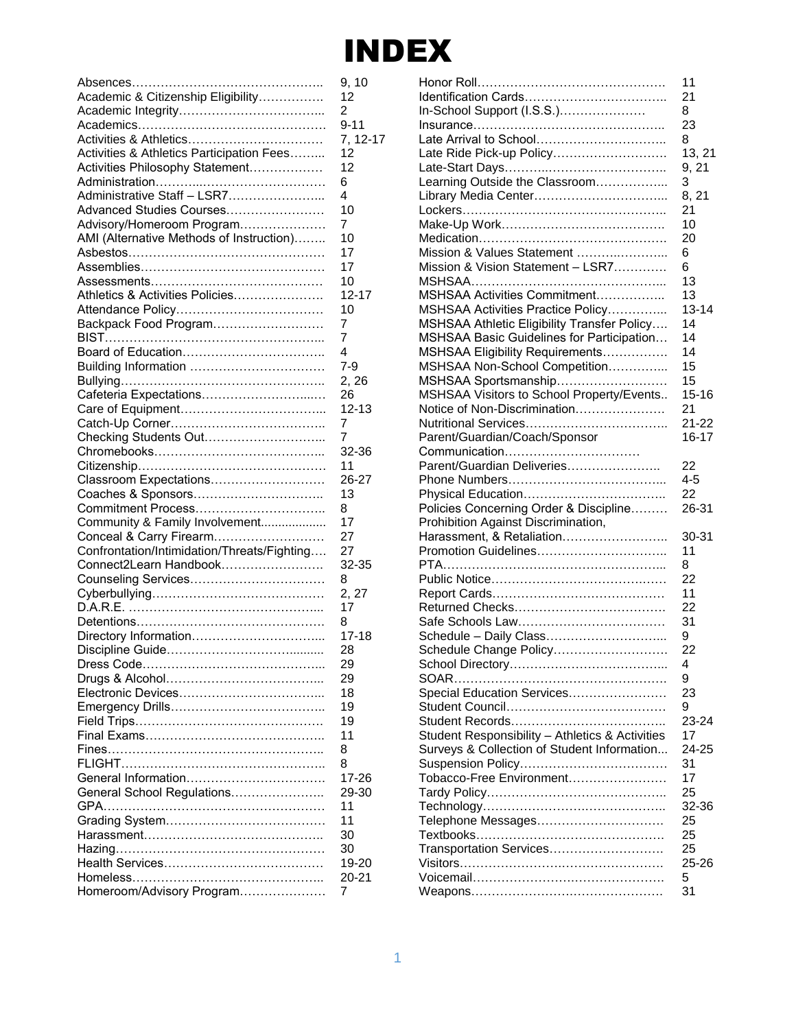# INDEX

| Topic | Page |
|---|---|
| Absences | 9, 10 |
| Academic & Citizenship Eligibility | 12 |
| Academic Integrity | 2 |
| Academics | 9-11 |
| Activities & Athletics | 7, 12-17 |
| Activities & Athletics Participation Fees | 12 |
| Activities Philosophy Statement | 12 |
| Administration | 6 |
| Administrative Staff – LSR7 | 4 |
| Advanced Studies Courses | 10 |
| Advisory/Homeroom Program | 7 |
| AMI (Alternative Methods of Instruction) | 10 |
| Asbestos | 17 |
| Assemblies | 17 |
| Assessments | 10 |
| Athletics & Activities Policies | 12-17 |
| Attendance Policy | 10 |
| Backpack Food Program | 7 |
| BIST | 7 |
| Board of Education | 4 |
| Building Information | 7-9 |
| Bullying | 2, 26 |
| Cafeteria Expectations | 26 |
| Care of Equipment | 12-13 |
| Catch-Up Corner | 7 |
| Checking Students Out | 7 |
| Chromebooks | 32-36 |
| Citizenship | 11 |
| Classroom Expectations | 26-27 |
| Coaches & Sponsors | 13 |
| Commitment Process | 8 |
| Community & Family Involvement | 17 |
| Conceal & Carry Firearm | 27 |
| Confrontation/Intimidation/Threats/Fighting | 27 |
| Connect2Learn Handbook | 32-35 |
| Counseling Services | 8 |
| Cyberbullying | 2, 27 |
| D.A.R.E. | 17 |
| Detentions | 8 |
| Directory Information | 17-18 |
| Discipline Guide | 28 |
| Dress Code | 29 |
| Drugs & Alcohol | 29 |
| Electronic Devices | 18 |
| Emergency Drills | 19 |
| Field Trips | 19 |
| Final Exams | 11 |
| Fines | 8 |
| FLIGHT | 8 |
| General Information | 17-26 |
| General School Regulations | 29-30 |
| GPA | 11 |
| Grading System | 11 |
| Harassment | 30 |
| Hazing | 30 |
| Health Services | 19-20 |
| Homeless | 20-21 |
| Homeroom/Advisory Program | 7 |
| Honor Roll | 11 |
| Identification Cards | 21 |
| In-School Support (I.S.S.) | 8 |
| Insurance | 23 |
| Late Arrival to School | 8 |
| Late Ride Pick-up Policy | 13, 21 |
| Late-Start Days | 9, 21 |
| Learning Outside the Classroom | 3 |
| Library Media Center | 8, 21 |
| Lockers | 21 |
| Make-Up Work | 10 |
| Medication | 20 |
| Mission & Values Statement | 6 |
| Mission & Vision Statement – LSR7 | 6 |
| MSHSAA | 13 |
| MSHSAA Activities Commitment | 13 |
| MSHSAA Activities Practice Policy | 13-14 |
| MSHSAA Athletic Eligibility Transfer Policy | 14 |
| MSHSAA Basic Guidelines for Participation | 14 |
| MSHSAA Eligibility Requirements | 14 |
| MSHSAA Non-School Competition | 15 |
| MSHSAA Sportsmanship | 15 |
| MSHSAA Visitors to School Property/Events | 15-16 |
| Notice of Non-Discrimination | 21 |
| Nutritional Services | 21-22 |
| Parent/Guardian/Coach/Sponsor Communication | 16-17 |
| Parent/Guardian Deliveries | 22 |
| Phone Numbers | 4-5 |
| Physical Education | 22 |
| Policies Concerning Order & Discipline | 26-31 |
| Prohibition Against Discrimination, Harassment, & Retaliation | 30-31 |
| Promotion Guidelines | 11 |
| PTA | 8 |
| Public Notice | 22 |
| Report Cards | 11 |
| Returned Checks | 22 |
| Safe Schools Law | 31 |
| Schedule – Daily Class | 9 |
| Schedule Change Policy | 22 |
| School Directory | 4 |
| SOAR | 9 |
| Special Education Services | 23 |
| Student Council | 9 |
| Student Records | 23-24 |
| Student Responsibility – Athletics & Activities | 17 |
| Surveys & Collection of Student Information | 24-25 |
| Suspension Policy | 31 |
| Tobacco-Free Environment | 17 |
| Tardy Policy | 25 |
| Technology | 32-36 |
| Telephone Messages | 25 |
| Textbooks | 25 |
| Transportation Services | 25 |
| Visitors | 25-26 |
| Voicemail | 5 |
| Weapons | 31 |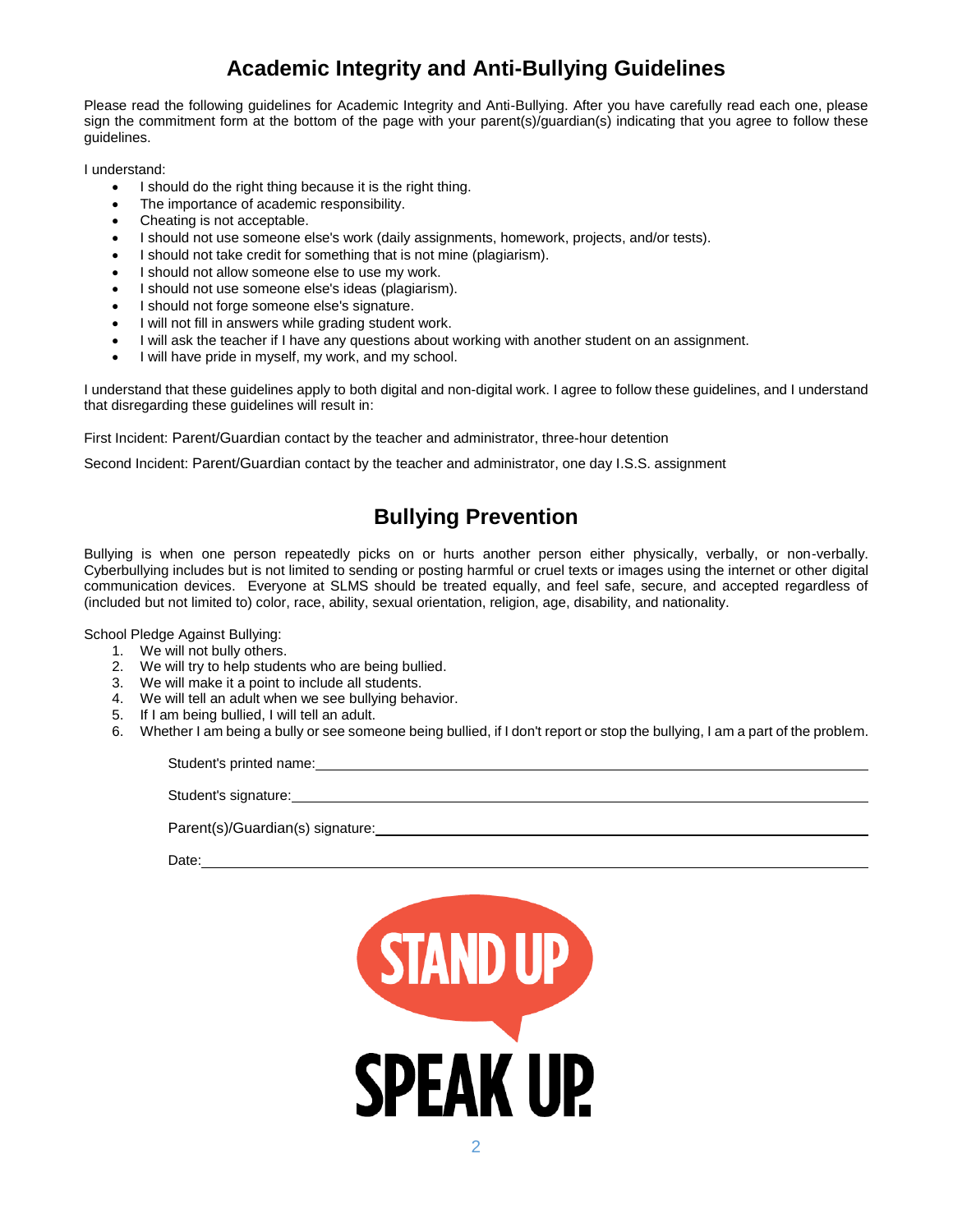# Academic Integrity and Anti-Bullying Guidelines

Please read the following guidelines for Academic Integrity and Anti-Bullying. After you have carefully read each one, please sign the commitment form at the bottom of the page with your parent(s)/guardian(s) indicating that you agree to follow these guidelines.

I understand:

- I should do the right thing because it is the right thing.
- The importance of academic responsibility.
- Cheating is not acceptable.
- I should not use someone else's work (daily assignments, homework, projects, and/or tests).
- I should not take credit for something that is not mine (plagiarism).
- I should not allow someone else to use my work.
- I should not use someone else's ideas (plagiarism).
- I should not forge someone else's signature.
- I will not fill in answers while grading student work.
- I will ask the teacher if I have any questions about working with another student on an assignment.
- I will have pride in myself, my work, and my school.

I understand that these guidelines apply to both digital and non-digital work. I agree to follow these guidelines, and I understand that disregarding these guidelines will result in:

First Incident: Parent/Guardian contact by the teacher and administrator, three-hour detention

Second Incident: Parent/Guardian contact by the teacher and administrator, one day I.S.S. assignment

# Bullying Prevention

Bullying is when one person repeatedly picks on or hurts another person either physically, verbally, or non-verbally. Cyberbullying includes but is not limited to sending or posting harmful or cruel texts or images using the internet or other digital communication devices. Everyone at SLMS should be treated equally, and feel safe, secure, and accepted regardless of (included but not limited to) color, race, ability, sexual orientation, religion, age, disability, and nationality.

School Pledge Against Bullying:

1. We will not bully others.
2. We will try to help students who are being bullied.
3. We will make it a point to include all students.
4. We will tell an adult when we see bullying behavior.
5. If I am being bullied, I will tell an adult.
6. Whether I am being a bully or see someone being bullied, if I don't report or stop the bullying, I am a part of the problem.

Student's printed name: ______________________________

Student's signature: ______________________________

Parent(s)/Guardian(s) signature: ______________________________

Date: ______________________________

STAND UP

SPEAK UP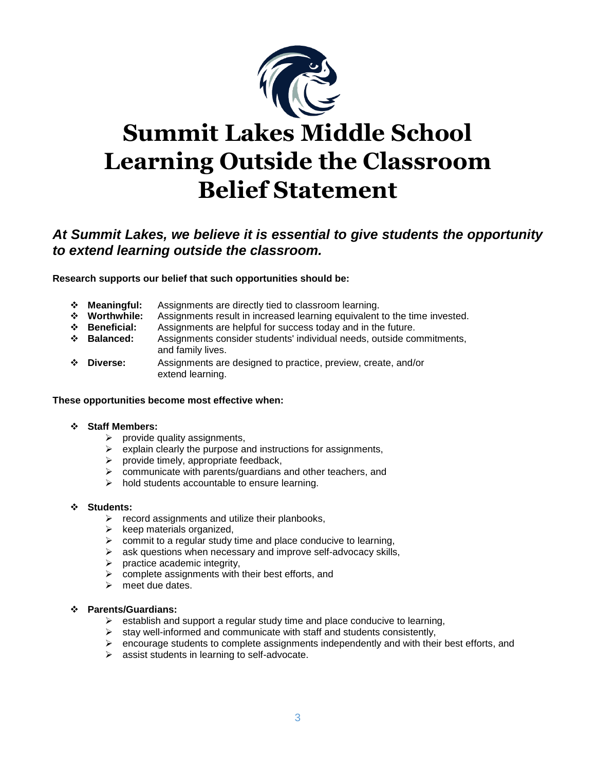# Summit Lakes Middle School Learning Outside the Classroom Belief Statement

***At Summit Lakes, we believe it is essential to give students the opportunity to extend learning outside the classroom.***

**Research supports our belief that such opportunities should be:**

- **Meaningful:** Assignments are directly tied to classroom learning.
- **Worthwhile:** Assignments result in increased learning equivalent to the time invested.
- **Beneficial:** Assignments are helpful for success today and in the future.
- **Balanced:** Assignments consider students' individual needs, outside commitments, and family lives.
- **Diverse:** Assignments are designed to practice, preview, create, and/or extend learning.

**These opportunities become most effective when:**

- **Staff Members:**
  - provide quality assignments,
  - explain clearly the purpose and instructions for assignments,
  - provide timely, appropriate feedback,
  - communicate with parents/guardians and other teachers, and
  - hold students accountable to ensure learning.

- **Students:**
  - record assignments and utilize their planbooks,
  - keep materials organized,
  - commit to a regular study time and place conducive to learning,
  - ask questions when necessary and improve self-advocacy skills,
  - practice academic integrity,
  - complete assignments with their best efforts, and
  - meet due dates.

- **Parents/Guardians:**
  - establish and support a regular study time and place conducive to learning,
  - stay well-informed and communicate with staff and students consistently,
  - encourage students to complete assignments independently and with their best efforts, and
  - assist students in learning to self-advocate.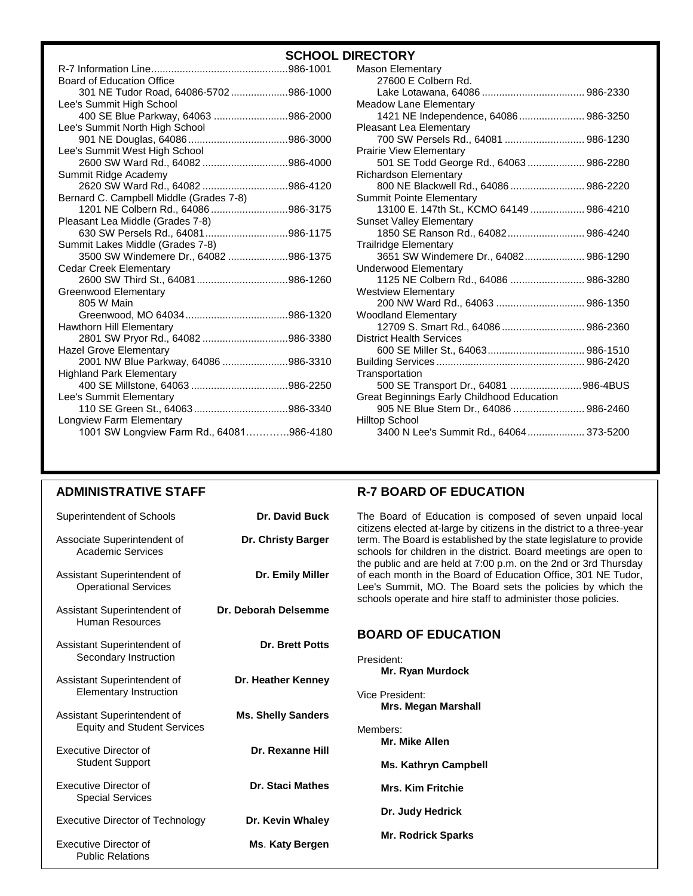## SCHOOL DIRECTORY

R-7 Information Line................................................986-1001
Board of Education Office
301 NE Tudor Road, 64086-5702....................986-1000
Lee's Summit High School
400 SE Blue Parkway, 64063 ..........................986-2000
Lee's Summit North High School
901 NE Douglas, 64086...................................986-3000
Lee's Summit West High School
2600 SW Ward Rd., 64082 ..............................986-4000
Summit Ridge Academy
2620 SW Ward Rd., 64082 ..............................986-4120
Bernard C. Campbell Middle (Grades 7-8)
1201 NE Colbern Rd., 64086...........................986-3175
Pleasant Lea Middle (Grades 7-8)
630 SW Persels Rd., 64081.............................986-1175
Summit Lakes Middle (Grades 7-8)
3500 SW Windemere Dr., 64082 .....................986-1375
Cedar Creek Elementary
2600 SW Third St., 64081................................986-1260
Greenwood Elementary
805 W Main
Greenwood, MO 64034....................................986-1320
Hawthorn Hill Elementary
2801 SW Pryor Rd., 64082 ..............................986-3380
Hazel Grove Elementary
2001 NW Blue Parkway, 64086 .......................986-3310
Highland Park Elementary
400 SE Millstone, 64063 ..................................986-2250
Lee's Summit Elementary
110 SE Green St., 64063.................................986-3340
Longview Farm Elementary
1001 SW Longview Farm Rd., 64081…………..986-4180

Mason Elementary
27600 E Colbern Rd.
Lake Lotawana, 64086 .................................... 986-2330
Meadow Lane Elementary
1421 NE Independence, 64086....................... 986-3250
Pleasant Lea Elementary
700 SW Persels Rd., 64081 ............................ 986-1230
Prairie View Elementary
501 SE Todd George Rd., 64063 .................... 986-2280
Richardson Elementary
800 NE Blackwell Rd., 64086 .......................... 986-2220
Summit Pointe Elementary
13100 E. 147th St., KCMO 64149 ................... 986-4210
Sunset Valley Elementary
1850 SE Ranson Rd., 64082........................... 986-4240
Trailridge Elementary
3651 SW Windemere Dr., 64082..................... 986-1290
Underwood Elementary
1125 NE Colbern Rd., 64086 .......................... 986-3280
Westview Elementary
200 NW Ward Rd., 64063 ............................... 986-1350
Woodland Elementary
12709 S. Smart Rd., 64086............................. 986-2360
District Health Services
600 SE Miller St., 64063.................................. 986-1510
Building Services.................................................... 986-2420
Transportation
500 SE Transport Dr., 64081 .........................986-4BUS
Great Beginnings Early Childhood Education
905 NE Blue Stem Dr., 64086 ......................... 986-2460
Hilltop School
3400 N Lee's Summit Rd., 64064.................... 373-5200

## ADMINISTRATIVE STAFF

| Position | Name |
|---|---|
| Superintendent of Schools | **Dr. David Buck** |
| Associate Superintendent of Academic Services | **Dr. Christy Barger** |
| Assistant Superintendent of Operational Services | **Dr. Emily Miller** |
| Assistant Superintendent of Human Resources | **Dr. Deborah Delsemme** |
| Assistant Superintendent of Secondary Instruction | **Dr. Brett Potts** |
| Assistant Superintendent of Elementary Instruction | **Dr. Heather Kenney** |
| Assistant Superintendent of Equity and Student Services | **Ms. Shelly Sanders** |
| Executive Director of Student Support | **Dr. Rexanne Hill** |
| Executive Director of Special Services | **Dr. Staci Mathes** |
| Executive Director of Technology | **Dr. Kevin Whaley** |
| Executive Director of Public Relations | **Ms. Katy Bergen** |

## R-7 BOARD OF EDUCATION

The Board of Education is composed of seven unpaid local citizens elected at-large by citizens in the district to a three-year term. The Board is established by the state legislature to provide schools for children in the district. Board meetings are open to the public and are held at 7:00 p.m. on the 2nd or 3rd Thursday of each month in the Board of Education Office, 301 NE Tudor, Lee's Summit, MO. The Board sets the policies by which the schools operate and hire staff to administer those policies.

## BOARD OF EDUCATION

President:
**Mr. Ryan Murdock**

Vice President:
**Mrs. Megan Marshall**

Members:
**Mr. Mike Allen**

**Ms. Kathryn Campbell**

**Mrs. Kim Fritchie**

**Dr. Judy Hedrick**

**Mr. Rodrick Sparks**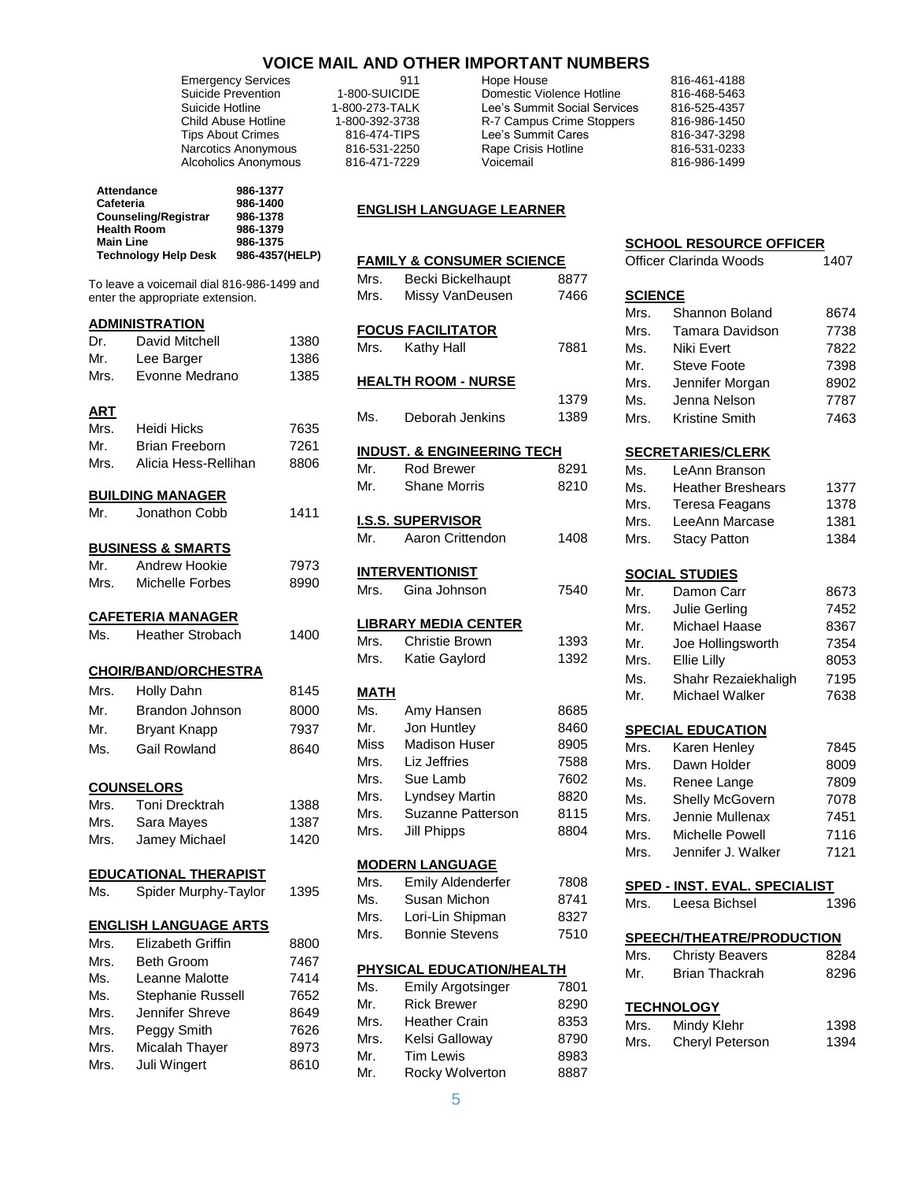# VOICE MAIL AND OTHER IMPORTANT NUMBERS

| | | | |
|---|---|---|---|
| Emergency Services | 911 | Hope House | 816-461-4188 |
| Suicide Prevention | 1-800-SUICIDE | Domestic Violence Hotline | 816-468-5463 |
| Suicide Hotline | 1-800-273-TALK | Lee's Summit Social Services | 816-525-4357 |
| Child Abuse Hotline | 1-800-392-3738 | R-7 Campus Crime Stoppers | 816-986-1450 |
| Tips About Crimes | 816-474-TIPS | Lee's Summit Cares | 816-347-3298 |
| Narcotics Anonymous | 816-531-2250 | Rape Crisis Hotline | 816-531-0233 |
| Alcoholics Anonymous | 816-471-7229 | Voicemail | 816-986-1499 |

| | |
|---|---|
| **Attendance** | **986-1377** |
| **Cafeteria** | **986-1400** |
| **Counseling/Registrar** | **986-1378** |
| **Health Room** | **986-1379** |
| **Main Line** | **986-1375** |
| **Technology Help Desk** | **986-4357(HELP)** |

To leave a voicemail dial 816-986-1499 and enter the appropriate extension.

**ADMINISTRATION**

| | | |
|---|---|---|
| Dr. | David Mitchell | 1380 |
| Mr. | Lee Barger | 1386 |
| Mrs. | Evonne Medrano | 1385 |

**ART**

| | | |
|---|---|---|
| Mrs. | Heidi Hicks | 7635 |
| Mr. | Brian Freeborn | 7261 |
| Mrs. | Alicia Hess-Rellihan | 8806 |

**BUILDING MANAGER**

| | | |
|---|---|---|
| Mr. | Jonathon Cobb | 1411 |

**BUSINESS & SMARTS**

| | | |
|---|---|---|
| Mr. | Andrew Hookie | 7973 |
| Mrs. | Michelle Forbes | 8990 |

**CAFETERIA MANAGER**

| | | |
|---|---|---|
| Ms. | Heather Strobach | 1400 |

**CHOIR/BAND/ORCHESTRA**

| | | |
|---|---|---|
| Mrs. | Holly Dahn | 8145 |
| Mr. | Brandon Johnson | 8000 |
| Mr. | Bryant Knapp | 7937 |
| Ms. | Gail Rowland | 8640 |

**COUNSELORS**

| | | |
|---|---|---|
| Mrs. | Toni Drecktrah | 1388 |
| Mrs. | Sara Mayes | 1387 |
| Mrs. | Jamey Michael | 1420 |

**EDUCATIONAL THERAPIST**

| | | |
|---|---|---|
| Ms. | Spider Murphy-Taylor | 1395 |

**ENGLISH LANGUAGE ARTS**

| | | |
|---|---|---|
| Mrs. | Elizabeth Griffin | 8800 |
| Mrs. | Beth Groom | 7467 |
| Ms. | Leanne Malotte | 7414 |
| Ms. | Stephanie Russell | 7652 |
| Mrs. | Jennifer Shreve | 8649 |
| Mrs. | Peggy Smith | 7626 |
| Mrs. | Micalah Thayer | 8973 |
| Mrs. | Juli Wingert | 8610 |

**ENGLISH LANGUAGE LEARNER**

**FAMILY & CONSUMER SCIENCE**

| | | |
|---|---|---|
| Mrs. | Becki Bickelhaupt | 8877 |
| Mrs. | Missy VanDeusen | 7466 |

**FOCUS FACILITATOR**

| | | |
|---|---|---|
| Mrs. | Kathy Hall | 7881 |

**HEALTH ROOM - NURSE**

| | | |
|---|---|---|
| | | 1379 |
| Ms. | Deborah Jenkins | 1389 |

**INDUST. & ENGINEERING TECH**

| | | |
|---|---|---|
| Mr. | Rod Brewer | 8291 |
| Mr. | Shane Morris | 8210 |

**I.S.S. SUPERVISOR**

| | | |
|---|---|---|
| Mr. | Aaron Crittendon | 1408 |

**INTERVENTIONIST**

| | | |
|---|---|---|
| Mrs. | Gina Johnson | 7540 |

**LIBRARY MEDIA CENTER**

| | | |
|---|---|---|
| Mrs. | Christie Brown | 1393 |
| Mrs. | Katie Gaylord | 1392 |

**MATH**

| | | |
|---|---|---|
| Ms. | Amy Hansen | 8685 |
| Mr. | Jon Huntley | 8460 |
| Miss | Madison Huser | 8905 |
| Mrs. | Liz Jeffries | 7588 |
| Mrs. | Sue Lamb | 7602 |
| Mrs. | Lyndsey Martin | 8820 |
| Mrs. | Suzanne Patterson | 8115 |
| Mrs. | Jill Phipps | 8804 |

**MODERN LANGUAGE**

| | | |
|---|---|---|
| Mrs. | Emily Aldenderfer | 7808 |
| Ms. | Susan Michon | 8741 |
| Mrs. | Lori-Lin Shipman | 8327 |
| Mrs. | Bonnie Stevens | 7510 |

**PHYSICAL EDUCATION/HEALTH**

| | | |
|---|---|---|
| Ms. | Emily Argotsinger | 7801 |
| Mr. | Rick Brewer | 8290 |
| Mrs. | Heather Crain | 8353 |
| Mrs. | Kelsi Galloway | 8790 |
| Mr. | Tim Lewis | 8983 |
| Mr. | Rocky Wolverton | 8887 |

**SCHOOL RESOURCE OFFICER**

| | |
|---|---|
| Officer Clarinda Woods | 1407 |

**SCIENCE**

| | | |
|---|---|---|
| Mrs. | Shannon Boland | 8674 |
| Mrs. | Tamara Davidson | 7738 |
| Ms. | Niki Evert | 7822 |
| Mr. | Steve Foote | 7398 |
| Mrs. | Jennifer Morgan | 8902 |
| Ms. | Jenna Nelson | 7787 |
| Mrs. | Kristine Smith | 7463 |

**SECRETARIES/CLERK**

| | | |
|---|---|---|
| Ms. | LeAnn Branson | |
| Ms. | Heather Breshears | 1377 |
| Mrs. | Teresa Feagans | 1378 |
| Mrs. | LeeAnn Marcase | 1381 |
| Mrs. | Stacy Patton | 1384 |

**SOCIAL STUDIES**

| | | |
|---|---|---|
| Mr. | Damon Carr | 8673 |
| Mrs. | Julie Gerling | 7452 |
| Mr. | Michael Haase | 8367 |
| Mr. | Joe Hollingsworth | 7354 |
| Mrs. | Ellie Lilly | 8053 |
| Ms. | Shahr Rezaiekhaligh | 7195 |
| Mr. | Michael Walker | 7638 |

**SPECIAL EDUCATION**

| | | |
|---|---|---|
| Mrs. | Karen Henley | 7845 |
| Mrs. | Dawn Holder | 8009 |
| Ms. | Renee Lange | 7809 |
| Ms. | Shelly McGovern | 7078 |
| Mrs. | Jennie Mullenax | 7451 |
| Mrs. | Michelle Powell | 7116 |
| Mrs. | Jennifer J. Walker | 7121 |

**SPED - INST. EVAL. SPECIALIST**

| | | |
|---|---|---|
| Mrs. | Leesa Bichsel | 1396 |

**SPEECH/THEATRE/PRODUCTION**

| | | |
|---|---|---|
| Mrs. | Christy Beavers | 8284 |
| Mr. | Brian Thackrah | 8296 |

**TECHNOLOGY**

| | | |
|---|---|---|
| Mrs. | Mindy Klehr | 1398 |
| Mrs. | Cheryl Peterson | 1394 |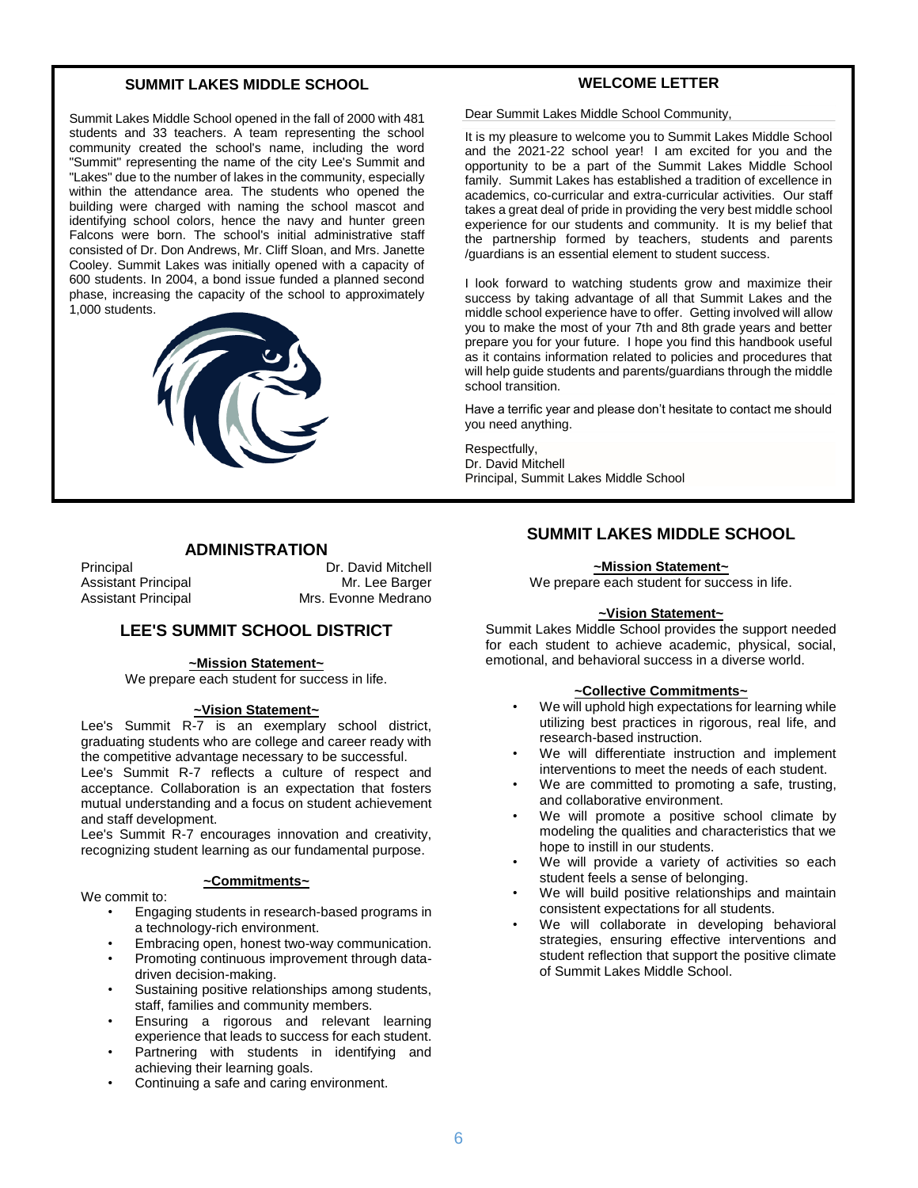## SUMMIT LAKES MIDDLE SCHOOL

Summit Lakes Middle School opened in the fall of 2000 with 481 students and 33 teachers. A team representing the school community created the school's name, including the word "Summit" representing the name of the city Lee's Summit and "Lakes" due to the number of lakes in the community, especially within the attendance area. The students who opened the building were charged with naming the school mascot and identifying school colors, hence the navy and hunter green Falcons were born. The school's initial administrative staff consisted of Dr. Don Andrews, Mr. Cliff Sloan, and Mrs. Janette Cooley. Summit Lakes was initially opened with a capacity of 600 students. In 2004, a bond issue funded a planned second phase, increasing the capacity of the school to approximately 1,000 students.

## WELCOME LETTER

Dear Summit Lakes Middle School Community,

It is my pleasure to welcome you to Summit Lakes Middle School and the 2021-22 school year! I am excited for you and the opportunity to be a part of the Summit Lakes Middle School family. Summit Lakes has established a tradition of excellence in academics, co-curricular and extra-curricular activities. Our staff takes a great deal of pride in providing the very best middle school experience for our students and community. It is my belief that the partnership formed by teachers, students and parents /guardians is an essential element to student success.

I look forward to watching students grow and maximize their success by taking advantage of all that Summit Lakes and the middle school experience have to offer. Getting involved will allow you to make the most of your 7th and 8th grade years and better prepare you for your future. I hope you find this handbook useful as it contains information related to policies and procedures that will help guide students and parents/guardians through the middle school transition.

Have a terrific year and please don't hesitate to contact me should you need anything.

Respectfully,
Dr. David Mitchell
Principal, Summit Lakes Middle School

## ADMINISTRATION

| | |
|---|---|
| Principal | Dr. David Mitchell |
| Assistant Principal | Mr. Lee Barger |
| Assistant Principal | Mrs. Evonne Medrano |

## LEE'S SUMMIT SCHOOL DISTRICT

**~Mission Statement~**

We prepare each student for success in life.

**~Vision Statement~**

Lee's Summit R-7 is an exemplary school district, graduating students who are college and career ready with the competitive advantage necessary to be successful.

Lee's Summit R-7 reflects a culture of respect and acceptance. Collaboration is an expectation that fosters mutual understanding and a focus on student achievement and staff development.

Lee's Summit R-7 encourages innovation and creativity, recognizing student learning as our fundamental purpose.

**~Commitments~**

We commit to:

- Engaging students in research-based programs in a technology-rich environment.
- Embracing open, honest two-way communication.
- Promoting continuous improvement through data-driven decision-making.
- Sustaining positive relationships among students, staff, families and community members.
- Ensuring a rigorous and relevant learning experience that leads to success for each student.
- Partnering with students in identifying and achieving their learning goals.
- Continuing a safe and caring environment.

## SUMMIT LAKES MIDDLE SCHOOL

**~Mission Statement~**

We prepare each student for success in life.

**~Vision Statement~**

Summit Lakes Middle School provides the support needed for each student to achieve academic, physical, social, emotional, and behavioral success in a diverse world.

**~Collective Commitments~**

- We will uphold high expectations for learning while utilizing best practices in rigorous, real life, and research-based instruction.
- We will differentiate instruction and implement interventions to meet the needs of each student.
- We are committed to promoting a safe, trusting, and collaborative environment.
- We will promote a positive school climate by modeling the qualities and characteristics that we hope to instill in our students.
- We will provide a variety of activities so each student feels a sense of belonging.
- We will build positive relationships and maintain consistent expectations for all students.
- We will collaborate in developing behavioral strategies, ensuring effective interventions and student reflection that support the positive climate of Summit Lakes Middle School.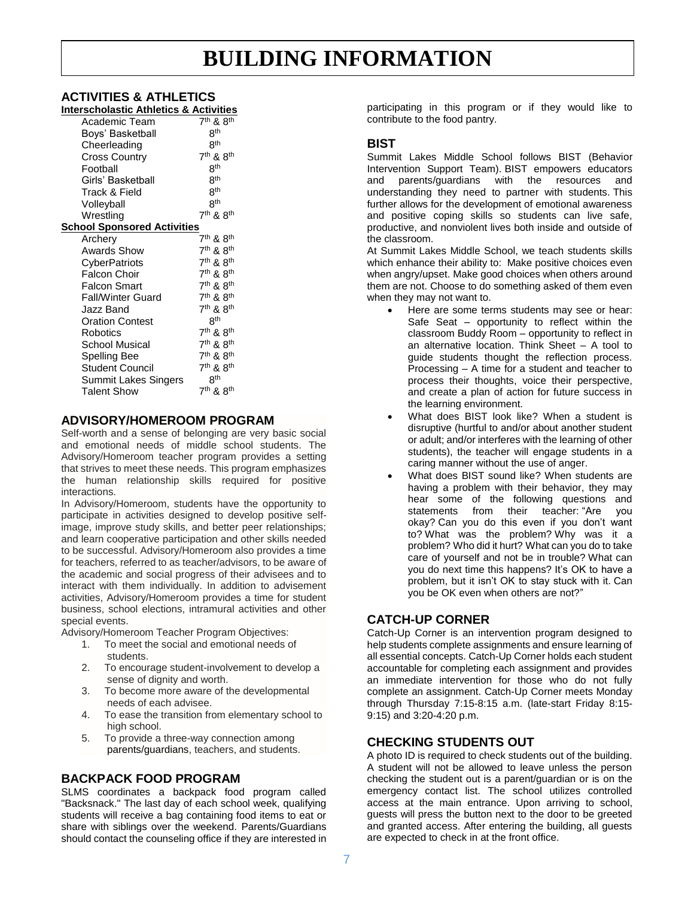# BUILDING INFORMATION

## ACTIVITIES & ATHLETICS

**Interscholastic Athletics & Activities**

| Activity | Grade |
|---|---|
| Academic Team | 7th & 8th |
| Boys' Basketball | 8th |
| Cheerleading | 8th |
| Cross Country | 7th & 8th |
| Football | 8th |
| Girls' Basketball | 8th |
| Track & Field | 8th |
| Volleyball | 8th |
| Wrestling | 7th & 8th |

**School Sponsored Activities**

| Activity | Grade |
|---|---|
| Archery | 7th & 8th |
| Awards Show | 7th & 8th |
| CyberPatriots | 7th & 8th |
| Falcon Choir | 7th & 8th |
| Falcon Smart | 7th & 8th |
| Fall/Winter Guard | 7th & 8th |
| Jazz Band | 7th & 8th |
| Oration Contest | 8th |
| Robotics | 7th & 8th |
| School Musical | 7th & 8th |
| Spelling Bee | 7th & 8th |
| Student Council | 7th & 8th |
| Summit Lakes Singers | 8th |
| Talent Show | 7th & 8th |

## ADVISORY/HOMEROOM PROGRAM

Self-worth and a sense of belonging are very basic social and emotional needs of middle school students. The Advisory/Homeroom teacher program provides a setting that strives to meet these needs. This program emphasizes the human relationship skills required for positive interactions.

In Advisory/Homeroom, students have the opportunity to participate in activities designed to develop positive self-image, improve study skills, and better peer relationships; and learn cooperative participation and other skills needed to be successful. Advisory/Homeroom also provides a time for teachers, referred to as teacher/advisors, to be aware of the academic and social progress of their advisees and to interact with them individually. In addition to advisement activities, Advisory/Homeroom provides a time for student business, school elections, intramural activities and other special events.

Advisory/Homeroom Teacher Program Objectives:

1. To meet the social and emotional needs of students.
2. To encourage student-involvement to develop a sense of dignity and worth.
3. To become more aware of the developmental needs of each advisee.
4. To ease the transition from elementary school to high school.
5. To provide a three-way connection among parents/guardians, teachers, and students.

## BACKPACK FOOD PROGRAM

SLMS coordinates a backpack food program called "Backsnack." The last day of each school week, qualifying students will receive a bag containing food items to eat or share with siblings over the weekend. Parents/Guardians should contact the counseling office if they are interested in participating in this program or if they would like to contribute to the food pantry.

## BIST

Summit Lakes Middle School follows BIST (Behavior Intervention Support Team). BIST empowers educators and parents/guardians with the resources and understanding they need to partner with students. This further allows for the development of emotional awareness and positive coping skills so students can live safe, productive, and nonviolent lives both inside and outside of the classroom.

At Summit Lakes Middle School, we teach students skills which enhance their ability to: Make positive choices even when angry/upset. Make good choices when others around them are not. Choose to do something asked of them even when they may not want to.

- Here are some terms students may see or hear: Safe Seat – opportunity to reflect within the classroom Buddy Room – opportunity to reflect in an alternative location. Think Sheet – A tool to guide students thought the reflection process. Processing – A time for a student and teacher to process their thoughts, voice their perspective, and create a plan of action for future success in the learning environment.
- What does BIST look like? When a student is disruptive (hurtful to and/or about another student or adult; and/or interferes with the learning of other students), the teacher will engage students in a caring manner without the use of anger.
- What does BIST sound like? When students are having a problem with their behavior, they may hear some of the following questions and statements from their teacher: "Are you okay? Can you do this even if you don't want to? What was the problem? Why was it a problem? Who did it hurt? What can you do to take care of yourself and not be in trouble? What can you do next time this happens? It's OK to have a problem, but it isn't OK to stay stuck with it. Can you be OK even when others are not?"

## CATCH-UP CORNER

Catch-Up Corner is an intervention program designed to help students complete assignments and ensure learning of all essential concepts. Catch-Up Corner holds each student accountable for completing each assignment and provides an immediate intervention for those who do not fully complete an assignment. Catch-Up Corner meets Monday through Thursday 7:15-8:15 a.m. (late-start Friday 8:15-9:15) and 3:20-4:20 p.m.

## CHECKING STUDENTS OUT

A photo ID is required to check students out of the building. A student will not be allowed to leave unless the person checking the student out is a parent/guardian or is on the emergency contact list. The school utilizes controlled access at the main entrance. Upon arriving to school, guests will press the button next to the door to be greeted and granted access. After entering the building, all guests are expected to check in at the front office.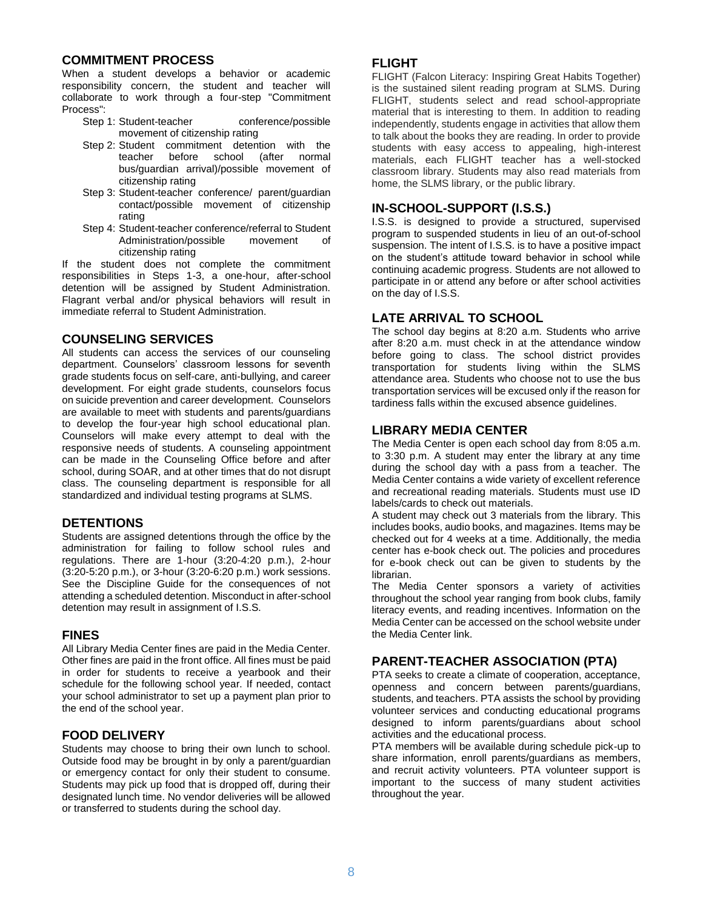## COMMITMENT PROCESS

When a student develops a behavior or academic responsibility concern, the student and teacher will collaborate to work through a four-step "Commitment Process":

- Step 1: Student-teacher conference/possible movement of citizenship rating
- Step 2: Student commitment detention with the teacher before school (after normal bus/guardian arrival)/possible movement of citizenship rating
- Step 3: Student-teacher conference/ parent/guardian contact/possible movement of citizenship rating
- Step 4: Student-teacher conference/referral to Student Administration/possible movement of citizenship rating

If the student does not complete the commitment responsibilities in Steps 1-3, a one-hour, after-school detention will be assigned by Student Administration. Flagrant verbal and/or physical behaviors will result in immediate referral to Student Administration.

## COUNSELING SERVICES

All students can access the services of our counseling department. Counselors' classroom lessons for seventh grade students focus on self-care, anti-bullying, and career development. For eight grade students, counselors focus on suicide prevention and career development. Counselors are available to meet with students and parents/guardians to develop the four-year high school educational plan. Counselors will make every attempt to deal with the responsive needs of students. A counseling appointment can be made in the Counseling Office before and after school, during SOAR, and at other times that do not disrupt class. The counseling department is responsible for all standardized and individual testing programs at SLMS.

## DETENTIONS

Students are assigned detentions through the office by the administration for failing to follow school rules and regulations. There are 1-hour (3:20-4:20 p.m.), 2-hour (3:20-5:20 p.m.), or 3-hour (3:20-6:20 p.m.) work sessions. See the Discipline Guide for the consequences of not attending a scheduled detention. Misconduct in after-school detention may result in assignment of I.S.S.

## FINES

All Library Media Center fines are paid in the Media Center. Other fines are paid in the front office. All fines must be paid in order for students to receive a yearbook and their schedule for the following school year. If needed, contact your school administrator to set up a payment plan prior to the end of the school year.

## FOOD DELIVERY

Students may choose to bring their own lunch to school. Outside food may be brought in by only a parent/guardian or emergency contact for only their student to consume. Students may pick up food that is dropped off, during their designated lunch time. No vendor deliveries will be allowed or transferred to students during the school day.

## FLIGHT

FLIGHT (Falcon Literacy: Inspiring Great Habits Together) is the sustained silent reading program at SLMS. During FLIGHT, students select and read school-appropriate material that is interesting to them. In addition to reading independently, students engage in activities that allow them to talk about the books they are reading. In order to provide students with easy access to appealing, high-interest materials, each FLIGHT teacher has a well-stocked classroom library. Students may also read materials from home, the SLMS library, or the public library.

## IN-SCHOOL-SUPPORT (I.S.S.)

I.S.S. is designed to provide a structured, supervised program to suspended students in lieu of an out-of-school suspension. The intent of I.S.S. is to have a positive impact on the student's attitude toward behavior in school while continuing academic progress. Students are not allowed to participate in or attend any before or after school activities on the day of I.S.S.

## LATE ARRIVAL TO SCHOOL

The school day begins at 8:20 a.m. Students who arrive after 8:20 a.m. must check in at the attendance window before going to class. The school district provides transportation for students living within the SLMS attendance area. Students who choose not to use the bus transportation services will be excused only if the reason for tardiness falls within the excused absence guidelines.

## LIBRARY MEDIA CENTER

The Media Center is open each school day from 8:05 a.m. to 3:30 p.m. A student may enter the library at any time during the school day with a pass from a teacher. The Media Center contains a wide variety of excellent reference and recreational reading materials. Students must use ID labels/cards to check out materials.

A student may check out 3 materials from the library. This includes books, audio books, and magazines. Items may be checked out for 4 weeks at a time. Additionally, the media center has e-book check out. The policies and procedures for e-book check out can be given to students by the librarian.

The Media Center sponsors a variety of activities throughout the school year ranging from book clubs, family literacy events, and reading incentives. Information on the Media Center can be accessed on the school website under the Media Center link.

## PARENT-TEACHER ASSOCIATION (PTA)

PTA seeks to create a climate of cooperation, acceptance, openness and concern between parents/guardians, students, and teachers. PTA assists the school by providing volunteer services and conducting educational programs designed to inform parents/guardians about school activities and the educational process.

PTA members will be available during schedule pick-up to share information, enroll parents/guardians as members, and recruit activity volunteers. PTA volunteer support is important to the success of many student activities throughout the year.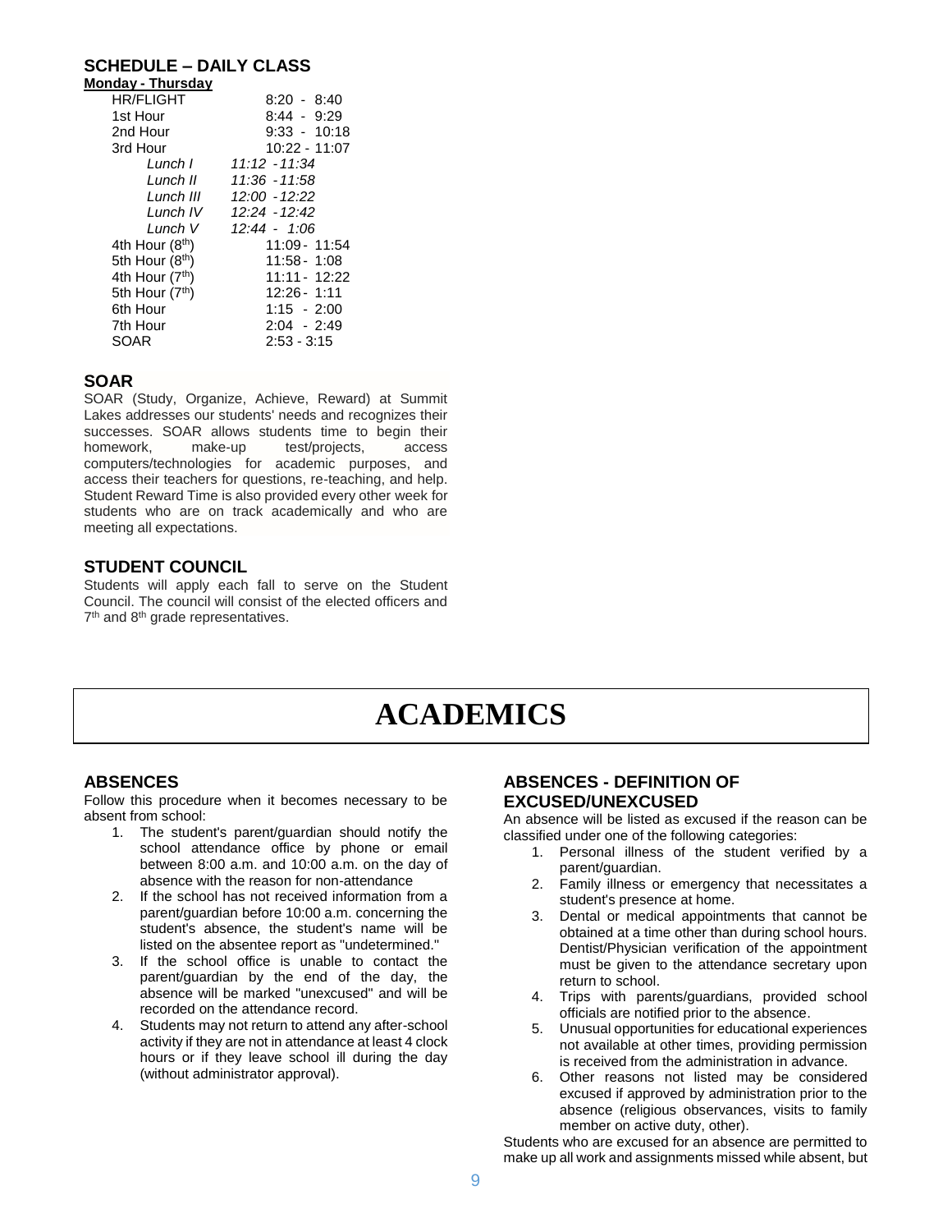## SCHEDULE – DAILY CLASS

**Monday - Thursday**

| | |
|---|---|
| HR/FLIGHT | 8:20 - 8:40 |
| 1st Hour | 8:44 - 9:29 |
| 2nd Hour | 9:33 - 10:18 |
| 3rd Hour | 10:22 - 11:07 |
| *Lunch I* | *11:12 - 11:34* |
| *Lunch II* | *11:36 - 11:58* |
| *Lunch III* | *12:00 - 12:22* |
| *Lunch IV* | *12:24 - 12:42* |
| *Lunch V* | *12:44 - 1:06* |
| 4th Hour (8th) | 11:09 - 11:54 |
| 5th Hour (8th) | 11:58 - 1:08 |
| 4th Hour (7th) | 11:11 - 12:22 |
| 5th Hour (7th) | 12:26 - 1:11 |
| 6th Hour | 1:15 - 2:00 |
| 7th Hour | 2:04 - 2:49 |
| SOAR | 2:53 - 3:15 |

## SOAR

SOAR (Study, Organize, Achieve, Reward) at Summit Lakes addresses our students' needs and recognizes their successes. SOAR allows students time to begin their homework, make-up test/projects, access computers/technologies for academic purposes, and access their teachers for questions, re-teaching, and help. Student Reward Time is also provided every other week for students who are on track academically and who are meeting all expectations.

## STUDENT COUNCIL

Students will apply each fall to serve on the Student Council. The council will consist of the elected officers and 7th and 8th grade representatives.

# ACADEMICS

## ABSENCES

Follow this procedure when it becomes necessary to be absent from school:

1. The student's parent/guardian should notify the school attendance office by phone or email between 8:00 a.m. and 10:00 a.m. on the day of absence with the reason for non-attendance
2. If the school has not received information from a parent/guardian before 10:00 a.m. concerning the student's absence, the student's name will be listed on the absentee report as "undetermined."
3. If the school office is unable to contact the parent/guardian by the end of the day, the absence will be marked "unexcused" and will be recorded on the attendance record.
4. Students may not return to attend any after-school activity if they are not in attendance at least 4 clock hours or if they leave school ill during the day (without administrator approval).

## ABSENCES - DEFINITION OF EXCUSED/UNEXCUSED

An absence will be listed as excused if the reason can be classified under one of the following categories:

1. Personal illness of the student verified by a parent/guardian.
2. Family illness or emergency that necessitates a student's presence at home.
3. Dental or medical appointments that cannot be obtained at a time other than during school hours. Dentist/Physician verification of the appointment must be given to the attendance secretary upon return to school.
4. Trips with parents/guardians, provided school officials are notified prior to the absence.
5. Unusual opportunities for educational experiences not available at other times, providing permission is received from the administration in advance.
6. Other reasons not listed may be considered excused if approved by administration prior to the absence (religious observances, visits to family member on active duty, other).

Students who are excused for an absence are permitted to make up all work and assignments missed while absent, but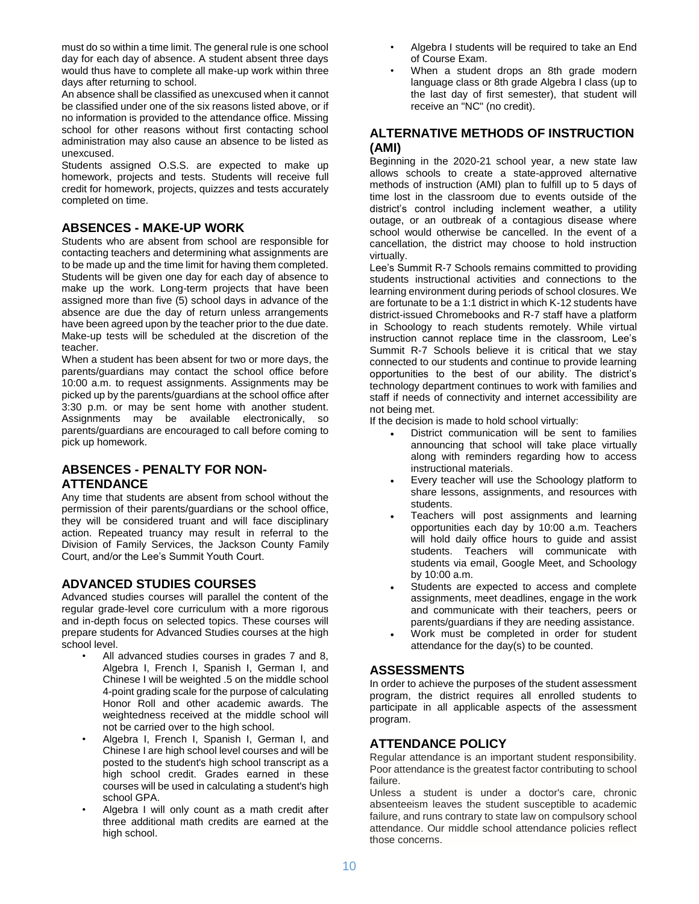must do so within a time limit. The general rule is one school day for each day of absence. A student absent three days would thus have to complete all make-up work within three days after returning to school.

An absence shall be classified as unexcused when it cannot be classified under one of the six reasons listed above, or if no information is provided to the attendance office. Missing school for other reasons without first contacting school administration may also cause an absence to be listed as unexcused.

Students assigned O.S.S. are expected to make up homework, projects and tests. Students will receive full credit for homework, projects, quizzes and tests accurately completed on time.

## ABSENCES - MAKE-UP WORK

Students who are absent from school are responsible for contacting teachers and determining what assignments are to be made up and the time limit for having them completed. Students will be given one day for each day of absence to make up the work. Long-term projects that have been assigned more than five (5) school days in advance of the absence are due the day of return unless arrangements have been agreed upon by the teacher prior to the due date. Make-up tests will be scheduled at the discretion of the teacher.

When a student has been absent for two or more days, the parents/guardians may contact the school office before 10:00 a.m. to request assignments. Assignments may be picked up by the parents/guardians at the school office after 3:30 p.m. or may be sent home with another student. Assignments may be available electronically, so parents/guardians are encouraged to call before coming to pick up homework.

## ABSENCES - PENALTY FOR NON-ATTENDANCE

Any time that students are absent from school without the permission of their parents/guardians or the school office, they will be considered truant and will face disciplinary action. Repeated truancy may result in referral to the Division of Family Services, the Jackson County Family Court, and/or the Lee's Summit Youth Court.

## ADVANCED STUDIES COURSES

Advanced studies courses will parallel the content of the regular grade-level core curriculum with a more rigorous and in-depth focus on selected topics. These courses will prepare students for Advanced Studies courses at the high school level.

- All advanced studies courses in grades 7 and 8, Algebra I, French I, Spanish I, German I, and Chinese I will be weighted .5 on the middle school 4-point grading scale for the purpose of calculating Honor Roll and other academic awards. The weightedness received at the middle school will not be carried over to the high school.
- Algebra I, French I, Spanish I, German I, and Chinese I are high school level courses and will be posted to the student's high school transcript as a high school credit. Grades earned in these courses will be used in calculating a student's high school GPA.
- Algebra I will only count as a math credit after three additional math credits are earned at the high school.
- Algebra I students will be required to take an End of Course Exam.
- When a student drops an 8th grade modern language class or 8th grade Algebra I class (up to the last day of first semester), that student will receive an "NC" (no credit).

## ALTERNATIVE METHODS OF INSTRUCTION (AMI)

Beginning in the 2020-21 school year, a new state law allows schools to create a state-approved alternative methods of instruction (AMI) plan to fulfill up to 5 days of time lost in the classroom due to events outside of the district's control including inclement weather, a utility outage, or an outbreak of a contagious disease where school would otherwise be cancelled. In the event of a cancellation, the district may choose to hold instruction virtually.

Lee's Summit R-7 Schools remains committed to providing students instructional activities and connections to the learning environment during periods of school closures. We are fortunate to be a 1:1 district in which K-12 students have district-issued Chromebooks and R-7 staff have a platform in Schoology to reach students remotely. While virtual instruction cannot replace time in the classroom, Lee's Summit R-7 Schools believe it is critical that we stay connected to our students and continue to provide learning opportunities to the best of our ability. The district's technology department continues to work with families and staff if needs of connectivity and internet accessibility are not being met.

If the decision is made to hold school virtually:

- District communication will be sent to families announcing that school will take place virtually along with reminders regarding how to access instructional materials.
- Every teacher will use the Schoology platform to share lessons, assignments, and resources with students.
- Teachers will post assignments and learning opportunities each day by 10:00 a.m. Teachers will hold daily office hours to guide and assist students. Teachers will communicate with students via email, Google Meet, and Schoology by 10:00 a.m.
- Students are expected to access and complete assignments, meet deadlines, engage in the work and communicate with their teachers, peers or parents/guardians if they are needing assistance.
- Work must be completed in order for student attendance for the day(s) to be counted.

## ASSESSMENTS

In order to achieve the purposes of the student assessment program, the district requires all enrolled students to participate in all applicable aspects of the assessment program.

## ATTENDANCE POLICY

Regular attendance is an important student responsibility. Poor attendance is the greatest factor contributing to school failure.

Unless a student is under a doctor's care, chronic absenteeism leaves the student susceptible to academic failure, and runs contrary to state law on compulsory school attendance. Our middle school attendance policies reflect those concerns.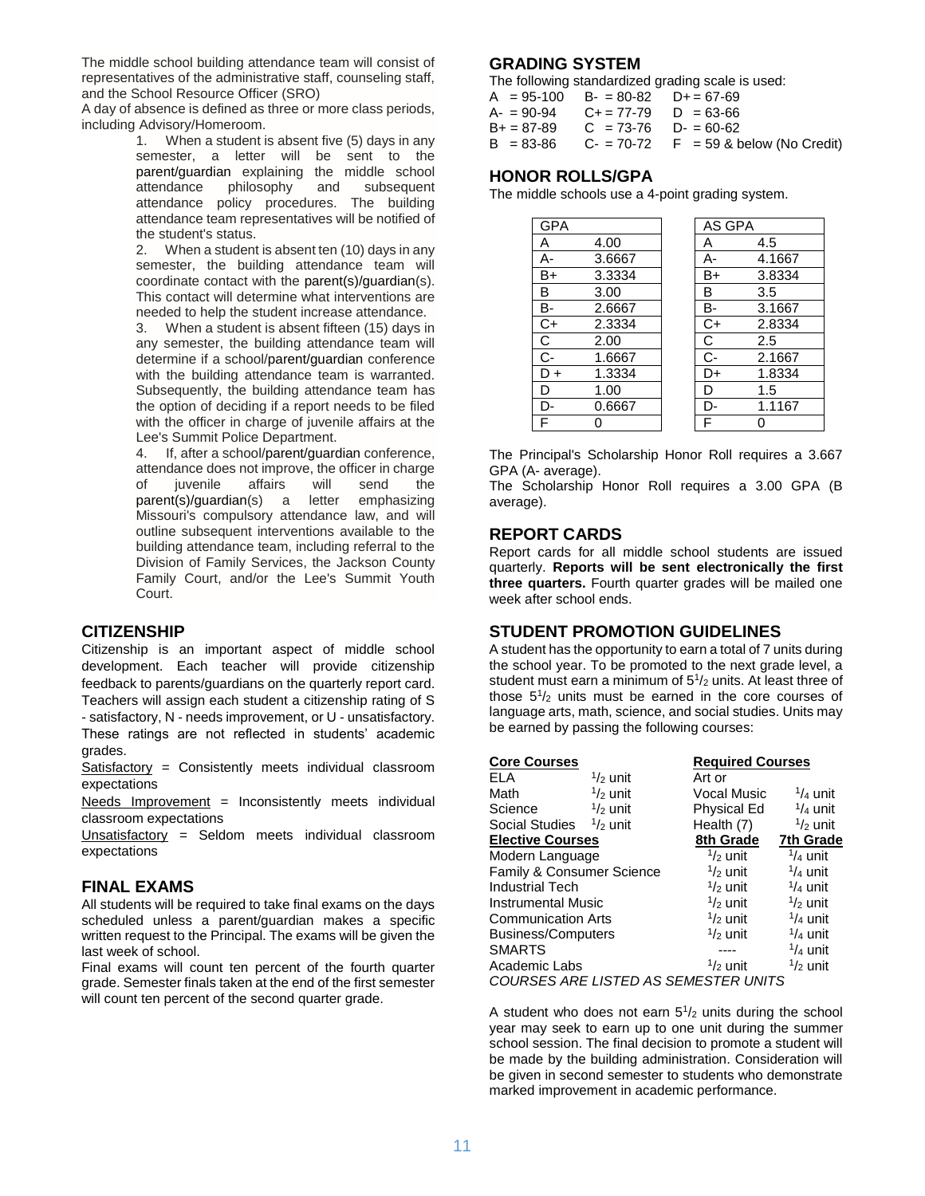The middle school building attendance team will consist of representatives of the administrative staff, counseling staff, and the School Resource Officer (SRO)

A day of absence is defined as three or more class periods, including Advisory/Homeroom.

1. When a student is absent five (5) days in any semester, a letter will be sent to the parent/guardian explaining the middle school attendance philosophy and subsequent attendance policy procedures. The building attendance team representatives will be notified of the student's status.
2. When a student is absent ten (10) days in any semester, the building attendance team will coordinate contact with the parent(s)/guardian(s). This contact will determine what interventions are needed to help the student increase attendance.
3. When a student is absent fifteen (15) days in any semester, the building attendance team will determine if a school/parent/guardian conference with the building attendance team is warranted. Subsequently, the building attendance team has the option of deciding if a report needs to be filed with the officer in charge of juvenile affairs at the Lee's Summit Police Department.
4. If, after a school/parent/guardian conference, attendance does not improve, the officer in charge of juvenile affairs will send the parent(s)/guardian(s) a letter emphasizing Missouri's compulsory attendance law, and will outline subsequent interventions available to the building attendance team, including referral to the Division of Family Services, the Jackson County Family Court, and/or the Lee's Summit Youth Court.

## CITIZENSHIP

Citizenship is an important aspect of middle school development. Each teacher will provide citizenship feedback to parents/guardians on the quarterly report card. Teachers will assign each student a citizenship rating of S - satisfactory, N - needs improvement, or U - unsatisfactory. These ratings are not reflected in students' academic grades.

Satisfactory = Consistently meets individual classroom expectations

Needs Improvement = Inconsistently meets individual classroom expectations

Unsatisfactory = Seldom meets individual classroom expectations

## FINAL EXAMS

All students will be required to take final exams on the days scheduled unless a parent/guardian makes a specific written request to the Principal. The exams will be given the last week of school.

Final exams will count ten percent of the fourth quarter grade. Semester finals taken at the end of the first semester will count ten percent of the second quarter grade.

## GRADING SYSTEM

The following standardized grading scale is used:

| | | |
|---|---|---|
| A = 95-100 | B- = 80-82 | D+ = 67-69 |
| A- = 90-94 | C+ = 77-79 | D = 63-66 |
| B+ = 87-89 | C = 73-76 | D- = 60-62 |
| B = 83-86 | C- = 70-72 | F = 59 & below (No Credit) |

## HONOR ROLLS/GPA

The middle schools use a 4-point grading system.

| GPA | |
|---|---|
| A | 4.00 |
| A- | 3.6667 |
| B+ | 3.3334 |
| B | 3.00 |
| B- | 2.6667 |
| C+ | 2.3334 |
| C | 2.00 |
| C- | 1.6667 |
| D + | 1.3334 |
| D | 1.00 |
| D- | 0.6667 |
| F | 0 |

| AS GPA | |
|---|---|
| A | 4.5 |
| A- | 4.1667 |
| B+ | 3.8334 |
| B | 3.5 |
| B- | 3.1667 |
| C+ | 2.8334 |
| C | 2.5 |
| C- | 2.1667 |
| D+ | 1.8334 |
| D | 1.5 |
| D- | 1.1167 |
| F | 0 |

The Principal's Scholarship Honor Roll requires a 3.667 GPA (A- average).

The Scholarship Honor Roll requires a 3.00 GPA (B average).

## REPORT CARDS

Report cards for all middle school students are issued quarterly. **Reports will be sent electronically the first three quarters.** Fourth quarter grades will be mailed one week after school ends.

## STUDENT PROMOTION GUIDELINES

A student has the opportunity to earn a total of 7 units during the school year. To be promoted to the next grade level, a student must earn a minimum of 5 1/2 units. At least three of those 5 1/2 units must be earned in the core courses of language arts, math, science, and social studies. Units may be earned by passing the following courses:

| **Core Courses** | | **Required Courses** | |
|---|---|---|---|
| ELA | 1/2 unit | Art or | |
| Math | 1/2 unit | Vocal Music | 1/4 unit |
| Science | 1/2 unit | Physical Ed | 1/4 unit |
| Social Studies | 1/2 unit | Health (7) | 1/2 unit |
| **Elective Courses** | | **8th Grade** | **7th Grade** |
| Modern Language | | 1/2 unit | 1/4 unit |
| Family & Consumer Science | | 1/2 unit | 1/4 unit |
| Industrial Tech | | 1/2 unit | 1/4 unit |
| Instrumental Music | | 1/2 unit | 1/2 unit |
| Communication Arts | | 1/2 unit | 1/4 unit |
| Business/Computers | | 1/2 unit | 1/4 unit |
| SMARTS | | ---- | 1/4 unit |
| Academic Labs | | 1/2 unit | 1/2 unit |

*COURSES ARE LISTED AS SEMESTER UNITS*

A student who does not earn 5 1/2 units during the school year may seek to earn up to one unit during the summer school session. The final decision to promote a student will be made by the building administration. Consideration will be given in second semester to students who demonstrate marked improvement in academic performance.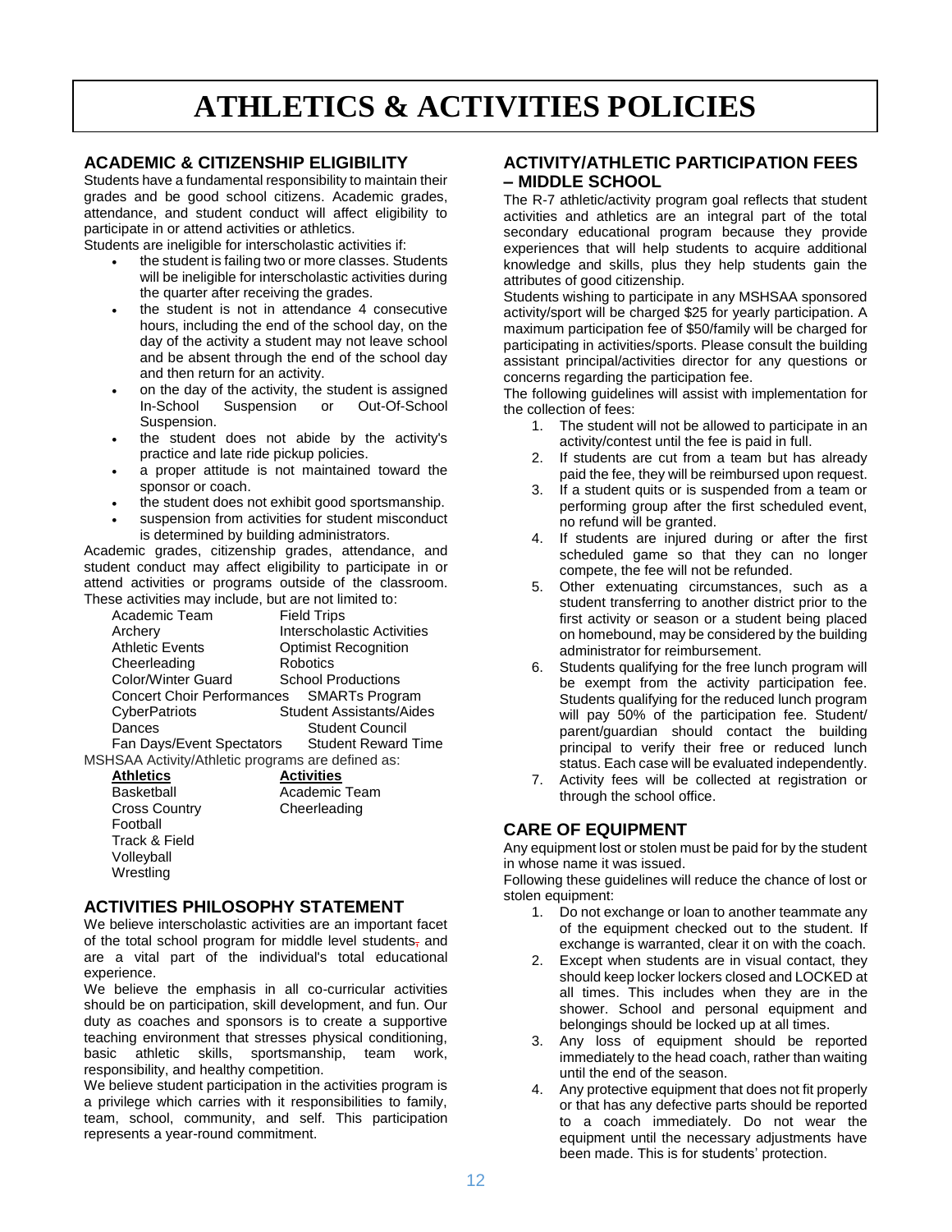# ATHLETICS & ACTIVITIES POLICIES

## ACADEMIC & CITIZENSHIP ELIGIBILITY

Students have a fundamental responsibility to maintain their grades and be good school citizens. Academic grades, attendance, and student conduct will affect eligibility to participate in or attend activities or athletics.

Students are ineligible for interscholastic activities if:

- the student is failing two or more classes. Students will be ineligible for interscholastic activities during the quarter after receiving the grades.
- the student is not in attendance 4 consecutive hours, including the end of the school day, on the day of the activity a student may not leave school and be absent through the end of the school day and then return for an activity.
- on the day of the activity, the student is assigned In-School Suspension or Out-Of-School Suspension.
- the student does not abide by the activity's practice and late ride pickup policies.
- a proper attitude is not maintained toward the sponsor or coach.
- the student does not exhibit good sportsmanship.
- suspension from activities for student misconduct is determined by building administrators.

Academic grades, citizenship grades, attendance, and student conduct may affect eligibility to participate in or attend activities or programs outside of the classroom. These activities may include, but are not limited to:

| | |
|---|---|
| Academic Team | Field Trips |
| Archery | Interscholastic Activities |
| Athletic Events | Optimist Recognition |
| Cheerleading | Robotics |
| Color/Winter Guard | School Productions |
| Concert Choir Performances | SMARTs Program |
| CyberPatriots | Student Assistants/Aides |
| Dances | Student Council |
| Fan Days/Event Spectators | Student Reward Time |

MSHSAA Activity/Athletic programs are defined as:

| **Athletics** | **Activities** |
|---|---|
| Basketball | Academic Team |
| Cross Country | Cheerleading |
| Football | |
| Track & Field | |
| Volleyball | |
| Wrestling | |

## ACTIVITIES PHILOSOPHY STATEMENT

We believe interscholastic activities are an important facet of the total school program for middle level students, and are a vital part of the individual's total educational experience.

We believe the emphasis in all co-curricular activities should be on participation, skill development, and fun. Our duty as coaches and sponsors is to create a supportive teaching environment that stresses physical conditioning, basic athletic skills, sportsmanship, team work, responsibility, and healthy competition.

We believe student participation in the activities program is a privilege which carries with it responsibilities to family, team, school, community, and self. This participation represents a year-round commitment.

## ACTIVITY/ATHLETIC PARTICIPATION FEES – MIDDLE SCHOOL

The R-7 athletic/activity program goal reflects that student activities and athletics are an integral part of the total secondary educational program because they provide experiences that will help students to acquire additional knowledge and skills, plus they help students gain the attributes of good citizenship.

Students wishing to participate in any MSHSAA sponsored activity/sport will be charged $25 for yearly participation. A maximum participation fee of $50/family will be charged for participating in activities/sports. Please consult the building assistant principal/activities director for any questions or concerns regarding the participation fee.

The following guidelines will assist with implementation for the collection of fees:

1. The student will not be allowed to participate in an activity/contest until the fee is paid in full.
2. If students are cut from a team but has already paid the fee, they will be reimbursed upon request.
3. If a student quits or is suspended from a team or performing group after the first scheduled event, no refund will be granted.
4. If students are injured during or after the first scheduled game so that they can no longer compete, the fee will not be refunded.
5. Other extenuating circumstances, such as a student transferring to another district prior to the first activity or season or a student being placed on homebound, may be considered by the building administrator for reimbursement.
6. Students qualifying for the free lunch program will be exempt from the activity participation fee. Students qualifying for the reduced lunch program will pay 50% of the participation fee. Student/ parent/guardian should contact the building principal to verify their free or reduced lunch status. Each case will be evaluated independently.
7. Activity fees will be collected at registration or through the school office.

## CARE OF EQUIPMENT

Any equipment lost or stolen must be paid for by the student in whose name it was issued.

Following these guidelines will reduce the chance of lost or stolen equipment:

1. Do not exchange or loan to another teammate any of the equipment checked out to the student. If exchange is warranted, clear it on with the coach.
2. Except when students are in visual contact, they should keep locker lockers closed and LOCKED at all times. This includes when they are in the shower. School and personal equipment and belongings should be locked up at all times.
3. Any loss of equipment should be reported immediately to the head coach, rather than waiting until the end of the season.
4. Any protective equipment that does not fit properly or that has any defective parts should be reported to a coach immediately. Do not wear the equipment until the necessary adjustments have been made. This is for students' protection.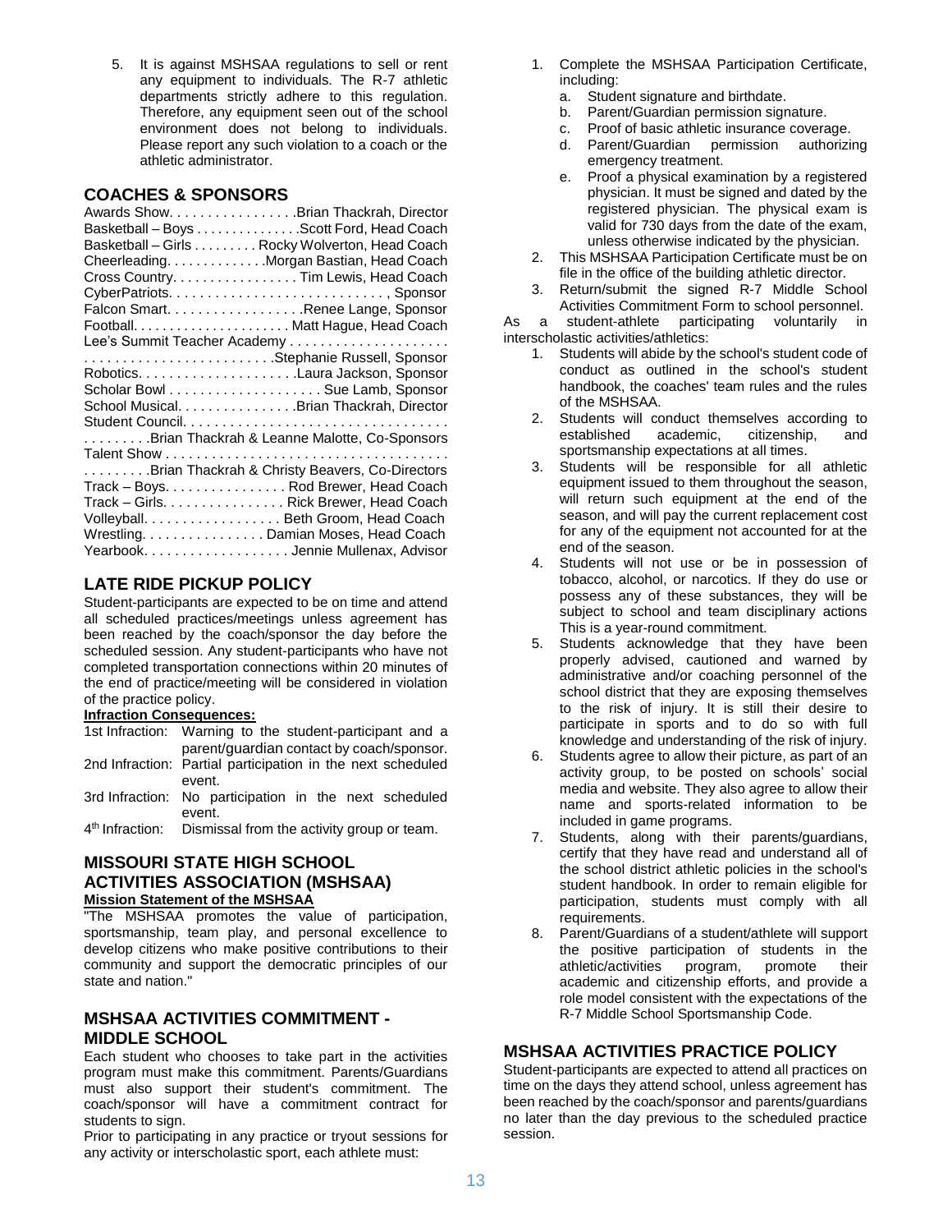5. It is against MSHSAA regulations to sell or rent any equipment to individuals. The R-7 athletic departments strictly adhere to this regulation. Therefore, any equipment seen out of the school environment does not belong to individuals. Please report any such violation to a coach or the athletic administrator.

## COACHES & SPONSORS

Awards Show. . . . . . . . . . . . . . . . .Brian Thackrah, Director
Basketball – Boys . . . . . . . . . . . . . . .Scott Ford, Head Coach
Basketball – Girls . . . . . . . . . Rocky Wolverton, Head Coach
Cheerleading. . . . . . . . . . . . . .Morgan Bastian, Head Coach
Cross Country. . . . . . . . . . . . . . . . . Tim Lewis, Head Coach
CyberPatriots. . . . . . . . . . . . . . . . . . . . . . . . . . . . . , Sponsor
Falcon Smart. . . . . . . . . . . . . . . . . . .Renee Lange, Sponsor
Football. . . . . . . . . . . . . . . . . . . . . . Matt Hague, Head Coach
Lee's Summit Teacher Academy . . . . . . . . . . . . . . . . . . . . .
. . . . . . . . . . . . . . . . . . . . . . . . .Stephanie Russell, Sponsor
Robotics. . . . . . . . . . . . . . . . . . . . . .Laura Jackson, Sponsor
Scholar Bowl . . . . . . . . . . . . . . . . . . . . Sue Lamb, Sponsor
School Musical. . . . . . . . . . . . . . . .Brian Thackrah, Director
Student Council. . . . . . . . . . . . . . . . . . . . . . . . . . . . . . . . . .
. . . . . . . . .Brian Thackrah & Leanne Malotte, Co-Sponsors
Talent Show . . . . . . . . . . . . . . . . . . . . . . . . . . . . . . . . . . . .
. . . . . . . . .Brian Thackrah & Christy Beavers, Co-Directors
Track – Boys. . . . . . . . . . . . . . . . Rod Brewer, Head Coach
Track – Girls. . . . . . . . . . . . . . . . Rick Brewer, Head Coach
Volleyball. . . . . . . . . . . . . . . . . . Beth Groom, Head Coach
Wrestling. . . . . . . . . . . . . . . . Damian Moses, Head Coach
Yearbook. . . . . . . . . . . . . . . . . . . Jennie Mullenax, Advisor

## LATE RIDE PICKUP POLICY

Student-participants are expected to be on time and attend all scheduled practices/meetings unless agreement has been reached by the coach/sponsor the day before the scheduled session. Any student-participants who have not completed transportation connections within 20 minutes of the end of practice/meeting will be considered in violation of the practice policy.

**Infraction Consequences:**

1st Infraction: Warning to the student-participant and a parent/guardian contact by coach/sponsor.
2nd Infraction: Partial participation in the next scheduled event.
3rd Infraction: No participation in the next scheduled event.
4th Infraction: Dismissal from the activity group or team.

## MISSOURI STATE HIGH SCHOOL ACTIVITIES ASSOCIATION (MSHSAA)

**Mission Statement of the MSHSAA**

"The MSHSAA promotes the value of participation, sportsmanship, team play, and personal excellence to develop citizens who make positive contributions to their community and support the democratic principles of our state and nation."

## MSHSAA ACTIVITIES COMMITMENT - MIDDLE SCHOOL

Each student who chooses to take part in the activities program must make this commitment. Parents/Guardians must also support their student's commitment. The coach/sponsor will have a commitment contract for students to sign.

Prior to participating in any practice or tryout sessions for any activity or interscholastic sport, each athlete must:

1. Complete the MSHSAA Participation Certificate, including:
   a. Student signature and birthdate.
   b. Parent/Guardian permission signature.
   c. Proof of basic athletic insurance coverage.
   d. Parent/Guardian permission authorizing emergency treatment.
   e. Proof a physical examination by a registered physician. It must be signed and dated by the registered physician. The physical exam is valid for 730 days from the date of the exam, unless otherwise indicated by the physician.
2. This MSHSAA Participation Certificate must be on file in the office of the building athletic director.
3. Return/submit the signed R-7 Middle School Activities Commitment Form to school personnel.

As a student-athlete participating voluntarily in interscholastic activities/athletics:

1. Students will abide by the school's student code of conduct as outlined in the school's student handbook, the coaches' team rules and the rules of the MSHSAA.
2. Students will conduct themselves according to established academic, citizenship, and sportsmanship expectations at all times.
3. Students will be responsible for all athletic equipment issued to them throughout the season, will return such equipment at the end of the season, and will pay the current replacement cost for any of the equipment not accounted for at the end of the season.
4. Students will not use or be in possession of tobacco, alcohol, or narcotics. If they do use or possess any of these substances, they will be subject to school and team disciplinary actions This is a year-round commitment.
5. Students acknowledge that they have been properly advised, cautioned and warned by administrative and/or coaching personnel of the school district that they are exposing themselves to the risk of injury. It is still their desire to participate in sports and to do so with full knowledge and understanding of the risk of injury.
6. Students agree to allow their picture, as part of an activity group, to be posted on schools' social media and website. They also agree to allow their name and sports-related information to be included in game programs.
7. Students, along with their parents/guardians, certify that they have read and understand all of the school district athletic policies in the school's student handbook. In order to remain eligible for participation, students must comply with all requirements.
8. Parent/Guardians of a student/athlete will support the positive participation of students in the athletic/activities program, promote their academic and citizenship efforts, and provide a role model consistent with the expectations of the R-7 Middle School Sportsmanship Code.

## MSHSAA ACTIVITIES PRACTICE POLICY

Student-participants are expected to attend all practices on time on the days they attend school, unless agreement has been reached by the coach/sponsor and parents/guardians no later than the day previous to the scheduled practice session.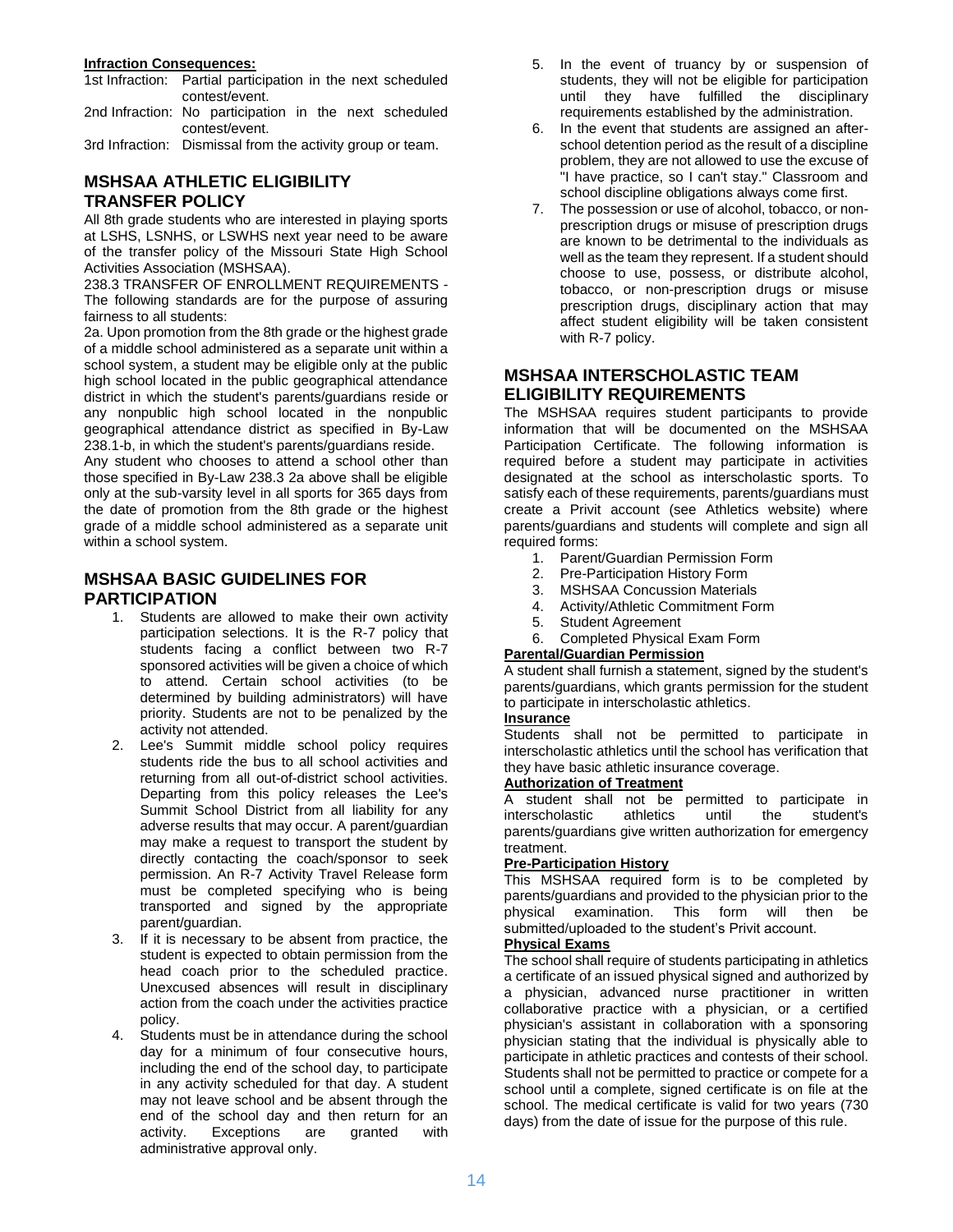**Infraction Consequences:**

1st Infraction: Partial participation in the next scheduled contest/event.

2nd Infraction: No participation in the next scheduled contest/event.

3rd Infraction: Dismissal from the activity group or team.

## MSHSAA ATHLETIC ELIGIBILITY TRANSFER POLICY

All 8th grade students who are interested in playing sports at LSHS, LSNHS, or LSWHS next year need to be aware of the transfer policy of the Missouri State High School Activities Association (MSHSAA).

238.3 TRANSFER OF ENROLLMENT REQUIREMENTS - The following standards are for the purpose of assuring fairness to all students:

2a. Upon promotion from the 8th grade or the highest grade of a middle school administered as a separate unit within a school system, a student may be eligible only at the public high school located in the public geographical attendance district in which the student's parents/guardians reside or any nonpublic high school located in the nonpublic geographical attendance district as specified in By-Law 238.1-b, in which the student's parents/guardians reside.

Any student who chooses to attend a school other than those specified in By-Law 238.3 2a above shall be eligible only at the sub-varsity level in all sports for 365 days from the date of promotion from the 8th grade or the highest grade of a middle school administered as a separate unit within a school system.

## MSHSAA BASIC GUIDELINES FOR PARTICIPATION

1. Students are allowed to make their own activity participation selections. It is the R-7 policy that students facing a conflict between two R-7 sponsored activities will be given a choice of which to attend. Certain school activities (to be determined by building administrators) will have priority. Students are not to be penalized by the activity not attended.
2. Lee's Summit middle school policy requires students ride the bus to all school activities and returning from all out-of-district school activities. Departing from this policy releases the Lee's Summit School District from all liability for any adverse results that may occur. A parent/guardian may make a request to transport the student by directly contacting the coach/sponsor to seek permission. An R-7 Activity Travel Release form must be completed specifying who is being transported and signed by the appropriate parent/guardian.
3. If it is necessary to be absent from practice, the student is expected to obtain permission from the head coach prior to the scheduled practice. Unexcused absences will result in disciplinary action from the coach under the activities practice policy.
4. Students must be in attendance during the school day for a minimum of four consecutive hours, including the end of the school day, to participate in any activity scheduled for that day. A student may not leave school and be absent through the end of the school day and then return for an activity. Exceptions are granted with administrative approval only.
5. In the event of truancy by or suspension of students, they will not be eligible for participation until they have fulfilled the disciplinary requirements established by the administration.
6. In the event that students are assigned an after-school detention period as the result of a discipline problem, they are not allowed to use the excuse of "I have practice, so I can't stay." Classroom and school discipline obligations always come first.
7. The possession or use of alcohol, tobacco, or non-prescription drugs or misuse of prescription drugs are known to be detrimental to the individuals as well as the team they represent. If a student should choose to use, possess, or distribute alcohol, tobacco, or non-prescription drugs or misuse prescription drugs, disciplinary action that may affect student eligibility will be taken consistent with R-7 policy.

## MSHSAA INTERSCHOLASTIC TEAM ELIGIBILITY REQUIREMENTS

The MSHSAA requires student participants to provide information that will be documented on the MSHSAA Participation Certificate. The following information is required before a student may participate in activities designated at the school as interscholastic sports. To satisfy each of these requirements, parents/guardians must create a Privit account (see Athletics website) where parents/guardians and students will complete and sign all required forms:

1. Parent/Guardian Permission Form
2. Pre-Participation History Form
3. MSHSAA Concussion Materials
4. Activity/Athletic Commitment Form
5. Student Agreement
6. Completed Physical Exam Form

**Parental/Guardian Permission**

A student shall furnish a statement, signed by the student's parents/guardians, which grants permission for the student to participate in interscholastic athletics.

**Insurance**

Students shall not be permitted to participate in interscholastic athletics until the school has verification that they have basic athletic insurance coverage.

**Authorization of Treatment**

A student shall not be permitted to participate in interscholastic athletics until the student's parents/guardians give written authorization for emergency treatment.

**Pre-Participation History**

This MSHSAA required form is to be completed by parents/guardians and provided to the physician prior to the physical examination. This form will then be submitted/uploaded to the student's Privit account.

**Physical Exams**

The school shall require of students participating in athletics a certificate of an issued physical signed and authorized by a physician, advanced nurse practitioner in written collaborative practice with a physician, or a certified physician's assistant in collaboration with a sponsoring physician stating that the individual is physically able to participate in athletic practices and contests of their school. Students shall not be permitted to practice or compete for a school until a complete, signed certificate is on file at the school. The medical certificate is valid for two years (730 days) from the date of issue for the purpose of this rule.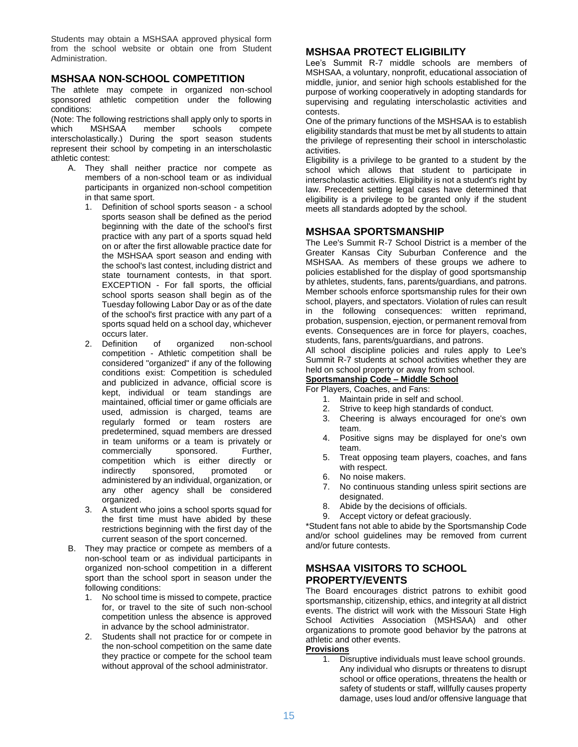Students may obtain a MSHSAA approved physical form from the school website or obtain one from Student Administration.

## MSHSAA NON-SCHOOL COMPETITION

The athlete may compete in organized non-school sponsored athletic competition under the following conditions:

(Note: The following restrictions shall apply only to sports in which MSHSAA member schools compete interscholastically.) During the sport season students represent their school by competing in an interscholastic athletic contest:

A. They shall neither practice nor compete as members of a non-school team or as individual participants in organized non-school competition in that same sport.
   1. Definition of school sports season - a school sports season shall be defined as the period beginning with the date of the school's first practice with any part of a sports squad held on or after the first allowable practice date for the MSHSAA sport season and ending with the school's last contest, including district and state tournament contests, in that sport. EXCEPTION - For fall sports, the official school sports season shall begin as of the Tuesday following Labor Day or as of the date of the school's first practice with any part of a sports squad held on a school day, whichever occurs later.
   2. Definition of organized non-school competition - Athletic competition shall be considered "organized" if any of the following conditions exist: Competition is scheduled and publicized in advance, official score is kept, individual or team standings are maintained, official timer or game officials are used, admission is charged, teams are regularly formed or team rosters are predetermined, squad members are dressed in team uniforms or a team is privately or commercially sponsored. Further, competition which is either directly or indirectly sponsored, promoted or administered by an individual, organization, or any other agency shall be considered organized.
   3. A student who joins a school sports squad for the first time must have abided by these restrictions beginning with the first day of the current season of the sport concerned.
B. They may practice or compete as members of a non-school team or as individual participants in organized non-school competition in a different sport than the school sport in season under the following conditions:
   1. No school time is missed to compete, practice for, or travel to the site of such non-school competition unless the absence is approved in advance by the school administrator.
   2. Students shall not practice for or compete in the non-school competition on the same date they practice or compete for the school team without approval of the school administrator.

## MSHSAA PROTECT ELIGIBILITY

Lee's Summit R-7 middle schools are members of MSHSAA, a voluntary, nonprofit, educational association of middle, junior, and senior high schools established for the purpose of working cooperatively in adopting standards for supervising and regulating interscholastic activities and contests.

One of the primary functions of the MSHSAA is to establish eligibility standards that must be met by all students to attain the privilege of representing their school in interscholastic activities.

Eligibility is a privilege to be granted to a student by the school which allows that student to participate in interscholastic activities. Eligibility is not a student's right by law. Precedent setting legal cases have determined that eligibility is a privilege to be granted only if the student meets all standards adopted by the school.

## MSHSAA SPORTSMANSHIP

The Lee's Summit R-7 School District is a member of the Greater Kansas City Suburban Conference and the MSHSAA. As members of these groups we adhere to policies established for the display of good sportsmanship by athletes, students, fans, parents/guardians, and patrons. Member schools enforce sportsmanship rules for their own school, players, and spectators. Violation of rules can result in the following consequences: written reprimand, probation, suspension, ejection, or permanent removal from events. Consequences are in force for players, coaches, students, fans, parents/guardians, and patrons.

All school discipline policies and rules apply to Lee's Summit R-7 students at school activities whether they are held on school property or away from school.

**Sportsmanship Code – Middle School**

For Players, Coaches, and Fans:

1. Maintain pride in self and school.
2. Strive to keep high standards of conduct.
3. Cheering is always encouraged for one's own team.
4. Positive signs may be displayed for one's own team.
5. Treat opposing team players, coaches, and fans with respect.
6. No noise makers.
7. No continuous standing unless spirit sections are designated.
8. Abide by the decisions of officials.
9. Accept victory or defeat graciously.

*Student fans not able to abide by the Sportsmanship Code and/or school guidelines may be removed from current and/or future contests.

## MSHSAA VISITORS TO SCHOOL PROPERTY/EVENTS

The Board encourages district patrons to exhibit good sportsmanship, citizenship, ethics, and integrity at all district events. The district will work with the Missouri State High School Activities Association (MSHSAA) and other organizations to promote good behavior by the patrons at athletic and other events.

**Provisions**

1. Disruptive individuals must leave school grounds. Any individual who disrupts or threatens to disrupt school or office operations, threatens the health or safety of students or staff, willfully causes property damage, uses loud and/or offensive language that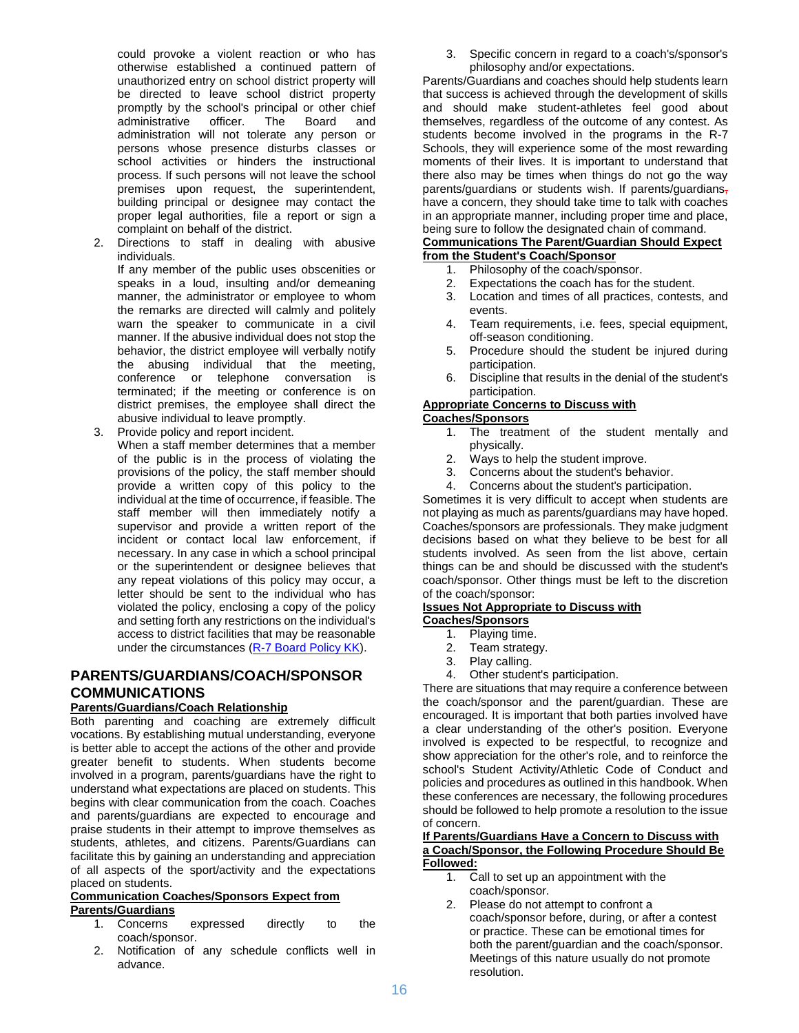could provoke a violent reaction or who has otherwise established a continued pattern of unauthorized entry on school district property will be directed to leave school district property promptly by the school's principal or other chief administrative officer. The Board and administration will not tolerate any person or persons whose presence disturbs classes or school activities or hinders the instructional process. If such persons will not leave the school premises upon request, the superintendent, building principal or designee may contact the proper legal authorities, file a report or sign a complaint on behalf of the district.

2. Directions to staff in dealing with abusive individuals.
   If any member of the public uses obscenities or speaks in a loud, insulting and/or demeaning manner, the administrator or employee to whom the remarks are directed will calmly and politely warn the speaker to communicate in a civil manner. If the abusive individual does not stop the behavior, the district employee will verbally notify the abusing individual that the meeting, conference or telephone conversation is terminated; if the meeting or conference is on district premises, the employee shall direct the abusive individual to leave promptly.
3. Provide policy and report incident.
   When a staff member determines that a member of the public is in the process of violating the provisions of the policy, the staff member should provide a written copy of this policy to the individual at the time of occurrence, if feasible. The staff member will then immediately notify a supervisor and provide a written report of the incident or contact local law enforcement, if necessary. In any case in which a school principal or the superintendent or designee believes that any repeat violations of this policy may occur, a letter should be sent to the individual who has violated the policy, enclosing a copy of the policy and setting forth any restrictions on the individual's access to district facilities that may be reasonable under the circumstances (R-7 Board Policy KK).

## PARENTS/GUARDIANS/COACH/SPONSOR COMMUNICATIONS

**Parents/Guardians/Coach Relationship**

Both parenting and coaching are extremely difficult vocations. By establishing mutual understanding, everyone is better able to accept the actions of the other and provide greater benefit to students. When students become involved in a program, parents/guardians have the right to understand what expectations are placed on students. This begins with clear communication from the coach. Coaches and parents/guardians are expected to encourage and praise students in their attempt to improve themselves as students, athletes, and citizens. Parents/Guardians can facilitate this by gaining an understanding and appreciation of all aspects of the sport/activity and the expectations placed on students.

**Communication Coaches/Sponsors Expect from Parents/Guardians**

1. Concerns expressed directly to the coach/sponsor.
2. Notification of any schedule conflicts well in advance.
3. Specific concern in regard to a coach's/sponsor's philosophy and/or expectations.

Parents/Guardians and coaches should help students learn that success is achieved through the development of skills and should make student-athletes feel good about themselves, regardless of the outcome of any contest. As students become involved in the programs in the R-7 Schools, they will experience some of the most rewarding moments of their lives. It is important to understand that there also may be times when things do not go the way parents/guardians or students wish. If parents/guardians, have a concern, they should take time to talk with coaches in an appropriate manner, including proper time and place, being sure to follow the designated chain of command.

**Communications The Parent/Guardian Should Expect from the Student's Coach/Sponsor**

1. Philosophy of the coach/sponsor.
2. Expectations the coach has for the student.
3. Location and times of all practices, contests, and events.
4. Team requirements, i.e. fees, special equipment, off-season conditioning.
5. Procedure should the student be injured during participation.
6. Discipline that results in the denial of the student's participation.

**Appropriate Concerns to Discuss with Coaches/Sponsors**

1. The treatment of the student mentally and physically.
2. Ways to help the student improve.
3. Concerns about the student's behavior.
4. Concerns about the student's participation.

Sometimes it is very difficult to accept when students are not playing as much as parents/guardians may have hoped. Coaches/sponsors are professionals. They make judgment decisions based on what they believe to be best for all students involved. As seen from the list above, certain things can be and should be discussed with the student's coach/sponsor. Other things must be left to the discretion of the coach/sponsor:

**Issues Not Appropriate to Discuss with Coaches/Sponsors**

1. Playing time.
2. Team strategy.
3. Play calling.
4. Other student's participation.

There are situations that may require a conference between the coach/sponsor and the parent/guardian. These are encouraged. It is important that both parties involved have a clear understanding of the other's position. Everyone involved is expected to be respectful, to recognize and show appreciation for the other's role, and to reinforce the school's Student Activity/Athletic Code of Conduct and policies and procedures as outlined in this handbook. When these conferences are necessary, the following procedures should be followed to help promote a resolution to the issue of concern.

**If Parents/Guardians Have a Concern to Discuss with a Coach/Sponsor, the Following Procedure Should Be Followed:**

1. Call to set up an appointment with the coach/sponsor.
2. Please do not attempt to confront a coach/sponsor before, during, or after a contest or practice. These can be emotional times for both the parent/guardian and the coach/sponsor. Meetings of this nature usually do not promote resolution.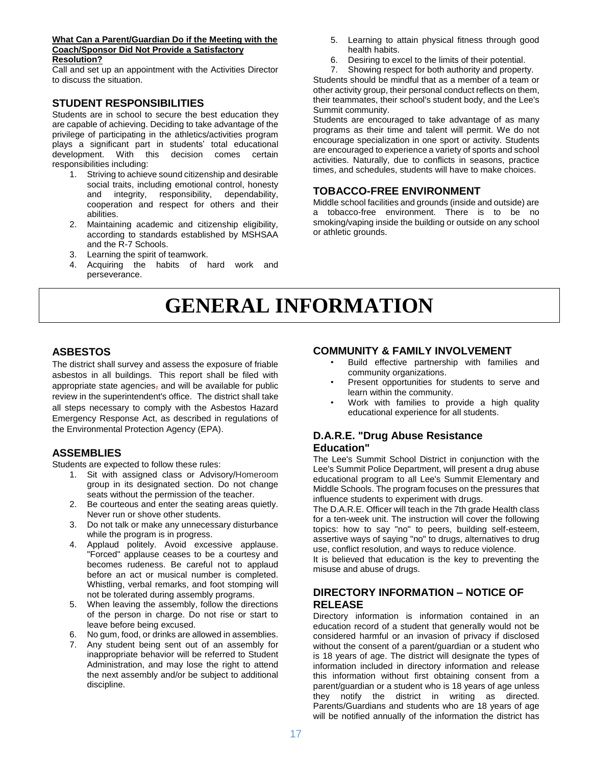**What Can a Parent/Guardian Do if the Meeting with the Coach/Sponsor Did Not Provide a Satisfactory Resolution?**

Call and set up an appointment with the Activities Director to discuss the situation.

## STUDENT RESPONSIBILITIES

Students are in school to secure the best education they are capable of achieving. Deciding to take advantage of the privilege of participating in the athletics/activities program plays a significant part in students' total educational development. With this decision comes certain responsibilities including:

1. Striving to achieve sound citizenship and desirable social traits, including emotional control, honesty and integrity, responsibility, dependability, cooperation and respect for others and their abilities.
2. Maintaining academic and citizenship eligibility, according to standards established by MSHSAA and the R-7 Schools.
3. Learning the spirit of teamwork.
4. Acquiring the habits of hard work and perseverance.
5. Learning to attain physical fitness through good health habits.
6. Desiring to excel to the limits of their potential.
7. Showing respect for both authority and property.

Students should be mindful that as a member of a team or other activity group, their personal conduct reflects on them, their teammates, their school's student body, and the Lee's Summit community.

Students are encouraged to take advantage of as many programs as their time and talent will permit. We do not encourage specialization in one sport or activity. Students are encouraged to experience a variety of sports and school activities. Naturally, due to conflicts in seasons, practice times, and schedules, students will have to make choices.

## TOBACCO-FREE ENVIRONMENT

Middle school facilities and grounds (inside and outside) are a tobacco-free environment. There is to be no smoking/vaping inside the building or outside on any school or athletic grounds.

# GENERAL INFORMATION

## ASBESTOS

The district shall survey and assess the exposure of friable asbestos in all buildings. This report shall be filed with appropriate state agencies, and will be available for public review in the superintendent's office. The district shall take all steps necessary to comply with the Asbestos Hazard Emergency Response Act, as described in regulations of the Environmental Protection Agency (EPA).

## ASSEMBLIES

Students are expected to follow these rules:

1. Sit with assigned class or Advisory/Homeroom group in its designated section. Do not change seats without the permission of the teacher.
2. Be courteous and enter the seating areas quietly. Never run or shove other students.
3. Do not talk or make any unnecessary disturbance while the program is in progress.
4. Applaud politely. Avoid excessive applause. "Forced" applause ceases to be a courtesy and becomes rudeness. Be careful not to applaud before an act or musical number is completed. Whistling, verbal remarks, and foot stomping will not be tolerated during assembly programs.
5. When leaving the assembly, follow the directions of the person in charge. Do not rise or start to leave before being excused.
6. No gum, food, or drinks are allowed in assemblies.
7. Any student being sent out of an assembly for inappropriate behavior will be referred to Student Administration, and may lose the right to attend the next assembly and/or be subject to additional discipline.

## COMMUNITY & FAMILY INVOLVEMENT

- Build effective partnership with families and community organizations.
- Present opportunities for students to serve and learn within the community.
- Work with families to provide a high quality educational experience for all students.

## D.A.R.E. "Drug Abuse Resistance Education"

The Lee's Summit School District in conjunction with the Lee's Summit Police Department, will present a drug abuse educational program to all Lee's Summit Elementary and Middle Schools. The program focuses on the pressures that influence students to experiment with drugs.

The D.A.R.E. Officer will teach in the 7th grade Health class for a ten-week unit. The instruction will cover the following topics: how to say "no" to peers, building self-esteem, assertive ways of saying "no" to drugs, alternatives to drug use, conflict resolution, and ways to reduce violence.

It is believed that education is the key to preventing the misuse and abuse of drugs.

## DIRECTORY INFORMATION – NOTICE OF RELEASE

Directory information is information contained in an education record of a student that generally would not be considered harmful or an invasion of privacy if disclosed without the consent of a parent/guardian or a student who is 18 years of age. The district will designate the types of information included in directory information and release this information without first obtaining consent from a parent/guardian or a student who is 18 years of age unless they notify the district in writing as directed. Parents/Guardians and students who are 18 years of age will be notified annually of the information the district has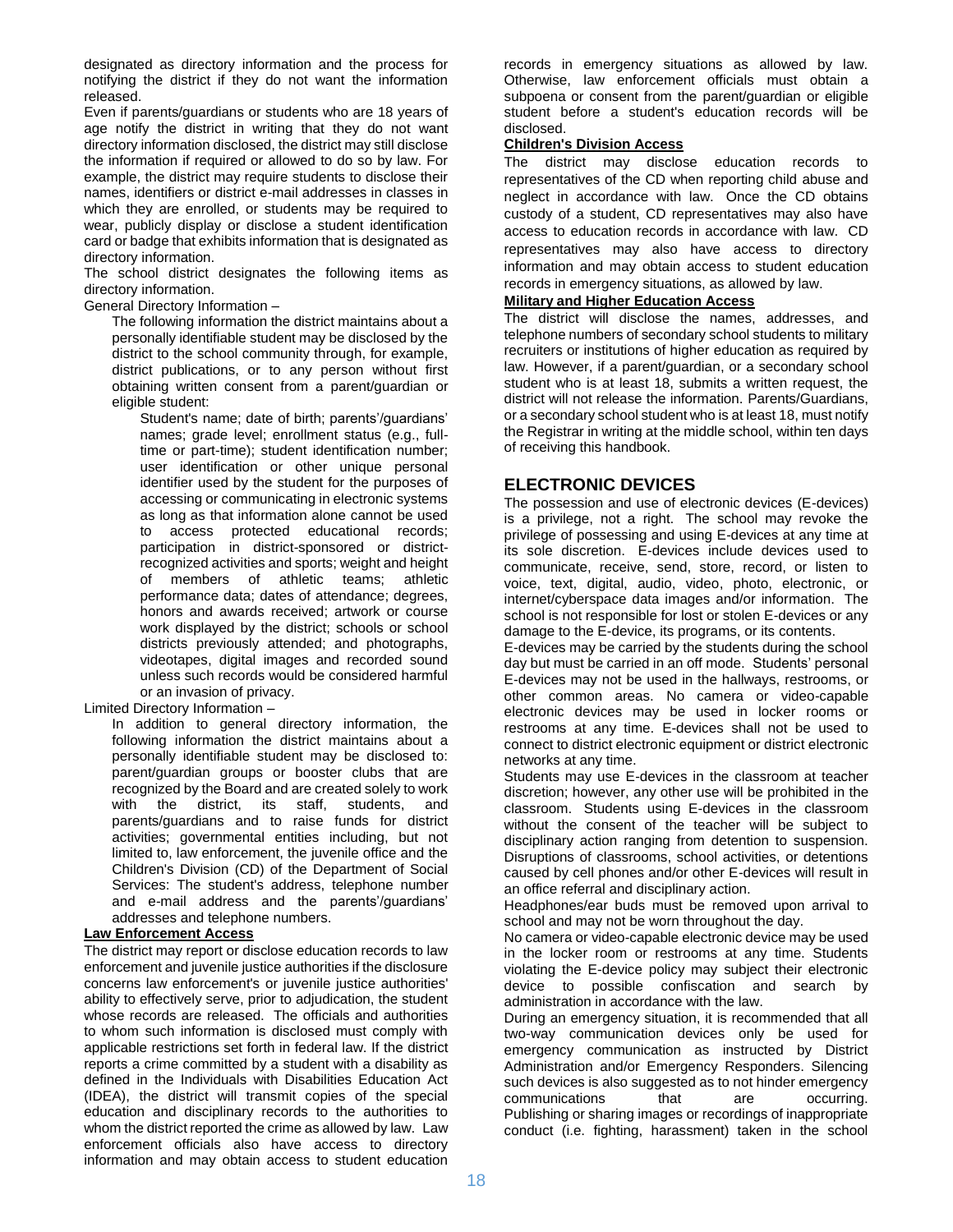designated as directory information and the process for notifying the district if they do not want the information released.

Even if parents/guardians or students who are 18 years of age notify the district in writing that they do not want directory information disclosed, the district may still disclose the information if required or allowed to do so by law. For example, the district may require students to disclose their names, identifiers or district e-mail addresses in classes in which they are enrolled, or students may be required to wear, publicly display or disclose a student identification card or badge that exhibits information that is designated as directory information.

The school district designates the following items as directory information.

General Directory Information –

The following information the district maintains about a personally identifiable student may be disclosed by the district to the school community through, for example, district publications, or to any person without first obtaining written consent from a parent/guardian or eligible student:

Student's name; date of birth; parents'/guardians' names; grade level; enrollment status (e.g., full-time or part-time); student identification number; user identification or other unique personal identifier used by the student for the purposes of accessing or communicating in electronic systems as long as that information alone cannot be used to access protected educational records; participation in district-sponsored or district-recognized activities and sports; weight and height of members of athletic teams; athletic performance data; dates of attendance; degrees, honors and awards received; artwork or course work displayed by the district; schools or school districts previously attended; and photographs, videotapes, digital images and recorded sound unless such records would be considered harmful or an invasion of privacy.

Limited Directory Information –

In addition to general directory information, the following information the district maintains about a personally identifiable student may be disclosed to: parent/guardian groups or booster clubs that are recognized by the Board and are created solely to work with the district, its staff, students, and parents/guardians and to raise funds for district activities; governmental entities including, but not limited to, law enforcement, the juvenile office and the Children's Division (CD) of the Department of Social Services: The student's address, telephone number and e-mail address and the parents'/guardians' addresses and telephone numbers.

**Law Enforcement Access**

The district may report or disclose education records to law enforcement and juvenile justice authorities if the disclosure concerns law enforcement's or juvenile justice authorities' ability to effectively serve, prior to adjudication, the student whose records are released. The officials and authorities to whom such information is disclosed must comply with applicable restrictions set forth in federal law. If the district reports a crime committed by a student with a disability as defined in the Individuals with Disabilities Education Act (IDEA), the district will transmit copies of the special education and disciplinary records to the authorities to whom the district reported the crime as allowed by law. Law enforcement officials also have access to directory information and may obtain access to student education records in emergency situations as allowed by law. Otherwise, law enforcement officials must obtain a subpoena or consent from the parent/guardian or eligible student before a student's education records will be disclosed.

**Children's Division Access**

The district may disclose education records to representatives of the CD when reporting child abuse and neglect in accordance with law. Once the CD obtains custody of a student, CD representatives may also have access to education records in accordance with law. CD representatives may also have access to directory information and may obtain access to student education records in emergency situations, as allowed by law.

**Military and Higher Education Access**

The district will disclose the names, addresses, and telephone numbers of secondary school students to military recruiters or institutions of higher education as required by law. However, if a parent/guardian, or a secondary school student who is at least 18, submits a written request, the district will not release the information. Parents/Guardians, or a secondary school student who is at least 18, must notify the Registrar in writing at the middle school, within ten days of receiving this handbook.

## ELECTRONIC DEVICES

The possession and use of electronic devices (E-devices) is a privilege, not a right. The school may revoke the privilege of possessing and using E-devices at any time at its sole discretion. E-devices include devices used to communicate, receive, send, store, record, or listen to voice, text, digital, audio, video, photo, electronic, or internet/cyberspace data images and/or information. The school is not responsible for lost or stolen E-devices or any damage to the E-device, its programs, or its contents.

E-devices may be carried by the students during the school day but must be carried in an off mode. Students' personal E-devices may not be used in the hallways, restrooms, or other common areas. No camera or video-capable electronic devices may be used in locker rooms or restrooms at any time. E-devices shall not be used to connect to district electronic equipment or district electronic networks at any time.

Students may use E-devices in the classroom at teacher discretion; however, any other use will be prohibited in the classroom. Students using E-devices in the classroom without the consent of the teacher will be subject to disciplinary action ranging from detention to suspension. Disruptions of classrooms, school activities, or detentions caused by cell phones and/or other E-devices will result in an office referral and disciplinary action.

Headphones/ear buds must be removed upon arrival to school and may not be worn throughout the day.

No camera or video-capable electronic device may be used in the locker room or restrooms at any time. Students violating the E-device policy may subject their electronic device to possible confiscation and search by administration in accordance with the law.

During an emergency situation, it is recommended that all two-way communication devices only be used for emergency communication as instructed by District Administration and/or Emergency Responders. Silencing such devices is also suggested as to not hinder emergency communications that are occurring.

Publishing or sharing images or recordings of inappropriate conduct (i.e. fighting, harassment) taken in the school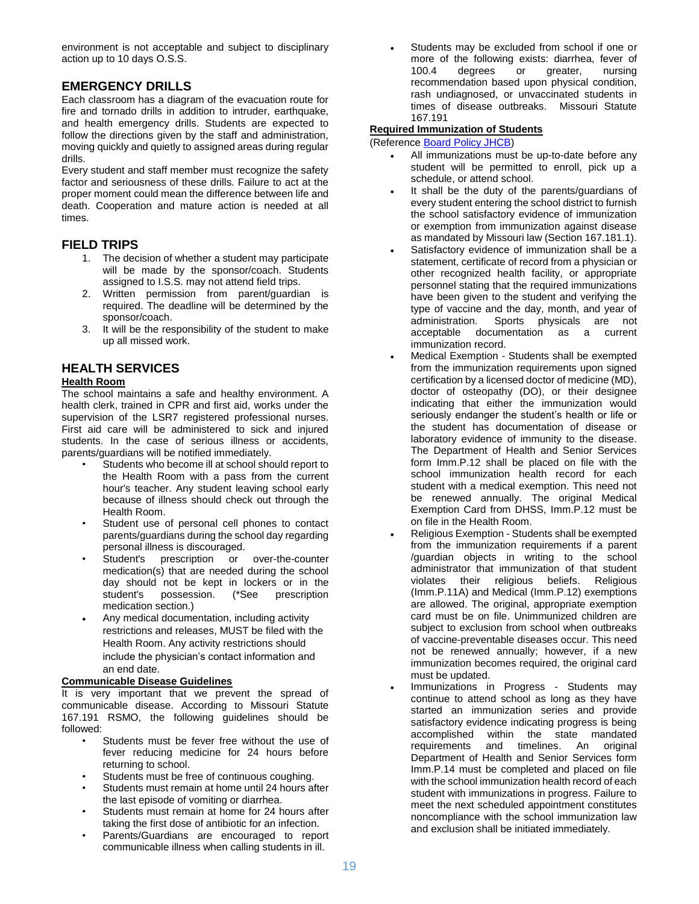environment is not acceptable and subject to disciplinary action up to 10 days O.S.S.

## EMERGENCY DRILLS

Each classroom has a diagram of the evacuation route for fire and tornado drills in addition to intruder, earthquake, and health emergency drills. Students are expected to follow the directions given by the staff and administration, moving quickly and quietly to assigned areas during regular drills.

Every student and staff member must recognize the safety factor and seriousness of these drills. Failure to act at the proper moment could mean the difference between life and death. Cooperation and mature action is needed at all times.

## FIELD TRIPS

1. The decision of whether a student may participate will be made by the sponsor/coach. Students assigned to I.S.S. may not attend field trips.
2. Written permission from parent/guardian is required. The deadline will be determined by the sponsor/coach.
3. It will be the responsibility of the student to make up all missed work.

## HEALTH SERVICES

**Health Room**

The school maintains a safe and healthy environment. A health clerk, trained in CPR and first aid, works under the supervision of the LSR7 registered professional nurses. First aid care will be administered to sick and injured students. In the case of serious illness or accidents, parents/guardians will be notified immediately.

- Students who become ill at school should report to the Health Room with a pass from the current hour's teacher. Any student leaving school early because of illness should check out through the Health Room.
- Student use of personal cell phones to contact parents/guardians during the school day regarding personal illness is discouraged.
- Student's prescription or over-the-counter medication(s) that are needed during the school day should not be kept in lockers or in the student's possession. (*See prescription medication section.)
- Any medical documentation, including activity restrictions and releases, MUST be filed with the Health Room. Any activity restrictions should include the physician's contact information and an end date.

**Communicable Disease Guidelines**

It is very important that we prevent the spread of communicable disease. According to Missouri Statute 167.191 RSMO, the following guidelines should be followed:

- Students must be fever free without the use of fever reducing medicine for 24 hours before returning to school.
- Students must be free of continuous coughing.
- Students must remain at home until 24 hours after the last episode of vomiting or diarrhea.
- Students must remain at home for 24 hours after taking the first dose of antibiotic for an infection.
- Parents/Guardians are encouraged to report communicable illness when calling students in ill.
- Students may be excluded from school if one or more of the following exists: diarrhea, fever of 100.4 degrees or greater, nursing recommendation based upon physical condition, rash undiagnosed, or unvaccinated students in times of disease outbreaks. Missouri Statute 167.191

**Required Immunization of Students**

(Reference Board Policy JHCB)

- All immunizations must be up-to-date before any student will be permitted to enroll, pick up a schedule, or attend school.
- It shall be the duty of the parents/guardians of every student entering the school district to furnish the school satisfactory evidence of immunization or exemption from immunization against disease as mandated by Missouri law (Section 167.181.1).
- Satisfactory evidence of immunization shall be a statement, certificate of record from a physician or other recognized health facility, or appropriate personnel stating that the required immunizations have been given to the student and verifying the type of vaccine and the day, month, and year of administration. Sports physicals are not acceptable documentation as a current immunization record.
- Medical Exemption - Students shall be exempted from the immunization requirements upon signed certification by a licensed doctor of medicine (MD), doctor of osteopathy (DO), or their designee indicating that either the immunization would seriously endanger the student's health or life or the student has documentation of disease or laboratory evidence of immunity to the disease. The Department of Health and Senior Services form Imm.P.12 shall be placed on file with the school immunization health record for each student with a medical exemption. This need not be renewed annually. The original Medical Exemption Card from DHSS, Imm.P.12 must be on file in the Health Room.
- Religious Exemption - Students shall be exempted from the immunization requirements if a parent /guardian objects in writing to the school administrator that immunization of that student violates their religious beliefs. Religious (Imm.P.11A) and Medical (Imm.P.12) exemptions are allowed. The original, appropriate exemption card must be on file. Unimmunized children are subject to exclusion from school when outbreaks of vaccine-preventable diseases occur. This need not be renewed annually; however, if a new immunization becomes required, the original card must be updated.
- Immunizations in Progress - Students may continue to attend school as long as they have started an immunization series and provide satisfactory evidence indicating progress is being accomplished within the state mandated requirements and timelines. An original Department of Health and Senior Services form Imm.P.14 must be completed and placed on file with the school immunization health record of each student with immunizations in progress. Failure to meet the next scheduled appointment constitutes noncompliance with the school immunization law and exclusion shall be initiated immediately.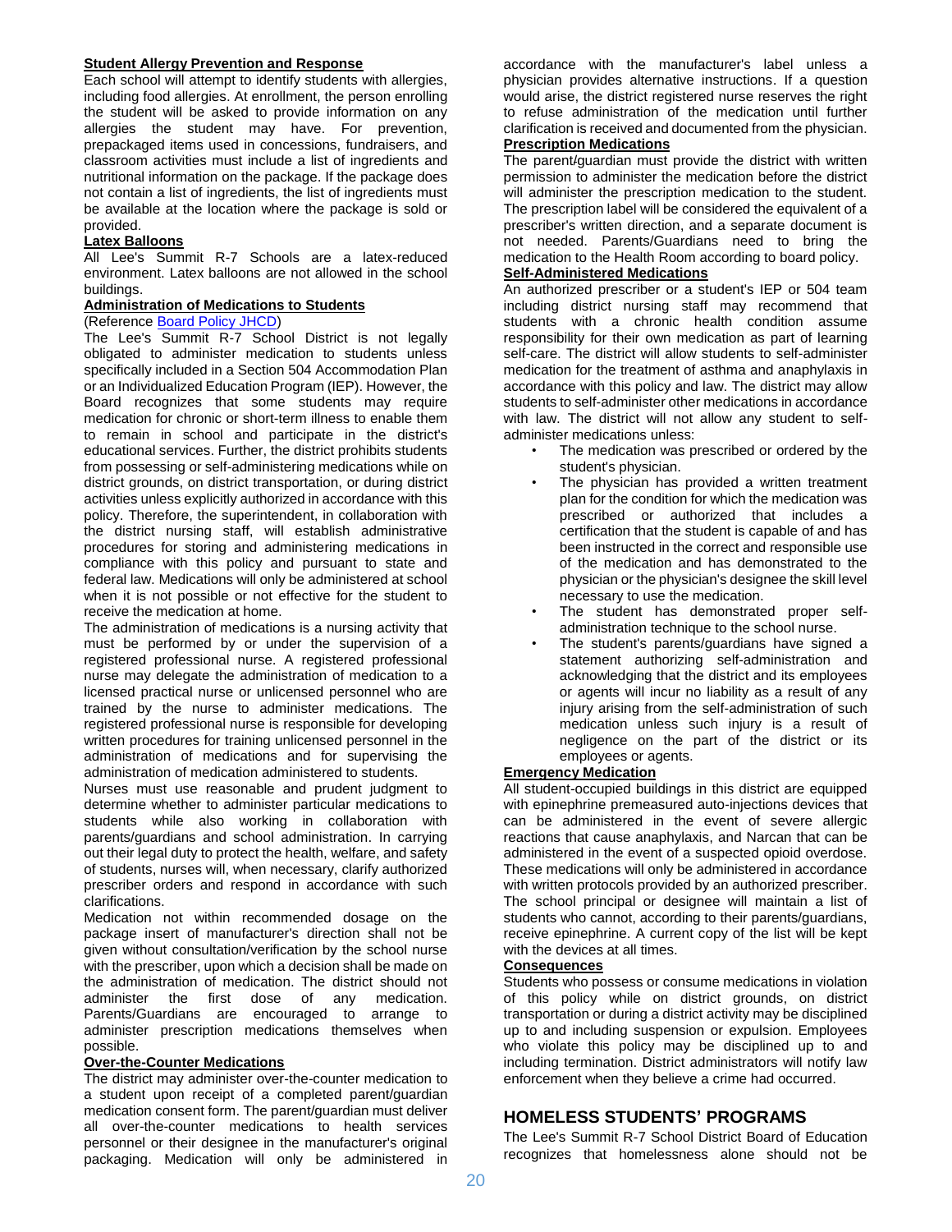**Student Allergy Prevention and Response**

Each school will attempt to identify students with allergies, including food allergies. At enrollment, the person enrolling the student will be asked to provide information on any allergies the student may have. For prevention, prepackaged items used in concessions, fundraisers, and classroom activities must include a list of ingredients and nutritional information on the package. If the package does not contain a list of ingredients, the list of ingredients must be available at the location where the package is sold or provided.

**Latex Balloons**

All Lee's Summit R-7 Schools are a latex-reduced environment. Latex balloons are not allowed in the school buildings.

**Administration of Medications to Students**

(Reference Board Policy JHCD)

The Lee's Summit R-7 School District is not legally obligated to administer medication to students unless specifically included in a Section 504 Accommodation Plan or an Individualized Education Program (IEP). However, the Board recognizes that some students may require medication for chronic or short-term illness to enable them to remain in school and participate in the district's educational services. Further, the district prohibits students from possessing or self-administering medications while on district grounds, on district transportation, or during district activities unless explicitly authorized in accordance with this policy. Therefore, the superintendent, in collaboration with the district nursing staff, will establish administrative procedures for storing and administering medications in compliance with this policy and pursuant to state and federal law. Medications will only be administered at school when it is not possible or not effective for the student to receive the medication at home.

The administration of medications is a nursing activity that must be performed by or under the supervision of a registered professional nurse. A registered professional nurse may delegate the administration of medication to a licensed practical nurse or unlicensed personnel who are trained by the nurse to administer medications. The registered professional nurse is responsible for developing written procedures for training unlicensed personnel in the administration of medications and for supervising the administration of medication administered to students.

Nurses must use reasonable and prudent judgment to determine whether to administer particular medications to students while also working in collaboration with parents/guardians and school administration. In carrying out their legal duty to protect the health, welfare, and safety of students, nurses will, when necessary, clarify authorized prescriber orders and respond in accordance with such clarifications.

Medication not within recommended dosage on the package insert of manufacturer's direction shall not be given without consultation/verification by the school nurse with the prescriber, upon which a decision shall be made on the administration of medication. The district should not administer the first dose of any medication. Parents/Guardians are encouraged to arrange to administer prescription medications themselves when possible.

**Over-the-Counter Medications**

The district may administer over-the-counter medication to a student upon receipt of a completed parent/guardian medication consent form. The parent/guardian must deliver all over-the-counter medications to health services personnel or their designee in the manufacturer's original packaging. Medication will only be administered in accordance with the manufacturer's label unless a physician provides alternative instructions. If a question would arise, the district registered nurse reserves the right to refuse administration of the medication until further clarification is received and documented from the physician.

**Prescription Medications**

The parent/guardian must provide the district with written permission to administer the medication before the district will administer the prescription medication to the student. The prescription label will be considered the equivalent of a prescriber's written direction, and a separate document is not needed. Parents/Guardians need to bring the medication to the Health Room according to board policy.

**Self-Administered Medications**

An authorized prescriber or a student's IEP or 504 team including district nursing staff may recommend that students with a chronic health condition assume responsibility for their own medication as part of learning self-care. The district will allow students to self-administer medication for the treatment of asthma and anaphylaxis in accordance with this policy and law. The district may allow students to self-administer other medications in accordance with law. The district will not allow any student to self-administer medications unless:

- The medication was prescribed or ordered by the student's physician.
- The physician has provided a written treatment plan for the condition for which the medication was prescribed or authorized that includes a certification that the student is capable of and has been instructed in the correct and responsible use of the medication and has demonstrated to the physician or the physician's designee the skill level necessary to use the medication.
- The student has demonstrated proper self-administration technique to the school nurse.
- The student's parents/guardians have signed a statement authorizing self-administration and acknowledging that the district and its employees or agents will incur no liability as a result of any injury arising from the self-administration of such medication unless such injury is a result of negligence on the part of the district or its employees or agents.

**Emergency Medication**

All student-occupied buildings in this district are equipped with epinephrine premeasured auto-injections devices that can be administered in the event of severe allergic reactions that cause anaphylaxis, and Narcan that can be administered in the event of a suspected opioid overdose. These medications will only be administered in accordance with written protocols provided by an authorized prescriber. The school principal or designee will maintain a list of students who cannot, according to their parents/guardians, receive epinephrine. A current copy of the list will be kept with the devices at all times.

**Consequences**

Students who possess or consume medications in violation of this policy while on district grounds, on district transportation or during a district activity may be disciplined up to and including suspension or expulsion. Employees who violate this policy may be disciplined up to and including termination. District administrators will notify law enforcement when they believe a crime had occurred.

## HOMELESS STUDENTS' PROGRAMS

The Lee's Summit R-7 School District Board of Education recognizes that homelessness alone should not be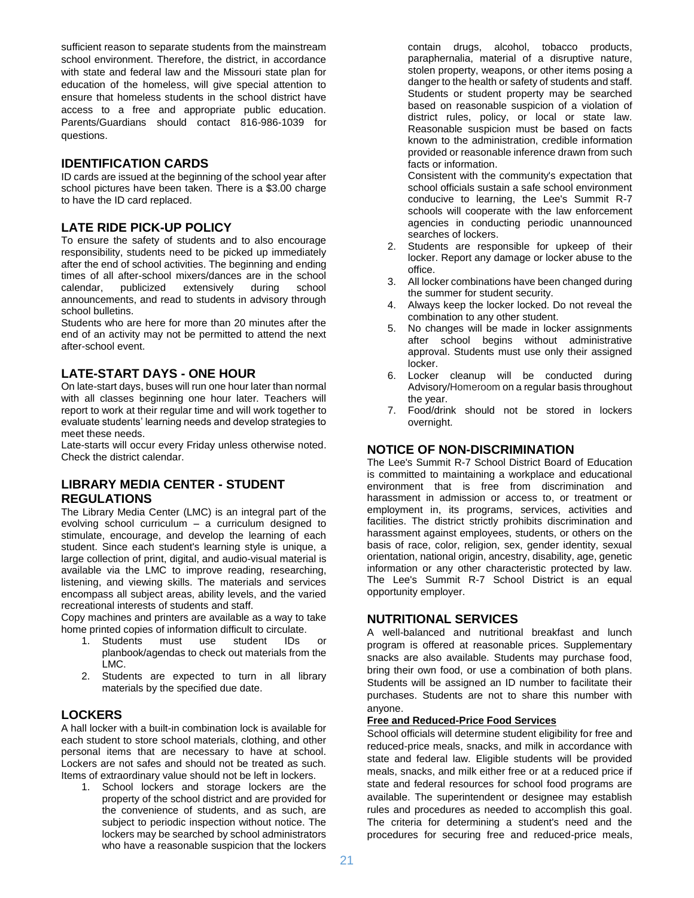sufficient reason to separate students from the mainstream school environment. Therefore, the district, in accordance with state and federal law and the Missouri state plan for education of the homeless, will give special attention to ensure that homeless students in the school district have access to a free and appropriate public education. Parents/Guardians should contact 816-986-1039 for questions.

## IDENTIFICATION CARDS

ID cards are issued at the beginning of the school year after school pictures have been taken. There is a $3.00 charge to have the ID card replaced.

## LATE RIDE PICK-UP POLICY

To ensure the safety of students and to also encourage responsibility, students need to be picked up immediately after the end of school activities. The beginning and ending times of all after-school mixers/dances are in the school calendar, publicized extensively during school announcements, and read to students in advisory through school bulletins.

Students who are here for more than 20 minutes after the end of an activity may not be permitted to attend the next after-school event.

## LATE-START DAYS - ONE HOUR

On late-start days, buses will run one hour later than normal with all classes beginning one hour later. Teachers will report to work at their regular time and will work together to evaluate students' learning needs and develop strategies to meet these needs.

Late-starts will occur every Friday unless otherwise noted. Check the district calendar.

## LIBRARY MEDIA CENTER - STUDENT REGULATIONS

The Library Media Center (LMC) is an integral part of the evolving school curriculum – a curriculum designed to stimulate, encourage, and develop the learning of each student. Since each student's learning style is unique, a large collection of print, digital, and audio-visual material is available via the LMC to improve reading, researching, listening, and viewing skills. The materials and services encompass all subject areas, ability levels, and the varied recreational interests of students and staff.

Copy machines and printers are available as a way to take home printed copies of information difficult to circulate.

1. Students must use student IDs or planbook/agendas to check out materials from the LMC.
2. Students are expected to turn in all library materials by the specified due date.

## LOCKERS

A hall locker with a built-in combination lock is available for each student to store school materials, clothing, and other personal items that are necessary to have at school. Lockers are not safes and should not be treated as such. Items of extraordinary value should not be left in lockers.

1. School lockers and storage lockers are the property of the school district and are provided for the convenience of students, and as such, are subject to periodic inspection without notice. The lockers may be searched by school administrators who have a reasonable suspicion that the lockers contain drugs, alcohol, tobacco products, paraphernalia, material of a disruptive nature, stolen property, weapons, or other items posing a danger to the health or safety of students and staff. Students or student property may be searched based on reasonable suspicion of a violation of district rules, policy, or local or state law. Reasonable suspicion must be based on facts known to the administration, credible information provided or reasonable inference drawn from such facts or information.
   Consistent with the community's expectation that school officials sustain a safe school environment conducive to learning, the Lee's Summit R-7 schools will cooperate with the law enforcement agencies in conducting periodic unannounced searches of lockers.
2. Students are responsible for upkeep of their locker. Report any damage or locker abuse to the office.
3. All locker combinations have been changed during the summer for student security.
4. Always keep the locker locked. Do not reveal the combination to any other student.
5. No changes will be made in locker assignments after school begins without administrative approval. Students must use only their assigned locker.
6. Locker cleanup will be conducted during Advisory/Homeroom on a regular basis throughout the year.
7. Food/drink should not be stored in lockers overnight.

## NOTICE OF NON-DISCRIMINATION

The Lee's Summit R-7 School District Board of Education is committed to maintaining a workplace and educational environment that is free from discrimination and harassment in admission or access to, or treatment or employment in, its programs, services, activities and facilities. The district strictly prohibits discrimination and harassment against employees, students, or others on the basis of race, color, religion, sex, gender identity, sexual orientation, national origin, ancestry, disability, age, genetic information or any other characteristic protected by law. The Lee's Summit R-7 School District is an equal opportunity employer.

## NUTRITIONAL SERVICES

A well-balanced and nutritional breakfast and lunch program is offered at reasonable prices. Supplementary snacks are also available. Students may purchase food, bring their own food, or use a combination of both plans. Students will be assigned an ID number to facilitate their purchases. Students are not to share this number with anyone.

**Free and Reduced-Price Food Services**

School officials will determine student eligibility for free and reduced-price meals, snacks, and milk in accordance with state and federal law. Eligible students will be provided meals, snacks, and milk either free or at a reduced price if state and federal resources for school food programs are available. The superintendent or designee may establish rules and procedures as needed to accomplish this goal. The criteria for determining a student's need and the procedures for securing free and reduced-price meals,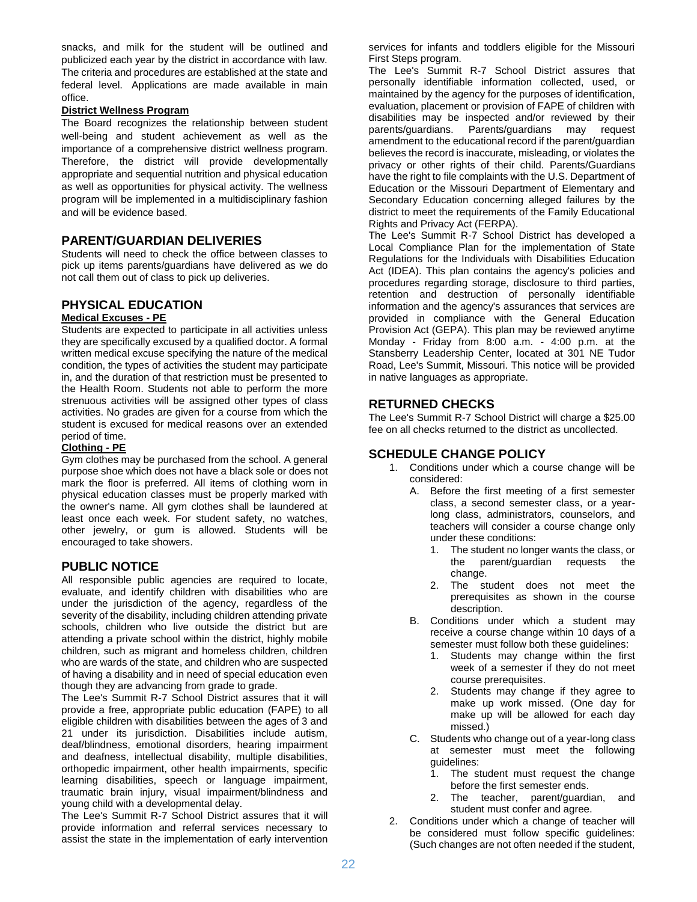snacks, and milk for the student will be outlined and publicized each year by the district in accordance with law. The criteria and procedures are established at the state and federal level. Applications are made available in main office.

**District Wellness Program**

The Board recognizes the relationship between student well-being and student achievement as well as the importance of a comprehensive district wellness program. Therefore, the district will provide developmentally appropriate and sequential nutrition and physical education as well as opportunities for physical activity. The wellness program will be implemented in a multidisciplinary fashion and will be evidence based.

## PARENT/GUARDIAN DELIVERIES

Students will need to check the office between classes to pick up items parents/guardians have delivered as we do not call them out of class to pick up deliveries.

## PHYSICAL EDUCATION

**Medical Excuses - PE**

Students are expected to participate in all activities unless they are specifically excused by a qualified doctor. A formal written medical excuse specifying the nature of the medical condition, the types of activities the student may participate in, and the duration of that restriction must be presented to the Health Room. Students not able to perform the more strenuous activities will be assigned other types of class activities. No grades are given for a course from which the student is excused for medical reasons over an extended period of time.

**Clothing - PE**

Gym clothes may be purchased from the school. A general purpose shoe which does not have a black sole or does not mark the floor is preferred. All items of clothing worn in physical education classes must be properly marked with the owner's name. All gym clothes shall be laundered at least once each week. For student safety, no watches, other jewelry, or gum is allowed. Students will be encouraged to take showers.

## PUBLIC NOTICE

All responsible public agencies are required to locate, evaluate, and identify children with disabilities who are under the jurisdiction of the agency, regardless of the severity of the disability, including children attending private schools, children who live outside the district but are attending a private school within the district, highly mobile children, such as migrant and homeless children, children who are wards of the state, and children who are suspected of having a disability and in need of special education even though they are advancing from grade to grade.

The Lee's Summit R-7 School District assures that it will provide a free, appropriate public education (FAPE) to all eligible children with disabilities between the ages of 3 and 21 under its jurisdiction. Disabilities include autism, deaf/blindness, emotional disorders, hearing impairment and deafness, intellectual disability, multiple disabilities, orthopedic impairment, other health impairments, specific learning disabilities, speech or language impairment, traumatic brain injury, visual impairment/blindness and young child with a developmental delay.

The Lee's Summit R-7 School District assures that it will provide information and referral services necessary to assist the state in the implementation of early intervention services for infants and toddlers eligible for the Missouri First Steps program.

The Lee's Summit R-7 School District assures that personally identifiable information collected, used, or maintained by the agency for the purposes of identification, evaluation, placement or provision of FAPE of children with disabilities may be inspected and/or reviewed by their parents/guardians. Parents/guardians may request amendment to the educational record if the parent/guardian believes the record is inaccurate, misleading, or violates the privacy or other rights of their child. Parents/Guardians have the right to file complaints with the U.S. Department of Education or the Missouri Department of Elementary and Secondary Education concerning alleged failures by the district to meet the requirements of the Family Educational Rights and Privacy Act (FERPA).

The Lee's Summit R-7 School District has developed a Local Compliance Plan for the implementation of State Regulations for the Individuals with Disabilities Education Act (IDEA). This plan contains the agency's policies and procedures regarding storage, disclosure to third parties, retention and destruction of personally identifiable information and the agency's assurances that services are provided in compliance with the General Education Provision Act (GEPA). This plan may be reviewed anytime Monday - Friday from 8:00 a.m. - 4:00 p.m. at the Stansberry Leadership Center, located at 301 NE Tudor Road, Lee's Summit, Missouri. This notice will be provided in native languages as appropriate.

## RETURNED CHECKS

The Lee's Summit R-7 School District will charge a $25.00 fee on all checks returned to the district as uncollected.

## SCHEDULE CHANGE POLICY

1. Conditions under which a course change will be considered:
   - A. Before the first meeting of a first semester class, a second semester class, or a year-long class, administrators, counselors, and teachers will consider a course change only under these conditions:
     1. The student no longer wants the class, or the parent/guardian requests the change.
     2. The student does not meet the prerequisites as shown in the course description.
   - B. Conditions under which a student may receive a course change within 10 days of a semester must follow both these guidelines:
     1. Students may change within the first week of a semester if they do not meet course prerequisites.
     2. Students may change if they agree to make up work missed. (One day for make up will be allowed for each day missed.)
   - C. Students who change out of a year-long class at semester must meet the following guidelines:
     1. The student must request the change before the first semester ends.
     2. The teacher, parent/guardian, and student must confer and agree.
2. Conditions under which a change of teacher will be considered must follow specific guidelines: (Such changes are not often needed if the student,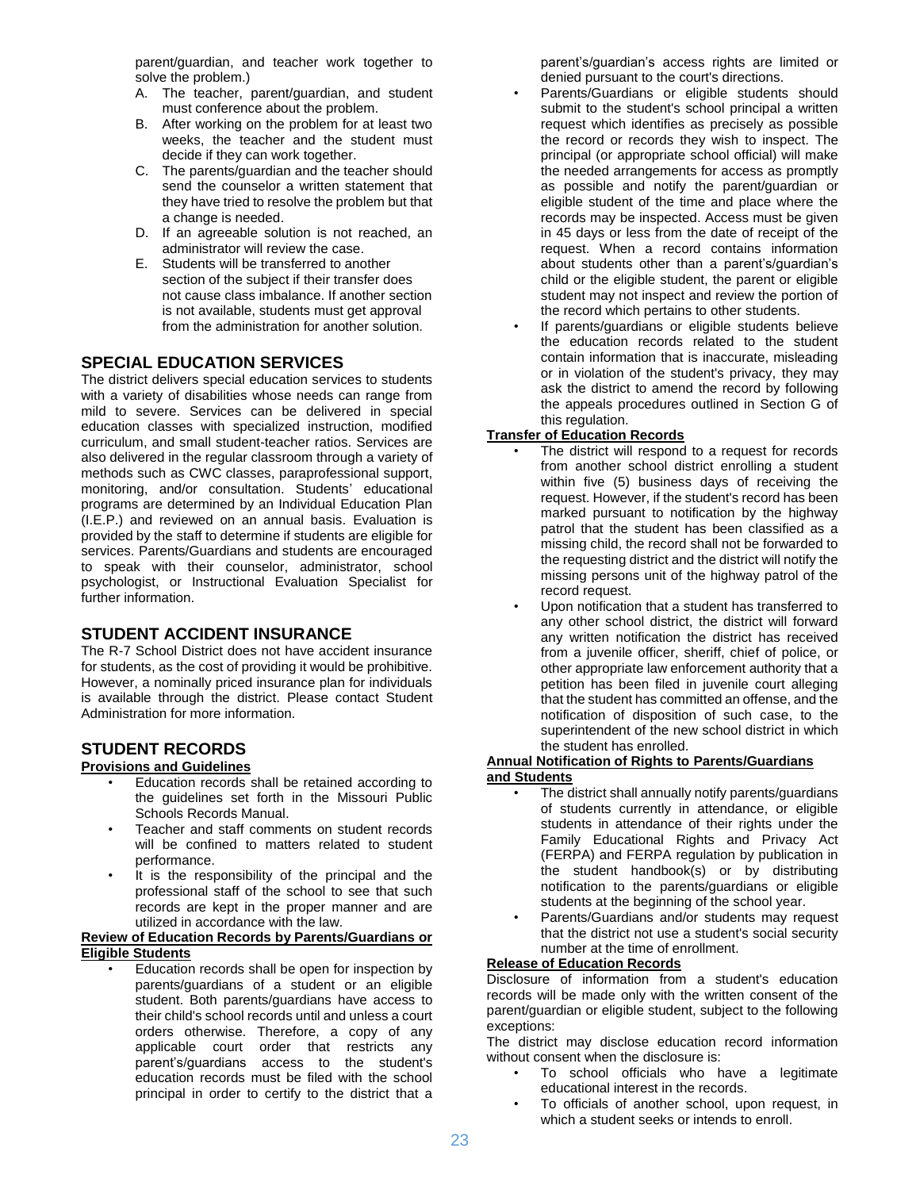parent/guardian, and teacher work together to solve the problem.)

A. The teacher, parent/guardian, and student must conference about the problem.
B. After working on the problem for at least two weeks, the teacher and the student must decide if they can work together.
C. The parents/guardian and the teacher should send the counselor a written statement that they have tried to resolve the problem but that a change is needed.
D. If an agreeable solution is not reached, an administrator will review the case.
E. Students will be transferred to another section of the subject if their transfer does not cause class imbalance. If another section is not available, students must get approval from the administration for another solution.

## SPECIAL EDUCATION SERVICES

The district delivers special education services to students with a variety of disabilities whose needs can range from mild to severe. Services can be delivered in special education classes with specialized instruction, modified curriculum, and small student-teacher ratios. Services are also delivered in the regular classroom through a variety of methods such as CWC classes, paraprofessional support, monitoring, and/or consultation. Students' educational programs are determined by an Individual Education Plan (I.E.P.) and reviewed on an annual basis. Evaluation is provided by the staff to determine if students are eligible for services. Parents/Guardians and students are encouraged to speak with their counselor, administrator, school psychologist, or Instructional Evaluation Specialist for further information.

## STUDENT ACCIDENT INSURANCE

The R-7 School District does not have accident insurance for students, as the cost of providing it would be prohibitive. However, a nominally priced insurance plan for individuals is available through the district. Please contact Student Administration for more information.

## STUDENT RECORDS

**Provisions and Guidelines**

- Education records shall be retained according to the guidelines set forth in the Missouri Public Schools Records Manual.
- Teacher and staff comments on student records will be confined to matters related to student performance.
- It is the responsibility of the principal and the professional staff of the school to see that such records are kept in the proper manner and are utilized in accordance with the law.

**Review of Education Records by Parents/Guardians or Eligible Students**

- Education records shall be open for inspection by parents/guardians of a student or an eligible student. Both parents/guardians have access to their child's school records until and unless a court orders otherwise. Therefore, a copy of any applicable court order that restricts any parent's/guardians access to the student's education records must be filed with the school principal in order to certify to the district that a parent's/guardian's access rights are limited or denied pursuant to the court's directions.
- Parents/Guardians or eligible students should submit to the student's school principal a written request which identifies as precisely as possible the record or records they wish to inspect. The principal (or appropriate school official) will make the needed arrangements for access as promptly as possible and notify the parent/guardian or eligible student of the time and place where the records may be inspected. Access must be given in 45 days or less from the date of receipt of the request. When a record contains information about students other than a parent's/guardian's child or the eligible student, the parent or eligible student may not inspect and review the portion of the record which pertains to other students.
- If parents/guardians or eligible students believe the education records related to the student contain information that is inaccurate, misleading or in violation of the student's privacy, they may ask the district to amend the record by following the appeals procedures outlined in Section G of this regulation.

**Transfer of Education Records**

- The district will respond to a request for records from another school district enrolling a student within five (5) business days of receiving the request. However, if the student's record has been marked pursuant to notification by the highway patrol that the student has been classified as a missing child, the record shall not be forwarded to the requesting district and the district will notify the missing persons unit of the highway patrol of the record request.
- Upon notification that a student has transferred to any other school district, the district will forward any written notification the district has received from a juvenile officer, sheriff, chief of police, or other appropriate law enforcement authority that a petition has been filed in juvenile court alleging that the student has committed an offense, and the notification of disposition of such case, to the superintendent of the new school district in which the student has enrolled.

**Annual Notification of Rights to Parents/Guardians and Students**

- The district shall annually notify parents/guardians of students currently in attendance, or eligible students in attendance of their rights under the Family Educational Rights and Privacy Act (FERPA) and FERPA regulation by publication in the student handbook(s) or by distributing notification to the parents/guardians or eligible students at the beginning of the school year.
- Parents/Guardians and/or students may request that the district not use a student's social security number at the time of enrollment.

**Release of Education Records**

Disclosure of information from a student's education records will be made only with the written consent of the parent/guardian or eligible student, subject to the following exceptions:

The district may disclose education record information without consent when the disclosure is:

- To school officials who have a legitimate educational interest in the records.
- To officials of another school, upon request, in which a student seeks or intends to enroll.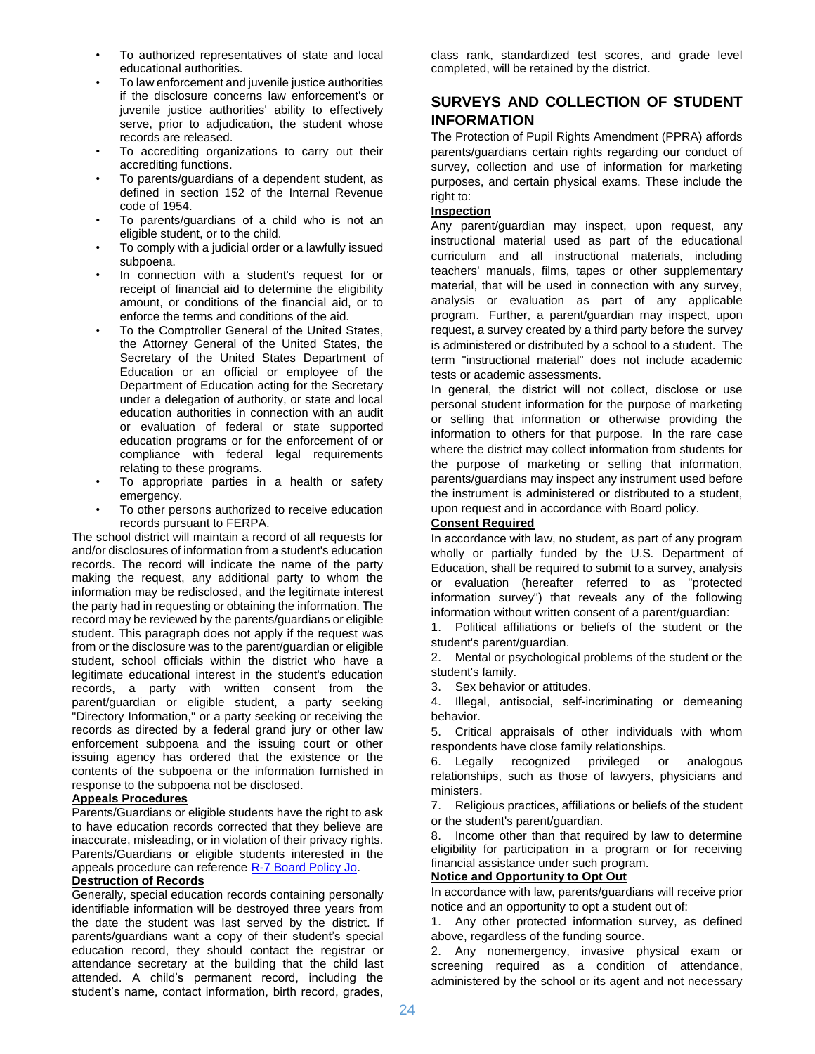- To authorized representatives of state and local educational authorities.
- To law enforcement and juvenile justice authorities if the disclosure concerns law enforcement's or juvenile justice authorities' ability to effectively serve, prior to adjudication, the student whose records are released.
- To accrediting organizations to carry out their accrediting functions.
- To parents/guardians of a dependent student, as defined in section 152 of the Internal Revenue code of 1954.
- To parents/guardians of a child who is not an eligible student, or to the child.
- To comply with a judicial order or a lawfully issued subpoena.
- In connection with a student's request for or receipt of financial aid to determine the eligibility amount, or conditions of the financial aid, or to enforce the terms and conditions of the aid.
- To the Comptroller General of the United States, the Attorney General of the United States, the Secretary of the United States Department of Education or an official or employee of the Department of Education acting for the Secretary under a delegation of authority, or state and local education authorities in connection with an audit or evaluation of federal or state supported education programs or for the enforcement of or compliance with federal legal requirements relating to these programs.
- To appropriate parties in a health or safety emergency.
- To other persons authorized to receive education records pursuant to FERPA.

The school district will maintain a record of all requests for and/or disclosures of information from a student's education records. The record will indicate the name of the party making the request, any additional party to whom the information may be redisclosed, and the legitimate interest the party had in requesting or obtaining the information. The record may be reviewed by the parents/guardians or eligible student. This paragraph does not apply if the request was from or the disclosure was to the parent/guardian or eligible student, school officials within the district who have a legitimate educational interest in the student's education records, a party with written consent from the parent/guardian or eligible student, a party seeking "Directory Information," or a party seeking or receiving the records as directed by a federal grand jury or other law enforcement subpoena and the issuing court or other issuing agency has ordered that the existence or the contents of the subpoena or the information furnished in response to the subpoena not be disclosed.

**Appeals Procedures**

Parents/Guardians or eligible students have the right to ask to have education records corrected that they believe are inaccurate, misleading, or in violation of their privacy rights. Parents/Guardians or eligible students interested in the appeals procedure can reference [R-7 Board Policy Jo](R-7 Board Policy Jo).

**Destruction of Records**

Generally, special education records containing personally identifiable information will be destroyed three years from the date the student was last served by the district. If parents/guardians want a copy of their student's special education record, they should contact the registrar or attendance secretary at the building that the child last attended. A child's permanent record, including the student's name, contact information, birth record, grades, class rank, standardized test scores, and grade level completed, will be retained by the district.

## SURVEYS AND COLLECTION OF STUDENT INFORMATION

The Protection of Pupil Rights Amendment (PPRA) affords parents/guardians certain rights regarding our conduct of survey, collection and use of information for marketing purposes, and certain physical exams. These include the right to:

**Inspection**

Any parent/guardian may inspect, upon request, any instructional material used as part of the educational curriculum and all instructional materials, including teachers' manuals, films, tapes or other supplementary material, that will be used in connection with any survey, analysis or evaluation as part of any applicable program. Further, a parent/guardian may inspect, upon request, a survey created by a third party before the survey is administered or distributed by a school to a student. The term "instructional material" does not include academic tests or academic assessments.

In general, the district will not collect, disclose or use personal student information for the purpose of marketing or selling that information or otherwise providing the information to others for that purpose. In the rare case where the district may collect information from students for the purpose of marketing or selling that information, parents/guardians may inspect any instrument used before the instrument is administered or distributed to a student, upon request and in accordance with Board policy.

**Consent Required**

In accordance with law, no student, as part of any program wholly or partially funded by the U.S. Department of Education, shall be required to submit to a survey, analysis or evaluation (hereafter referred to as "protected information survey") that reveals any of the following information without written consent of a parent/guardian:

1. Political affiliations or beliefs of the student or the student's parent/guardian.
2. Mental or psychological problems of the student or the student's family.
3. Sex behavior or attitudes.
4. Illegal, antisocial, self-incriminating or demeaning behavior.
5. Critical appraisals of other individuals with whom respondents have close family relationships.
6. Legally recognized privileged or analogous relationships, such as those of lawyers, physicians and ministers.
7. Religious practices, affiliations or beliefs of the student or the student's parent/guardian.
8. Income other than that required by law to determine eligibility for participation in a program or for receiving financial assistance under such program.

**Notice and Opportunity to Opt Out**

In accordance with law, parents/guardians will receive prior notice and an opportunity to opt a student out of:

1. Any other protected information survey, as defined above, regardless of the funding source.
2. Any nonemergency, invasive physical exam or screening required as a condition of attendance, administered by the school or its agent and not necessary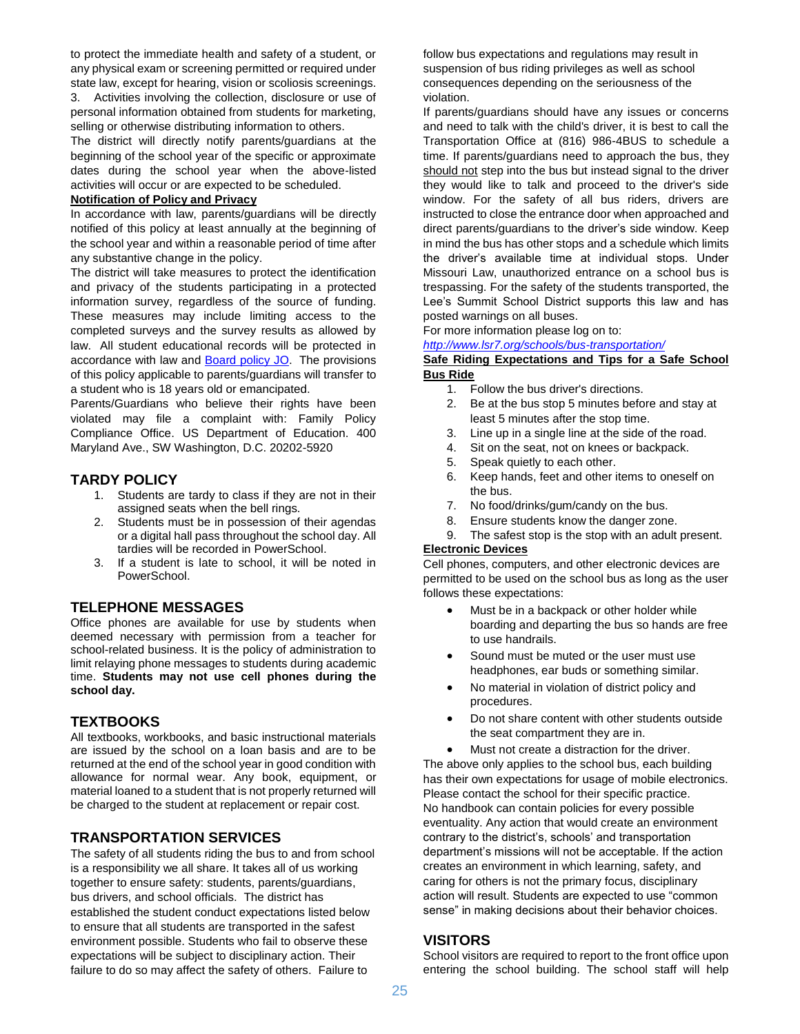to protect the immediate health and safety of a student, or any physical exam or screening permitted or required under state law, except for hearing, vision or scoliosis screenings.

3. Activities involving the collection, disclosure or use of personal information obtained from students for marketing, selling or otherwise distributing information to others.

The district will directly notify parents/guardians at the beginning of the school year of the specific or approximate dates during the school year when the above-listed activities will occur or are expected to be scheduled.

**Notification of Policy and Privacy**

In accordance with law, parents/guardians will be directly notified of this policy at least annually at the beginning of the school year and within a reasonable period of time after any substantive change in the policy.

The district will take measures to protect the identification and privacy of the students participating in a protected information survey, regardless of the source of funding. These measures may include limiting access to the completed surveys and the survey results as allowed by law. All student educational records will be protected in accordance with law and Board policy JO. The provisions of this policy applicable to parents/guardians will transfer to a student who is 18 years old or emancipated.

Parents/Guardians who believe their rights have been violated may file a complaint with: Family Policy Compliance Office. US Department of Education. 400 Maryland Ave., SW Washington, D.C. 20202-5920

## TARDY POLICY

1. Students are tardy to class if they are not in their assigned seats when the bell rings.
2. Students must be in possession of their agendas or a digital hall pass throughout the school day. All tardies will be recorded in PowerSchool.
3. If a student is late to school, it will be noted in PowerSchool.

## TELEPHONE MESSAGES

Office phones are available for use by students when deemed necessary with permission from a teacher for school-related business. It is the policy of administration to limit relaying phone messages to students during academic time. **Students may not use cell phones during the school day.**

## TEXTBOOKS

All textbooks, workbooks, and basic instructional materials are issued by the school on a loan basis and are to be returned at the end of the school year in good condition with allowance for normal wear. Any book, equipment, or material loaned to a student that is not properly returned will be charged to the student at replacement or repair cost.

## TRANSPORTATION SERVICES

The safety of all students riding the bus to and from school is a responsibility we all share. It takes all of us working together to ensure safety: students, parents/guardians, bus drivers, and school officials. The district has established the student conduct expectations listed below to ensure that all students are transported in the safest environment possible. Students who fail to observe these expectations will be subject to disciplinary action. Their failure to do so may affect the safety of others. Failure to follow bus expectations and regulations may result in suspension of bus riding privileges as well as school consequences depending on the seriousness of the violation.

If parents/guardians should have any issues or concerns and need to talk with the child's driver, it is best to call the Transportation Office at (816) 986-4BUS to schedule a time. If parents/guardians need to approach the bus, they should not step into the bus but instead signal to the driver they would like to talk and proceed to the driver's side window. For the safety of all bus riders, drivers are instructed to close the entrance door when approached and direct parents/guardians to the driver's side window. Keep in mind the bus has other stops and a schedule which limits the driver's available time at individual stops. Under Missouri Law, unauthorized entrance on a school bus is trespassing. For the safety of the students transported, the Lee's Summit School District supports this law and has posted warnings on all buses.

For more information please log on to:

*http://www.lsr7.org/schools/bus-transportation/*

**Safe Riding Expectations and Tips for a Safe School Bus Ride**

1. Follow the bus driver's directions.
2. Be at the bus stop 5 minutes before and stay at least 5 minutes after the stop time.
3. Line up in a single line at the side of the road.
4. Sit on the seat, not on knees or backpack.
5. Speak quietly to each other.
6. Keep hands, feet and other items to oneself on the bus.
7. No food/drinks/gum/candy on the bus.
8. Ensure students know the danger zone.
9. The safest stop is the stop with an adult present.

**Electronic Devices**

Cell phones, computers, and other electronic devices are permitted to be used on the school bus as long as the user follows these expectations:

- Must be in a backpack or other holder while boarding and departing the bus so hands are free to use handrails.
- Sound must be muted or the user must use headphones, ear buds or something similar.
- No material in violation of district policy and procedures.
- Do not share content with other students outside the seat compartment they are in.
- Must not create a distraction for the driver.

The above only applies to the school bus, each building has their own expectations for usage of mobile electronics. Please contact the school for their specific practice.

No handbook can contain policies for every possible eventuality. Any action that would create an environment contrary to the district's, schools' and transportation department's missions will not be acceptable. If the action creates an environment in which learning, safety, and caring for others is not the primary focus, disciplinary action will result. Students are expected to use "common sense" in making decisions about their behavior choices.

## VISITORS

School visitors are required to report to the front office upon entering the school building. The school staff will help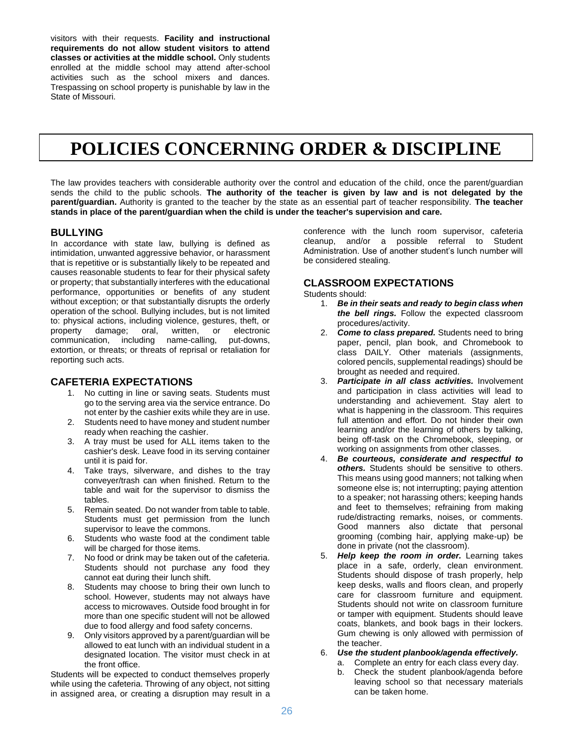visitors with their requests. **Facility and instructional requirements do not allow student visitors to attend classes or activities at the middle school.** Only students enrolled at the middle school may attend after-school activities such as the school mixers and dances. Trespassing on school property is punishable by law in the State of Missouri.

# POLICIES CONCERNING ORDER & DISCIPLINE

The law provides teachers with considerable authority over the control and education of the child, once the parent/guardian sends the child to the public schools. **The authority of the teacher is given by law and is not delegated by the parent/guardian.** Authority is granted to the teacher by the state as an essential part of teacher responsibility. **The teacher stands in place of the parent/guardian when the child is under the teacher's supervision and care.**

## BULLYING

In accordance with state law, bullying is defined as intimidation, unwanted aggressive behavior, or harassment that is repetitive or is substantially likely to be repeated and causes reasonable students to fear for their physical safety or property; that substantially interferes with the educational performance, opportunities or benefits of any student without exception; or that substantially disrupts the orderly operation of the school. Bullying includes, but is not limited to: physical actions, including violence, gestures, theft, or property damage; oral, written, or electronic communication, including name-calling, put-downs, extortion, or threats; or threats of reprisal or retaliation for reporting such acts.

## CAFETERIA EXPECTATIONS

1. No cutting in line or saving seats. Students must go to the serving area via the service entrance. Do not enter by the cashier exits while they are in use.
2. Students need to have money and student number ready when reaching the cashier.
3. A tray must be used for ALL items taken to the cashier's desk. Leave food in its serving container until it is paid for.
4. Take trays, silverware, and dishes to the tray conveyer/trash can when finished. Return to the table and wait for the supervisor to dismiss the tables.
5. Remain seated. Do not wander from table to table. Students must get permission from the lunch supervisor to leave the commons.
6. Students who waste food at the condiment table will be charged for those items.
7. No food or drink may be taken out of the cafeteria. Students should not purchase any food they cannot eat during their lunch shift.
8. Students may choose to bring their own lunch to school. However, students may not always have access to microwaves. Outside food brought in for more than one specific student will not be allowed due to food allergy and food safety concerns.
9. Only visitors approved by a parent/guardian will be allowed to eat lunch with an individual student in a designated location. The visitor must check in at the front office.

Students will be expected to conduct themselves properly while using the cafeteria. Throwing of any object, not sitting in assigned area, or creating a disruption may result in a conference with the lunch room supervisor, cafeteria cleanup, and/or a possible referral to Student Administration. Use of another student's lunch number will be considered stealing.

## CLASSROOM EXPECTATIONS

Students should:

1. ***Be in their seats and ready to begin class when the bell rings.*** Follow the expected classroom procedures/activity.
2. ***Come to class prepared.*** Students need to bring paper, pencil, plan book, and Chromebook to class DAILY. Other materials (assignments, colored pencils, supplemental readings) should be brought as needed and required.
3. ***Participate in all class activities.*** Involvement and participation in class activities will lead to understanding and achievement. Stay alert to what is happening in the classroom. This requires full attention and effort. Do not hinder their own learning and/or the learning of others by talking, being off-task on the Chromebook, sleeping, or working on assignments from other classes.
4. ***Be courteous, considerate and respectful to others.*** Students should be sensitive to others. This means using good manners; not talking when someone else is; not interrupting; paying attention to a speaker; not harassing others; keeping hands and feet to themselves; refraining from making rude/distracting remarks, noises, or comments. Good manners also dictate that personal grooming (combing hair, applying make-up) be done in private (not the classroom).
5. ***Help keep the room in order.*** Learning takes place in a safe, orderly, clean environment. Students should dispose of trash properly, help keep desks, walls and floors clean, and properly care for classroom furniture and equipment. Students should not write on classroom furniture or tamper with equipment. Students should leave coats, blankets, and book bags in their lockers. Gum chewing is only allowed with permission of the teacher.
6. ***Use the student planbook/agenda effectively.***
   a. Complete an entry for each class every day.
   b. Check the student planbook/agenda before leaving school so that necessary materials can be taken home.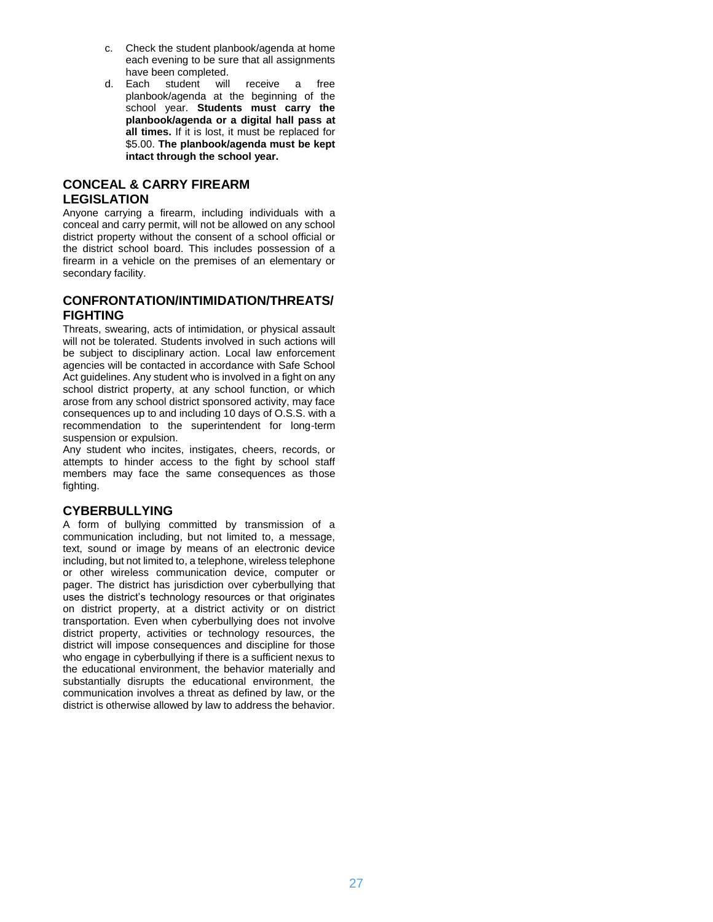c. Check the student planbook/agenda at home each evening to be sure that all assignments have been completed.
d. Each student will receive a free planbook/agenda at the beginning of the school year. **Students must carry the planbook/agenda or a digital hall pass at all times.** If it is lost, it must be replaced for $5.00. **The planbook/agenda must be kept intact through the school year.**

## CONCEAL & CARRY FIREARM LEGISLATION

Anyone carrying a firearm, including individuals with a conceal and carry permit, will not be allowed on any school district property without the consent of a school official or the district school board. This includes possession of a firearm in a vehicle on the premises of an elementary or secondary facility.

## CONFRONTATION/INTIMIDATION/THREATS/ FIGHTING

Threats, swearing, acts of intimidation, or physical assault will not be tolerated. Students involved in such actions will be subject to disciplinary action. Local law enforcement agencies will be contacted in accordance with Safe School Act guidelines. Any student who is involved in a fight on any school district property, at any school function, or which arose from any school district sponsored activity, may face consequences up to and including 10 days of O.S.S. with a recommendation to the superintendent for long-term suspension or expulsion.

Any student who incites, instigates, cheers, records, or attempts to hinder access to the fight by school staff members may face the same consequences as those fighting.

## CYBERBULLYING

A form of bullying committed by transmission of a communication including, but not limited to, a message, text, sound or image by means of an electronic device including, but not limited to, a telephone, wireless telephone or other wireless communication device, computer or pager. The district has jurisdiction over cyberbullying that uses the district's technology resources or that originates on district property, at a district activity or on district transportation. Even when cyberbullying does not involve district property, activities or technology resources, the district will impose consequences and discipline for those who engage in cyberbullying if there is a sufficient nexus to the educational environment, the behavior materially and substantially disrupts the educational environment, the communication involves a threat as defined by law, or the district is otherwise allowed by law to address the behavior.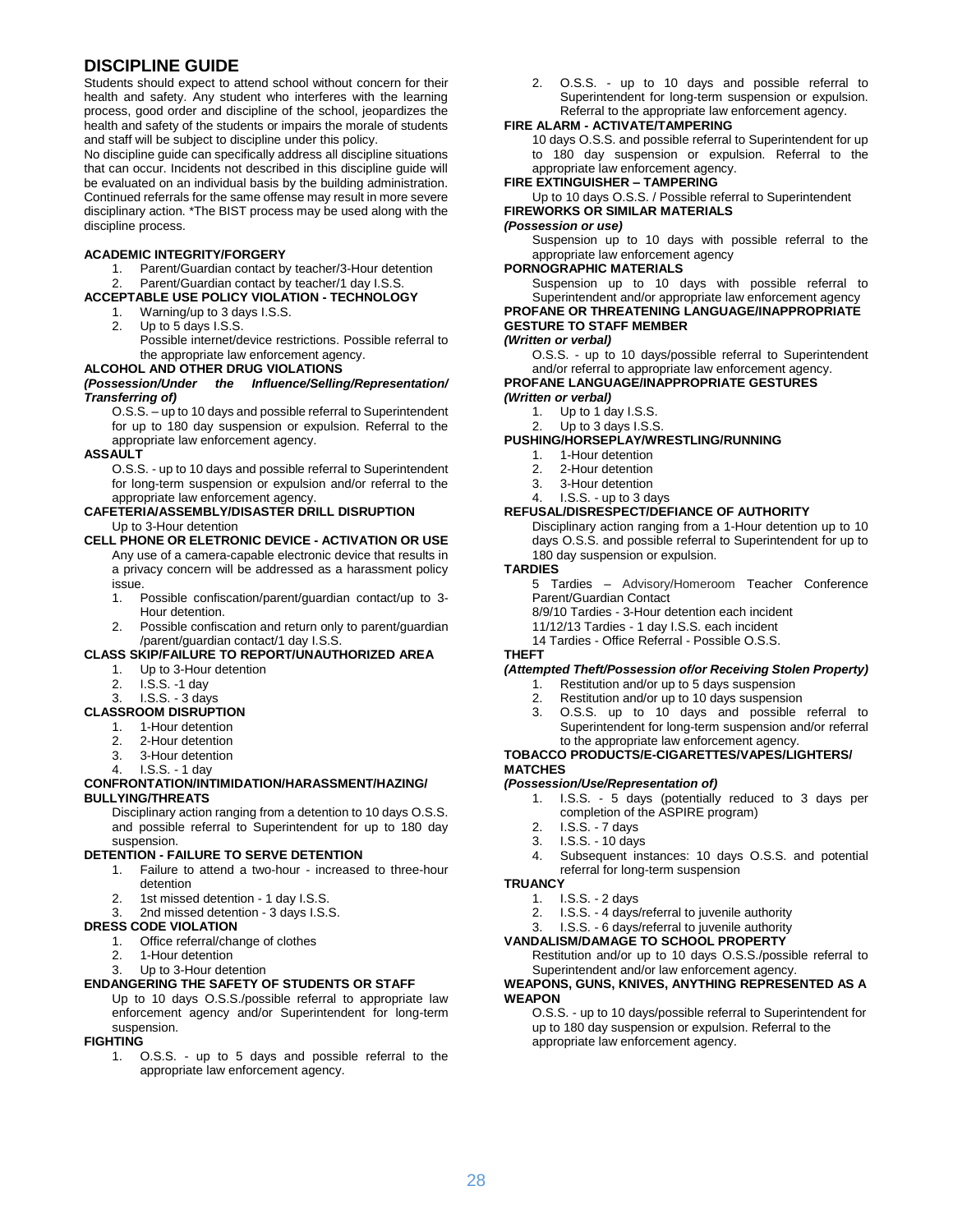# DISCIPLINE GUIDE

Students should expect to attend school without concern for their health and safety. Any student who interferes with the learning process, good order and discipline of the school, jeopardizes the health and safety of the students or impairs the morale of students and staff will be subject to discipline under this policy.

No discipline guide can specifically address all discipline situations that can occur. Incidents not described in this discipline guide will be evaluated on an individual basis by the building administration. Continued referrals for the same offense may result in more severe disciplinary action. *The BIST process may be used along with the discipline process.

**ACADEMIC INTEGRITY/FORGERY**

1. Parent/Guardian contact by teacher/3-Hour detention
2. Parent/Guardian contact by teacher/1 day I.S.S.

**ACCEPTABLE USE POLICY VIOLATION - TECHNOLOGY**

1. Warning/up to 3 days I.S.S.
2. Up to 5 days I.S.S.
   Possible internet/device restrictions. Possible referral to the appropriate law enforcement agency.

**ALCOHOL AND OTHER DRUG VIOLATIONS**
***(Possession/Under the Influence/Selling/Representation/ Transferring of)***

O.S.S. – up to 10 days and possible referral to Superintendent for up to 180 day suspension or expulsion. Referral to the appropriate law enforcement agency.

**ASSAULT**

O.S.S. - up to 10 days and possible referral to Superintendent for long-term suspension or expulsion and/or referral to the appropriate law enforcement agency.

**CAFETERIA/ASSEMBLY/DISASTER DRILL DISRUPTION**

Up to 3-Hour detention

**CELL PHONE OR ELETRONIC DEVICE - ACTIVATION OR USE**

Any use of a camera-capable electronic device that results in a privacy concern will be addressed as a harassment policy issue.

1. Possible confiscation/parent/guardian contact/up to 3-Hour detention.
2. Possible confiscation and return only to parent/guardian /parent/guardian contact/1 day I.S.S.

**CLASS SKIP/FAILURE TO REPORT/UNAUTHORIZED AREA**

1. Up to 3-Hour detention
2. I.S.S. -1 day
3. I.S.S. - 3 days

**CLASSROOM DISRUPTION**

1. 1-Hour detention
2. 2-Hour detention
3. 3-Hour detention
4. I.S.S. - 1 day

**CONFRONTATION/INTIMIDATION/HARASSMENT/HAZING/ BULLYING/THREATS**

Disciplinary action ranging from a detention to 10 days O.S.S. and possible referral to Superintendent for up to 180 day suspension.

**DETENTION - FAILURE TO SERVE DETENTION**

1. Failure to attend a two-hour - increased to three-hour detention
2. 1st missed detention - 1 day I.S.S.
3. 2nd missed detention - 3 days I.S.S.

**DRESS CODE VIOLATION**

1. Office referral/change of clothes
2. 1-Hour detention
3. Up to 3-Hour detention

**ENDANGERING THE SAFETY OF STUDENTS OR STAFF**

Up to 10 days O.S.S./possible referral to appropriate law enforcement agency and/or Superintendent for long-term suspension.

**FIGHTING**

1. O.S.S. - up to 5 days and possible referral to the appropriate law enforcement agency.
2. O.S.S. - up to 10 days and possible referral to Superintendent for long-term suspension or expulsion. Referral to the appropriate law enforcement agency.

**FIRE ALARM - ACTIVATE/TAMPERING**

10 days O.S.S. and possible referral to Superintendent for up to 180 day suspension or expulsion. Referral to the appropriate law enforcement agency.

**FIRE EXTINGUISHER – TAMPERING**

Up to 10 days O.S.S. / Possible referral to Superintendent

**FIREWORKS OR SIMILAR MATERIALS**
***(Possession or use)***

Suspension up to 10 days with possible referral to the appropriate law enforcement agency

**PORNOGRAPHIC MATERIALS**

Suspension up to 10 days with possible referral to Superintendent and/or appropriate law enforcement agency

**PROFANE OR THREATENING LANGUAGE/INAPPROPRIATE GESTURE TO STAFF MEMBER**
***(Written or verbal)***

O.S.S. - up to 10 days/possible referral to Superintendent and/or referral to appropriate law enforcement agency.

**PROFANE LANGUAGE/INAPPROPRIATE GESTURES**
***(Written or verbal)***

1. Up to 1 day I.S.S.
2. Up to 3 days I.S.S.

**PUSHING/HORSEPLAY/WRESTLING/RUNNING**

1. 1-Hour detention
2. 2-Hour detention
3. 3-Hour detention
4. I.S.S. - up to 3 days

**REFUSAL/DISRESPECT/DEFIANCE OF AUTHORITY**

Disciplinary action ranging from a 1-Hour detention up to 10 days O.S.S. and possible referral to Superintendent for up to 180 day suspension or expulsion.

**TARDIES**

5 Tardies – Advisory/Homeroom Teacher Conference Parent/Guardian Contact
8/9/10 Tardies - 3-Hour detention each incident
11/12/13 Tardies - 1 day I.S.S. each incident
14 Tardies - Office Referral - Possible O.S.S.

**THEFT**
***(Attempted Theft/Possession of/or Receiving Stolen Property)***

1. Restitution and/or up to 5 days suspension
2. Restitution and/or up to 10 days suspension
3. O.S.S. up to 10 days and possible referral to Superintendent for long-term suspension and/or referral to the appropriate law enforcement agency.

**TOBACCO PRODUCTS/E-CIGARETTES/VAPES/LIGHTERS/ MATCHES**
***(Possession/Use/Representation of)***

1. I.S.S. - 5 days (potentially reduced to 3 days per completion of the ASPIRE program)
2. I.S.S. - 7 days
3. I.S.S. - 10 days
4. Subsequent instances: 10 days O.S.S. and potential referral for long-term suspension

**TRUANCY**

1. I.S.S. - 2 days
2. I.S.S. - 4 days/referral to juvenile authority
3. I.S.S. - 6 days/referral to juvenile authority

**VANDALISM/DAMAGE TO SCHOOL PROPERTY**

Restitution and/or up to 10 days O.S.S./possible referral to Superintendent and/or law enforcement agency.

**WEAPONS, GUNS, KNIVES, ANYTHING REPRESENTED AS A WEAPON**

O.S.S. - up to 10 days/possible referral to Superintendent for up to 180 day suspension or expulsion. Referral to the appropriate law enforcement agency.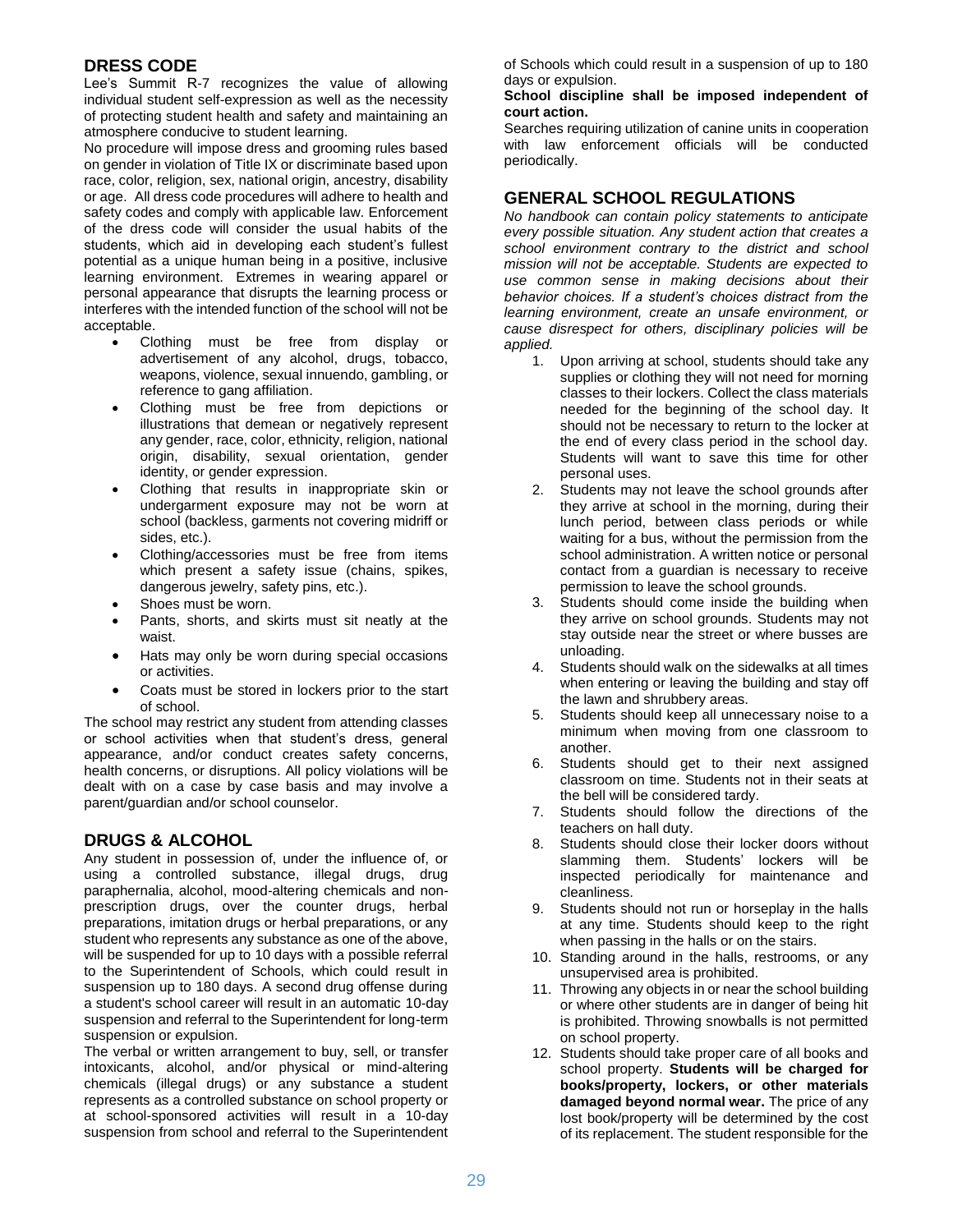## DRESS CODE

Lee's Summit R-7 recognizes the value of allowing individual student self-expression as well as the necessity of protecting student health and safety and maintaining an atmosphere conducive to student learning.

No procedure will impose dress and grooming rules based on gender in violation of Title IX or discriminate based upon race, color, religion, sex, national origin, ancestry, disability or age. All dress code procedures will adhere to health and safety codes and comply with applicable law. Enforcement of the dress code will consider the usual habits of the students, which aid in developing each student's fullest potential as a unique human being in a positive, inclusive learning environment. Extremes in wearing apparel or personal appearance that disrupts the learning process or interferes with the intended function of the school will not be acceptable.

- Clothing must be free from display or advertisement of any alcohol, drugs, tobacco, weapons, violence, sexual innuendo, gambling, or reference to gang affiliation.
- Clothing must be free from depictions or illustrations that demean or negatively represent any gender, race, color, ethnicity, religion, national origin, disability, sexual orientation, gender identity, or gender expression.
- Clothing that results in inappropriate skin or undergarment exposure may not be worn at school (backless, garments not covering midriff or sides, etc.).
- Clothing/accessories must be free from items which present a safety issue (chains, spikes, dangerous jewelry, safety pins, etc.).
- Shoes must be worn.
- Pants, shorts, and skirts must sit neatly at the waist.
- Hats may only be worn during special occasions or activities.
- Coats must be stored in lockers prior to the start of school.

The school may restrict any student from attending classes or school activities when that student's dress, general appearance, and/or conduct creates safety concerns, health concerns, or disruptions. All policy violations will be dealt with on a case by case basis and may involve a parent/guardian and/or school counselor.

## DRUGS & ALCOHOL

Any student in possession of, under the influence of, or using a controlled substance, illegal drugs, drug paraphernalia, alcohol, mood-altering chemicals and non-prescription drugs, over the counter drugs, herbal preparations, imitation drugs or herbal preparations, or any student who represents any substance as one of the above, will be suspended for up to 10 days with a possible referral to the Superintendent of Schools, which could result in suspension up to 180 days. A second drug offense during a student's school career will result in an automatic 10-day suspension and referral to the Superintendent for long-term suspension or expulsion.

The verbal or written arrangement to buy, sell, or transfer intoxicants, alcohol, and/or physical or mind-altering chemicals (illegal drugs) or any substance a student represents as a controlled substance on school property or at school-sponsored activities will result in a 10-day suspension from school and referral to the Superintendent of Schools which could result in a suspension of up to 180 days or expulsion.

**School discipline shall be imposed independent of court action.**

Searches requiring utilization of canine units in cooperation with law enforcement officials will be conducted periodically.

## GENERAL SCHOOL REGULATIONS

*No handbook can contain policy statements to anticipate every possible situation. Any student action that creates a school environment contrary to the district and school mission will not be acceptable. Students are expected to use common sense in making decisions about their behavior choices. If a student's choices distract from the learning environment, create an unsafe environment, or cause disrespect for others, disciplinary policies will be applied.*

1. Upon arriving at school, students should take any supplies or clothing they will not need for morning classes to their lockers. Collect the class materials needed for the beginning of the school day. It should not be necessary to return to the locker at the end of every class period in the school day. Students will want to save this time for other personal uses.
2. Students may not leave the school grounds after they arrive at school in the morning, during their lunch period, between class periods or while waiting for a bus, without the permission from the school administration. A written notice or personal contact from a guardian is necessary to receive permission to leave the school grounds.
3. Students should come inside the building when they arrive on school grounds. Students may not stay outside near the street or where busses are unloading.
4. Students should walk on the sidewalks at all times when entering or leaving the building and stay off the lawn and shrubbery areas.
5. Students should keep all unnecessary noise to a minimum when moving from one classroom to another.
6. Students should get to their next assigned classroom on time. Students not in their seats at the bell will be considered tardy.
7. Students should follow the directions of the teachers on hall duty.
8. Students should close their locker doors without slamming them. Students' lockers will be inspected periodically for maintenance and cleanliness.
9. Students should not run or horseplay in the halls at any time. Students should keep to the right when passing in the halls or on the stairs.
10. Standing around in the halls, restrooms, or any unsupervised area is prohibited.
11. Throwing any objects in or near the school building or where other students are in danger of being hit is prohibited. Throwing snowballs is not permitted on school property.
12. Students should take proper care of all books and school property. **Students will be charged for books/property, lockers, or other materials damaged beyond normal wear.** The price of any lost book/property will be determined by the cost of its replacement. The student responsible for the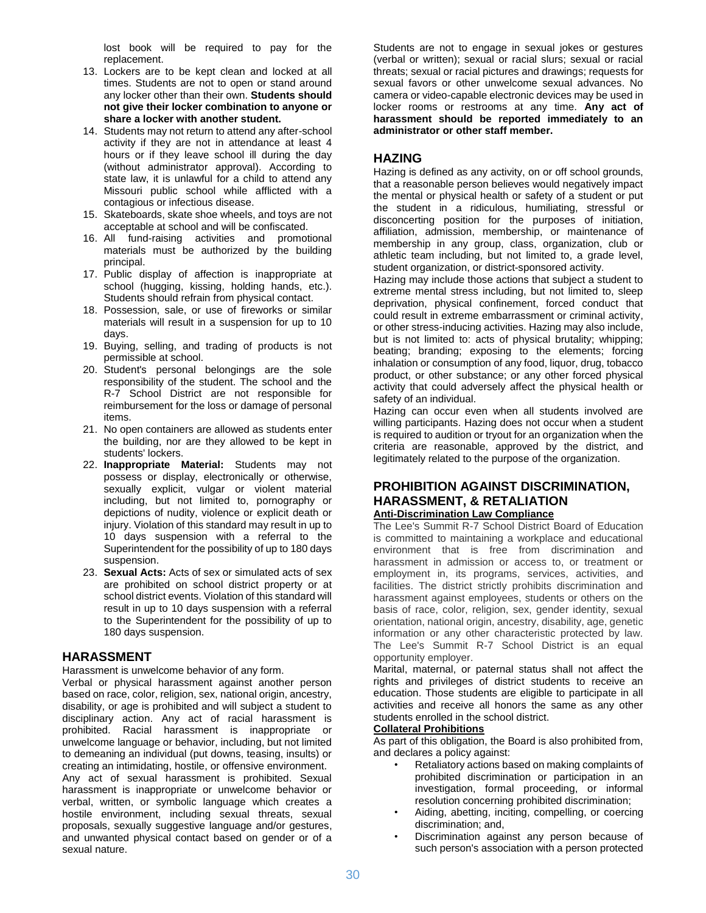lost book will be required to pay for the replacement.

13. Lockers are to be kept clean and locked at all times. Students are not to open or stand around any locker other than their own. **Students should not give their locker combination to anyone or share a locker with another student.**
14. Students may not return to attend any after-school activity if they are not in attendance at least 4 hours or if they leave school ill during the day (without administrator approval). According to state law, it is unlawful for a child to attend any Missouri public school while afflicted with a contagious or infectious disease.
15. Skateboards, skate shoe wheels, and toys are not acceptable at school and will be confiscated.
16. All fund-raising activities and promotional materials must be authorized by the building principal.
17. Public display of affection is inappropriate at school (hugging, kissing, holding hands, etc.). Students should refrain from physical contact.
18. Possession, sale, or use of fireworks or similar materials will result in a suspension for up to 10 days.
19. Buying, selling, and trading of products is not permissible at school.
20. Student's personal belongings are the sole responsibility of the student. The school and the R-7 School District are not responsible for reimbursement for the loss or damage of personal items.
21. No open containers are allowed as students enter the building, nor are they allowed to be kept in students' lockers.
22. **Inappropriate Material:** Students may not possess or display, electronically or otherwise, sexually explicit, vulgar or violent material including, but not limited to, pornography or depictions of nudity, violence or explicit death or injury. Violation of this standard may result in up to 10 days suspension with a referral to the Superintendent for the possibility of up to 180 days suspension.
23. **Sexual Acts:** Acts of sex or simulated acts of sex are prohibited on school district property or at school district events. Violation of this standard will result in up to 10 days suspension with a referral to the Superintendent for the possibility of up to 180 days suspension.

## HARASSMENT

Harassment is unwelcome behavior of any form.

Verbal or physical harassment against another person based on race, color, religion, sex, national origin, ancestry, disability, or age is prohibited and will subject a student to disciplinary action. Any act of racial harassment is prohibited. Racial harassment is inappropriate or unwelcome language or behavior, including, but not limited to demeaning an individual (put downs, teasing, insults) or creating an intimidating, hostile, or offensive environment.

Any act of sexual harassment is prohibited. Sexual harassment is inappropriate or unwelcome behavior or verbal, written, or symbolic language which creates a hostile environment, including sexual threats, sexual proposals, sexually suggestive language and/or gestures, and unwanted physical contact based on gender or of a sexual nature.

Students are not to engage in sexual jokes or gestures (verbal or written); sexual or racial slurs; sexual or racial threats; sexual or racial pictures and drawings; requests for sexual favors or other unwelcome sexual advances. No camera or video-capable electronic devices may be used in locker rooms or restrooms at any time. **Any act of harassment should be reported immediately to an administrator or other staff member.**

## HAZING

Hazing is defined as any activity, on or off school grounds, that a reasonable person believes would negatively impact the mental or physical health or safety of a student or put the student in a ridiculous, humiliating, stressful or disconcerting position for the purposes of initiation, affiliation, admission, membership, or maintenance of membership in any group, class, organization, club or athletic team including, but not limited to, a grade level, student organization, or district-sponsored activity.

Hazing may include those actions that subject a student to extreme mental stress including, but not limited to, sleep deprivation, physical confinement, forced conduct that could result in extreme embarrassment or criminal activity, or other stress-inducing activities. Hazing may also include, but is not limited to: acts of physical brutality; whipping; beating; branding; exposing to the elements; forcing inhalation or consumption of any food, liquor, drug, tobacco product, or other substance; or any other forced physical activity that could adversely affect the physical health or safety of an individual.

Hazing can occur even when all students involved are willing participants. Hazing does not occur when a student is required to audition or tryout for an organization when the criteria are reasonable, approved by the district, and legitimately related to the purpose of the organization.

## PROHIBITION AGAINST DISCRIMINATION, HARASSMENT, & RETALIATION

**Anti-Discrimination Law Compliance**

The Lee's Summit R-7 School District Board of Education is committed to maintaining a workplace and educational environment that is free from discrimination and harassment in admission or access to, or treatment or employment in, its programs, services, activities, and facilities. The district strictly prohibits discrimination and harassment against employees, students or others on the basis of race, color, religion, sex, gender identity, sexual orientation, national origin, ancestry, disability, age, genetic information or any other characteristic protected by law. The Lee's Summit R-7 School District is an equal opportunity employer.

Marital, maternal, or paternal status shall not affect the rights and privileges of district students to receive an education. Those students are eligible to participate in all activities and receive all honors the same as any other students enrolled in the school district.

**Collateral Prohibitions**

As part of this obligation, the Board is also prohibited from, and declares a policy against:

- Retaliatory actions based on making complaints of prohibited discrimination or participation in an investigation, formal proceeding, or informal resolution concerning prohibited discrimination;
- Aiding, abetting, inciting, compelling, or coercing discrimination; and,
- Discrimination against any person because of such person's association with a person protected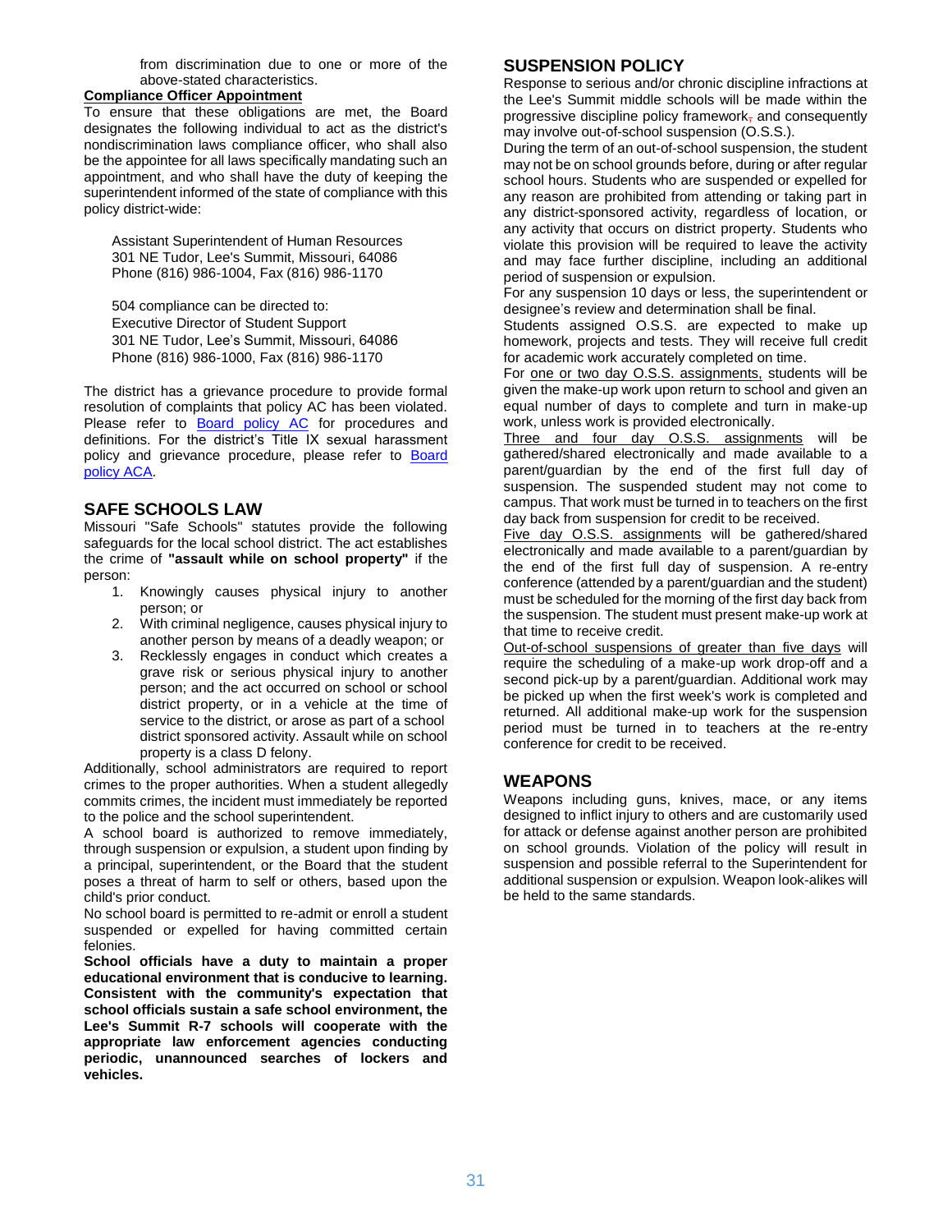from discrimination due to one or more of the above-stated characteristics.

**Compliance Officer Appointment**

To ensure that these obligations are met, the Board designates the following individual to act as the district's nondiscrimination laws compliance officer, who shall also be the appointee for all laws specifically mandating such an appointment, and who shall have the duty of keeping the superintendent informed of the state of compliance with this policy district-wide:

Assistant Superintendent of Human Resources
301 NE Tudor, Lee's Summit, Missouri, 64086
Phone (816) 986-1004, Fax (816) 986-1170

504 compliance can be directed to:
Executive Director of Student Support
301 NE Tudor, Lee's Summit, Missouri, 64086
Phone (816) 986-1000, Fax (816) 986-1170

The district has a grievance procedure to provide formal resolution of complaints that policy AC has been violated. Please refer to Board policy AC for procedures and definitions. For the district's Title IX sexual harassment policy and grievance procedure, please refer to Board policy ACA.

## SAFE SCHOOLS LAW

Missouri "Safe Schools" statutes provide the following safeguards for the local school district. The act establishes the crime of **"assault while on school property"** if the person:

1. Knowingly causes physical injury to another person; or
2. With criminal negligence, causes physical injury to another person by means of a deadly weapon; or
3. Recklessly engages in conduct which creates a grave risk or serious physical injury to another person; and the act occurred on school or school district property, or in a vehicle at the time of service to the district, or arose as part of a school district sponsored activity. Assault while on school property is a class D felony.

Additionally, school administrators are required to report crimes to the proper authorities. When a student allegedly commits crimes, the incident must immediately be reported to the police and the school superintendent.

A school board is authorized to remove immediately, through suspension or expulsion, a student upon finding by a principal, superintendent, or the Board that the student poses a threat of harm to self or others, based upon the child's prior conduct.

No school board is permitted to re-admit or enroll a student suspended or expelled for having committed certain felonies.

**School officials have a duty to maintain a proper educational environment that is conducive to learning. Consistent with the community's expectation that school officials sustain a safe school environment, the Lee's Summit R-7 schools will cooperate with the appropriate law enforcement agencies conducting periodic, unannounced searches of lockers and vehicles.**

## SUSPENSION POLICY

Response to serious and/or chronic discipline infractions at the Lee's Summit middle schools will be made within the progressive discipline policy framework, and consequently may involve out-of-school suspension (O.S.S.).

During the term of an out-of-school suspension, the student may not be on school grounds before, during or after regular school hours. Students who are suspended or expelled for any reason are prohibited from attending or taking part in any district-sponsored activity, regardless of location, or any activity that occurs on district property. Students who violate this provision will be required to leave the activity and may face further discipline, including an additional period of suspension or expulsion.

For any suspension 10 days or less, the superintendent or designee's review and determination shall be final.

Students assigned O.S.S. are expected to make up homework, projects and tests. They will receive full credit for academic work accurately completed on time.

For one or two day O.S.S. assignments, students will be given the make-up work upon return to school and given an equal number of days to complete and turn in make-up work, unless work is provided electronically.

Three and four day O.S.S. assignments will be gathered/shared electronically and made available to a parent/guardian by the end of the first full day of suspension. The suspended student may not come to campus. That work must be turned in to teachers on the first day back from suspension for credit to be received.

Five day O.S.S. assignments will be gathered/shared electronically and made available to a parent/guardian by the end of the first full day of suspension. A re-entry conference (attended by a parent/guardian and the student) must be scheduled for the morning of the first day back from the suspension. The student must present make-up work at that time to receive credit.

Out-of-school suspensions of greater than five days will require the scheduling of a make-up work drop-off and a second pick-up by a parent/guardian. Additional work may be picked up when the first week's work is completed and returned. All additional make-up work for the suspension period must be turned in to teachers at the re-entry conference for credit to be received.

## WEAPONS

Weapons including guns, knives, mace, or any items designed to inflict injury to others and are customarily used for attack or defense against another person are prohibited on school grounds. Violation of the policy will result in suspension and possible referral to the Superintendent for additional suspension or expulsion. Weapon look-alikes will be held to the same standards.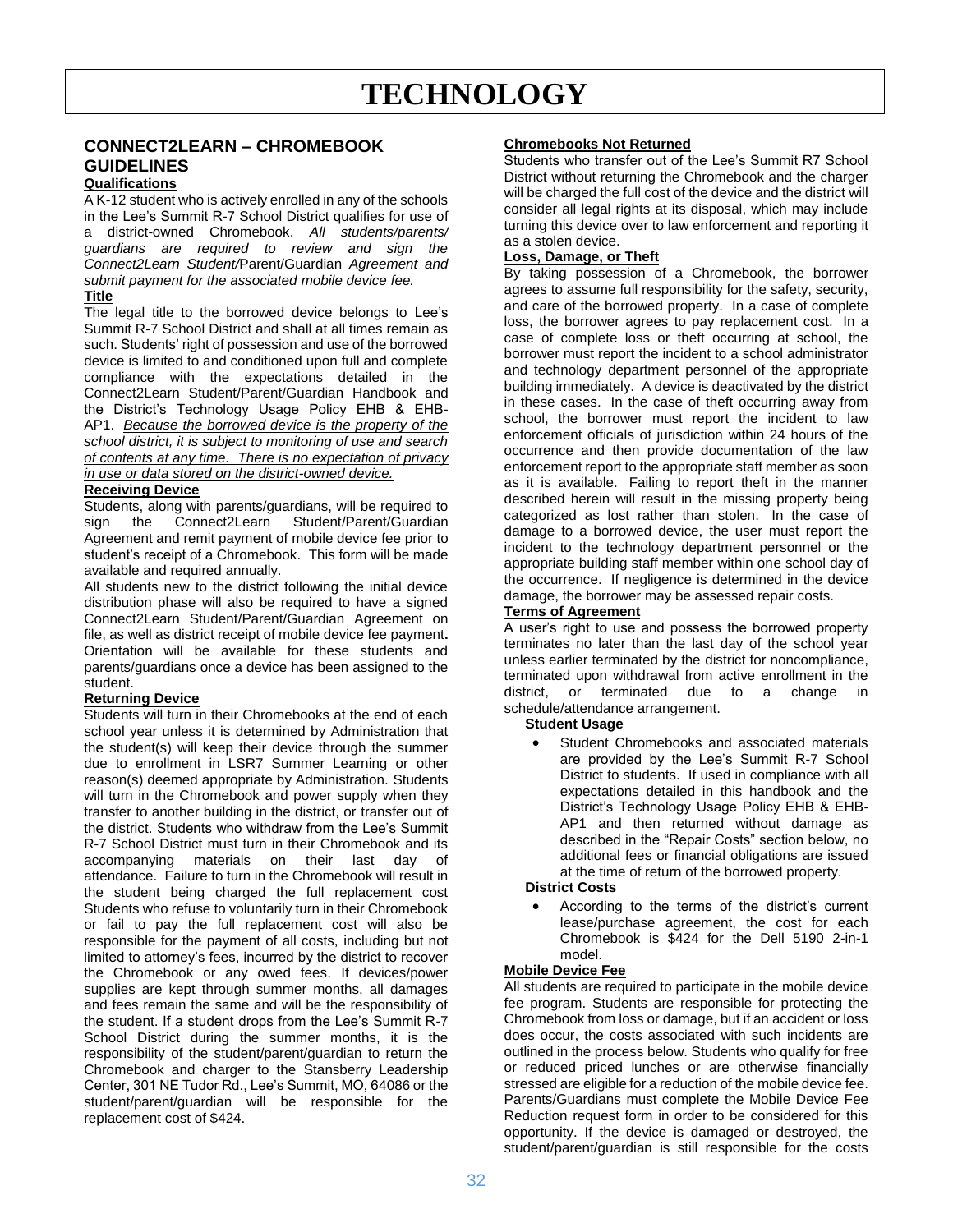# TECHNOLOGY

## CONNECT2LEARN – CHROMEBOOK GUIDELINES

**Qualifications**

A K-12 student who is actively enrolled in any of the schools in the Lee's Summit R-7 School District qualifies for use of a district-owned Chromebook. *All students/parents/ guardians are required to review and sign the Connect2Learn Student/*Parent/Guardian *Agreement and submit payment for the associated mobile device fee.*

**Title**

The legal title to the borrowed device belongs to Lee's Summit R-7 School District and shall at all times remain as such. Students' right of possession and use of the borrowed device is limited to and conditioned upon full and complete compliance with the expectations detailed in the Connect2Learn Student/Parent/Guardian Handbook and the District's Technology Usage Policy EHB & EHB-AP1. *Because the borrowed device is the property of the school district, it is subject to monitoring of use and search of contents at any time. There is no expectation of privacy in use or data stored on the district-owned device.*

**Receiving Device**

Students, along with parents/guardians, will be required to sign the Connect2Learn Student/Parent/Guardian Agreement and remit payment of mobile device fee prior to student's receipt of a Chromebook. This form will be made available and required annually.

All students new to the district following the initial device distribution phase will also be required to have a signed Connect2Learn Student/Parent/Guardian Agreement on file, as well as district receipt of mobile device fee payment**.** Orientation will be available for these students and parents/guardians once a device has been assigned to the student.

**Returning Device**

Students will turn in their Chromebooks at the end of each school year unless it is determined by Administration that the student(s) will keep their device through the summer due to enrollment in LSR7 Summer Learning or other reason(s) deemed appropriate by Administration. Students will turn in the Chromebook and power supply when they transfer to another building in the district, or transfer out of the district. Students who withdraw from the Lee's Summit R-7 School District must turn in their Chromebook and its accompanying materials on their last day of attendance. Failure to turn in the Chromebook will result in the student being charged the full replacement cost Students who refuse to voluntarily turn in their Chromebook or fail to pay the full replacement cost will also be responsible for the payment of all costs, including but not limited to attorney's fees, incurred by the district to recover the Chromebook or any owed fees. If devices/power supplies are kept through summer months, all damages and fees remain the same and will be the responsibility of the student. If a student drops from the Lee's Summit R-7 School District during the summer months, it is the responsibility of the student/parent/guardian to return the Chromebook and charger to the Stansberry Leadership Center, 301 NE Tudor Rd., Lee's Summit, MO, 64086 or the student/parent/guardian will be responsible for the replacement cost of $424.

**Chromebooks Not Returned**

Students who transfer out of the Lee's Summit R7 School District without returning the Chromebook and the charger will be charged the full cost of the device and the district will consider all legal rights at its disposal, which may include turning this device over to law enforcement and reporting it as a stolen device.

**Loss, Damage, or Theft**

By taking possession of a Chromebook, the borrower agrees to assume full responsibility for the safety, security, and care of the borrowed property. In a case of complete loss, the borrower agrees to pay replacement cost. In a case of complete loss or theft occurring at school, the borrower must report the incident to a school administrator and technology department personnel of the appropriate building immediately. A device is deactivated by the district in these cases. In the case of theft occurring away from school, the borrower must report the incident to law enforcement officials of jurisdiction within 24 hours of the occurrence and then provide documentation of the law enforcement report to the appropriate staff member as soon as it is available. Failing to report theft in the manner described herein will result in the missing property being categorized as lost rather than stolen. In the case of damage to a borrowed device, the user must report the incident to the technology department personnel or the appropriate building staff member within one school day of the occurrence. If negligence is determined in the device damage, the borrower may be assessed repair costs.

**Terms of Agreement**

A user's right to use and possess the borrowed property terminates no later than the last day of the school year unless earlier terminated by the district for noncompliance, terminated upon withdrawal from active enrollment in the district, or terminated due to a change in schedule/attendance arrangement.

**Student Usage**

- Student Chromebooks and associated materials are provided by the Lee's Summit R-7 School District to students. If used in compliance with all expectations detailed in this handbook and the District's Technology Usage Policy EHB & EHB-AP1 and then returned without damage as described in the "Repair Costs" section below, no additional fees or financial obligations are issued at the time of return of the borrowed property.

**District Costs**

- According to the terms of the district's current lease/purchase agreement, the cost for each Chromebook is $424 for the Dell 5190 2-in-1 model.

**Mobile Device Fee**

All students are required to participate in the mobile device fee program. Students are responsible for protecting the Chromebook from loss or damage, but if an accident or loss does occur, the costs associated with such incidents are outlined in the process below. Students who qualify for free or reduced priced lunches or are otherwise financially stressed are eligible for a reduction of the mobile device fee. Parents/Guardians must complete the Mobile Device Fee Reduction request form in order to be considered for this opportunity. If the device is damaged or destroyed, the student/parent/guardian is still responsible for the costs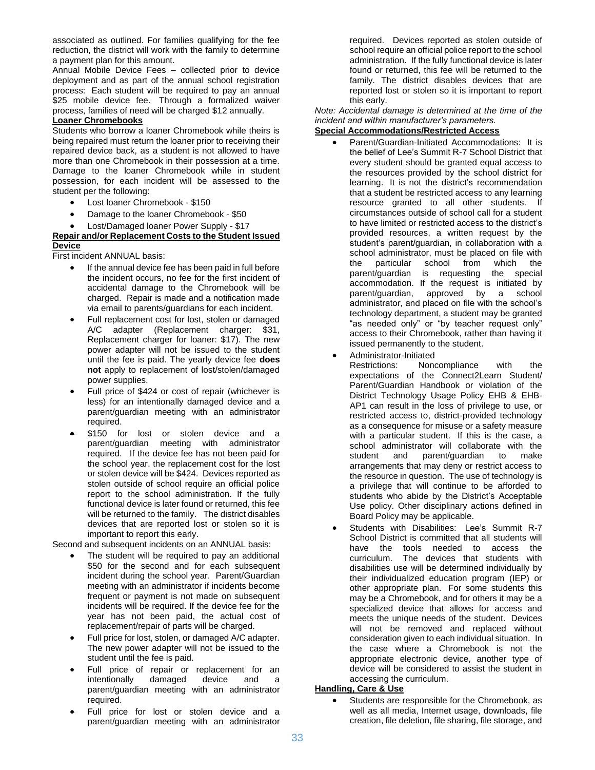associated as outlined. For families qualifying for the fee reduction, the district will work with the family to determine a payment plan for this amount.

Annual Mobile Device Fees – collected prior to device deployment and as part of the annual school registration process: Each student will be required to pay an annual $25 mobile device fee. Through a formalized waiver process, families of need will be charged $12 annually.

**Loaner Chromebooks**

Students who borrow a loaner Chromebook while theirs is being repaired must return the loaner prior to receiving their repaired device back, as a student is not allowed to have more than one Chromebook in their possession at a time. Damage to the loaner Chromebook while in student possession, for each incident will be assessed to the student per the following:

- Lost loaner Chromebook - $150
- Damage to the loaner Chromebook - $50
- Lost/Damaged loaner Power Supply - $17

**Repair and/or Replacement Costs to the Student Issued Device**

First incident ANNUAL basis:

- If the annual device fee has been paid in full before the incident occurs, no fee for the first incident of accidental damage to the Chromebook will be charged. Repair is made and a notification made via email to parents/guardians for each incident.
- Full replacement cost for lost, stolen or damaged A/C adapter (Replacement charger: $31, Replacement charger for loaner: $17). The new power adapter will not be issued to the student until the fee is paid. The yearly device fee **does not** apply to replacement of lost/stolen/damaged power supplies.
- Full price of $424 or cost of repair (whichever is less) for an intentionally damaged device and a parent/guardian meeting with an administrator required.
- $150 for lost or stolen device and a parent/guardian meeting with administrator required. If the device fee has not been paid for the school year, the replacement cost for the lost or stolen device will be $424. Devices reported as stolen outside of school require an official police report to the school administration. If the fully functional device is later found or returned, this fee will be returned to the family. The district disables devices that are reported lost or stolen so it is important to report this early.

Second and subsequent incidents on an ANNUAL basis:

- The student will be required to pay an additional $50 for the second and for each subsequent incident during the school year. Parent/Guardian meeting with an administrator if incidents become frequent or payment is not made on subsequent incidents will be required. If the device fee for the year has not been paid, the actual cost of replacement/repair of parts will be charged.
- Full price for lost, stolen, or damaged A/C adapter. The new power adapter will not be issued to the student until the fee is paid.
- Full price of repair or replacement for an intentionally damaged device and a parent/guardian meeting with an administrator required.
- Full price for lost or stolen device and a parent/guardian meeting with an administrator required. Devices reported as stolen outside of school require an official police report to the school administration. If the fully functional device is later found or returned, this fee will be returned to the family. The district disables devices that are reported lost or stolen so it is important to report this early.

*Note: Accidental damage is determined at the time of the incident and within manufacturer's parameters.*

**Special Accommodations/Restricted Access**

- Parent/Guardian-Initiated Accommodations: It is the belief of Lee's Summit R-7 School District that every student should be granted equal access to the resources provided by the school district for learning. It is not the district's recommendation that a student be restricted access to any learning resource granted to all other students. If circumstances outside of school call for a student to have limited or restricted access to the district's provided resources, a written request by the student's parent/guardian, in collaboration with a school administrator, must be placed on file with the particular school from which the parent/guardian is requesting the special accommodation. If the request is initiated by parent/guardian, approved by a school administrator, and placed on file with the school's technology department, a student may be granted "as needed only" or "by teacher request only" access to their Chromebook, rather than having it issued permanently to the student.
- Administrator-Initiated Restrictions: Noncompliance with the expectations of the Connect2Learn Student/ Parent/Guardian Handbook or violation of the District Technology Usage Policy EHB & EHB-AP1 can result in the loss of privilege to use, or restricted access to, district-provided technology as a consequence for misuse or a safety measure with a particular student. If this is the case, a school administrator will collaborate with the student and parent/guardian to make arrangements that may deny or restrict access to the resource in question. The use of technology is a privilege that will continue to be afforded to students who abide by the District's Acceptable Use policy. Other disciplinary actions defined in Board Policy may be applicable.
- Students with Disabilities: Lee's Summit R-7 School District is committed that all students will have the tools needed to access the curriculum. The devices that students with disabilities use will be determined individually by their individualized education program (IEP) or other appropriate plan. For some students this may be a Chromebook, and for others it may be a specialized device that allows for access and meets the unique needs of the student. Devices will not be removed and replaced without consideration given to each individual situation. In the case where a Chromebook is not the appropriate electronic device, another type of device will be considered to assist the student in accessing the curriculum.

**Handling, Care & Use**

- Students are responsible for the Chromebook, as well as all media, Internet usage, downloads, file creation, file deletion, file sharing, file storage, and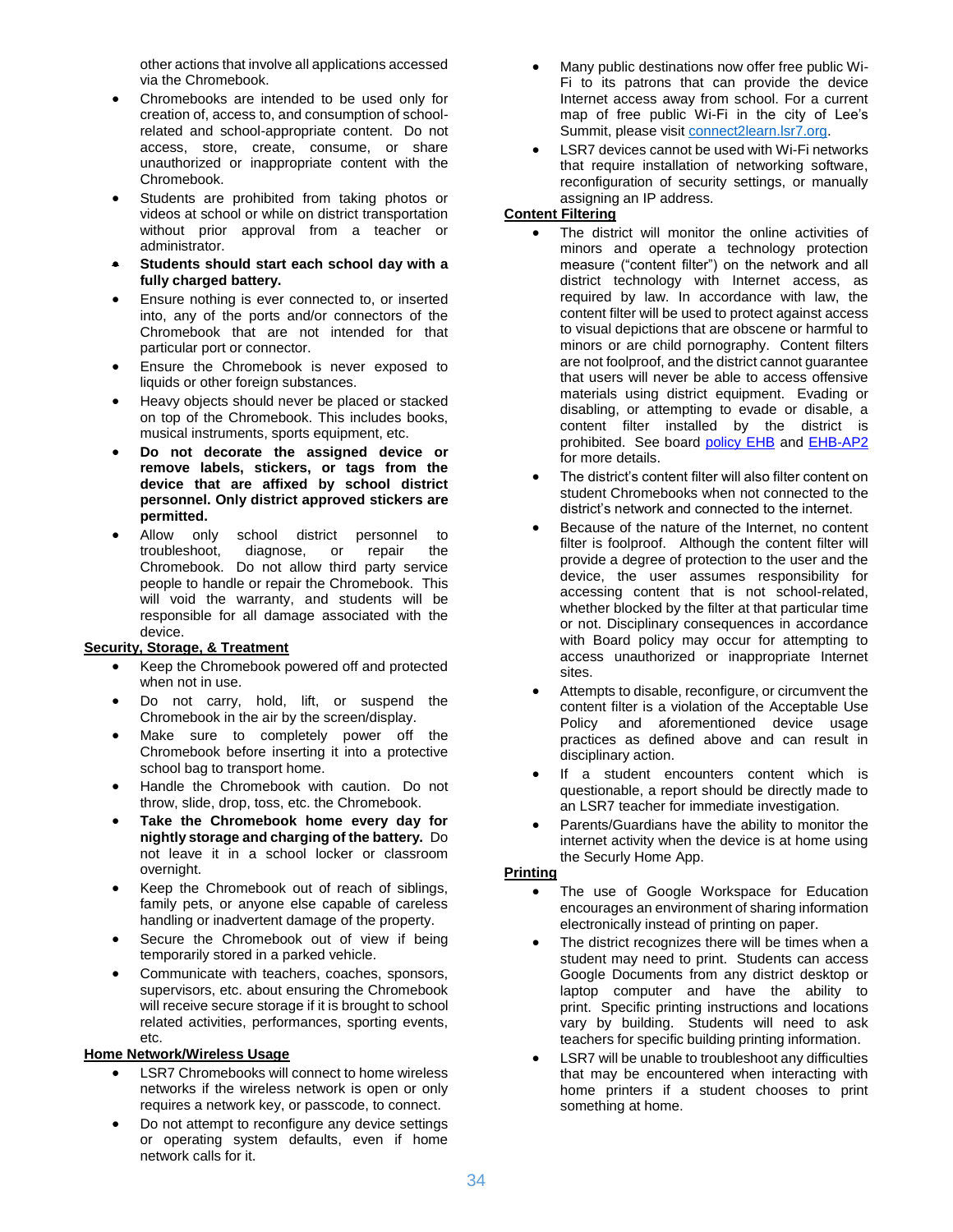other actions that involve all applications accessed via the Chromebook.

- Chromebooks are intended to be used only for creation of, access to, and consumption of school-related and school-appropriate content. Do not access, store, create, consume, or share unauthorized or inappropriate content with the Chromebook.
- Students are prohibited from taking photos or videos at school or while on district transportation without prior approval from a teacher or administrator.
- **Students should start each school day with a fully charged battery.**
- Ensure nothing is ever connected to, or inserted into, any of the ports and/or connectors of the Chromebook that are not intended for that particular port or connector.
- Ensure the Chromebook is never exposed to liquids or other foreign substances.
- Heavy objects should never be placed or stacked on top of the Chromebook. This includes books, musical instruments, sports equipment, etc.
- **Do not decorate the assigned device or remove labels, stickers, or tags from the device that are affixed by school district personnel. Only district approved stickers are permitted.**
- Allow only school district personnel to troubleshoot, diagnose, or repair the Chromebook. Do not allow third party service people to handle or repair the Chromebook. This will void the warranty, and students will be responsible for all damage associated with the device.

**Security, Storage, & Treatment**

- Keep the Chromebook powered off and protected when not in use.
- Do not carry, hold, lift, or suspend the Chromebook in the air by the screen/display.
- Make sure to completely power off the Chromebook before inserting it into a protective school bag to transport home.
- Handle the Chromebook with caution. Do not throw, slide, drop, toss, etc. the Chromebook.
- **Take the Chromebook home every day for nightly storage and charging of the battery.** Do not leave it in a school locker or classroom overnight.
- Keep the Chromebook out of reach of siblings, family pets, or anyone else capable of careless handling or inadvertent damage of the property.
- Secure the Chromebook out of view if being temporarily stored in a parked vehicle.
- Communicate with teachers, coaches, sponsors, supervisors, etc. about ensuring the Chromebook will receive secure storage if it is brought to school related activities, performances, sporting events, etc.

**Home Network/Wireless Usage**

- LSR7 Chromebooks will connect to home wireless networks if the wireless network is open or only requires a network key, or passcode, to connect.
- Do not attempt to reconfigure any device settings or operating system defaults, even if home network calls for it.
- Many public destinations now offer free public Wi-Fi to its patrons that can provide the device Internet access away from school. For a current map of free public Wi-Fi in the city of Lee's Summit, please visit connect2learn.lsr7.org.
- LSR7 devices cannot be used with Wi-Fi networks that require installation of networking software, reconfiguration of security settings, or manually assigning an IP address.

**Content Filtering**

- The district will monitor the online activities of minors and operate a technology protection measure ("content filter") on the network and all district technology with Internet access, as required by law. In accordance with law, the content filter will be used to protect against access to visual depictions that are obscene or harmful to minors or are child pornography. Content filters are not foolproof, and the district cannot guarantee that users will never be able to access offensive materials using district equipment. Evading or disabling, or attempting to evade or disable, a content filter installed by the district is prohibited. See board policy EHB and EHB-AP2 for more details.
- The district's content filter will also filter content on student Chromebooks when not connected to the district's network and connected to the internet.
- Because of the nature of the Internet, no content filter is foolproof. Although the content filter will provide a degree of protection to the user and the device, the user assumes responsibility for accessing content that is not school-related, whether blocked by the filter at that particular time or not. Disciplinary consequences in accordance with Board policy may occur for attempting to access unauthorized or inappropriate Internet sites.
- Attempts to disable, reconfigure, or circumvent the content filter is a violation of the Acceptable Use Policy and aforementioned device usage practices as defined above and can result in disciplinary action.
- If a student encounters content which is questionable, a report should be directly made to an LSR7 teacher for immediate investigation.
- Parents/Guardians have the ability to monitor the internet activity when the device is at home using the Securly Home App.

**Printing**

- The use of Google Workspace for Education encourages an environment of sharing information electronically instead of printing on paper.
- The district recognizes there will be times when a student may need to print. Students can access Google Documents from any district desktop or laptop computer and have the ability to print. Specific printing instructions and locations vary by building. Students will need to ask teachers for specific building printing information.
- LSR7 will be unable to troubleshoot any difficulties that may be encountered when interacting with home printers if a student chooses to print something at home.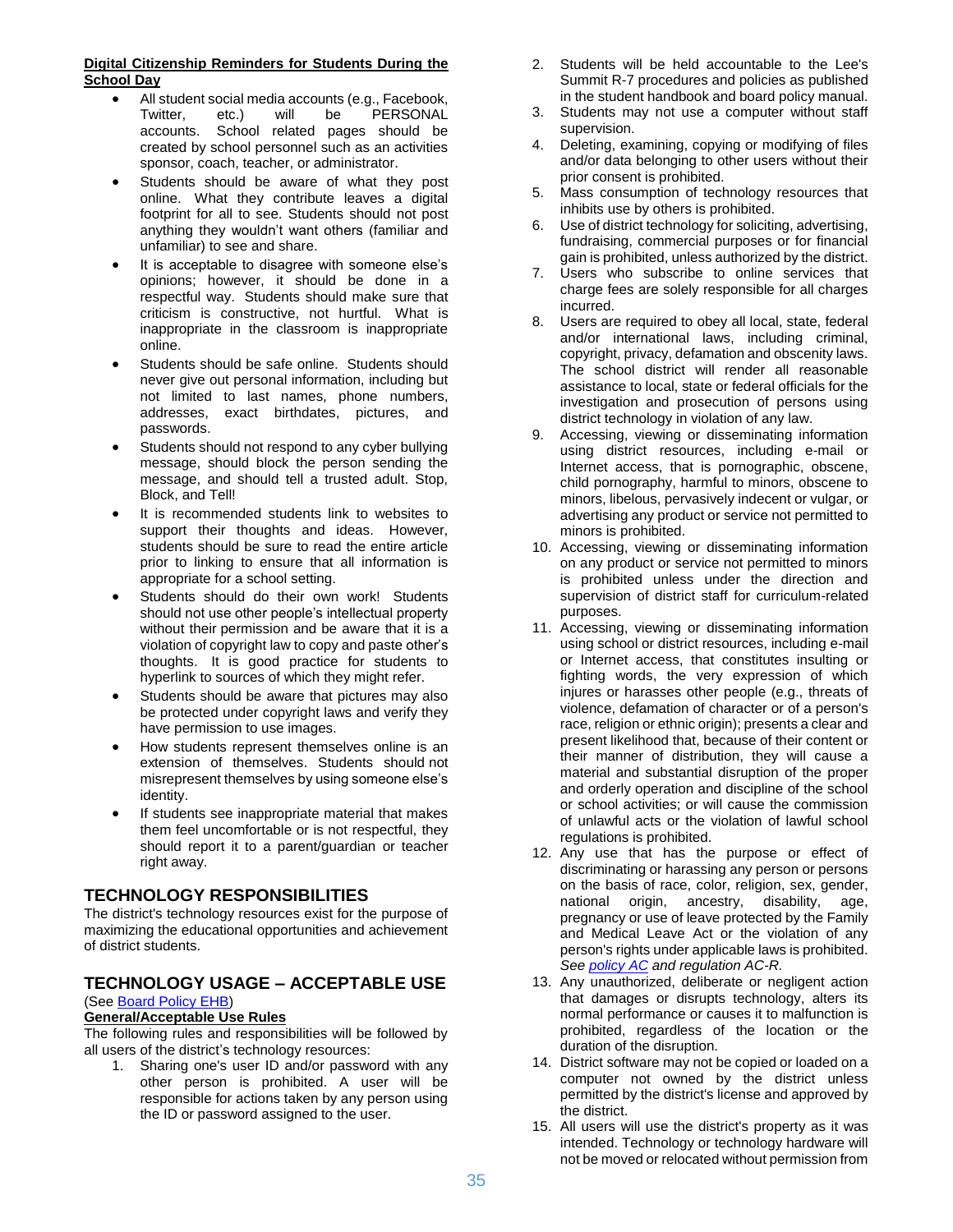**Digital Citizenship Reminders for Students During the School Day**

- All student social media accounts (e.g., Facebook, Twitter, etc.) will be PERSONAL accounts. School related pages should be created by school personnel such as an activities sponsor, coach, teacher, or administrator.
- Students should be aware of what they post online. What they contribute leaves a digital footprint for all to see. Students should not post anything they wouldn't want others (familiar and unfamiliar) to see and share.
- It is acceptable to disagree with someone else's opinions; however, it should be done in a respectful way. Students should make sure that criticism is constructive, not hurtful. What is inappropriate in the classroom is inappropriate online.
- Students should be safe online. Students should never give out personal information, including but not limited to last names, phone numbers, addresses, exact birthdates, pictures, and passwords.
- Students should not respond to any cyber bullying message, should block the person sending the message, and should tell a trusted adult. Stop, Block, and Tell!
- It is recommended students link to websites to support their thoughts and ideas. However, students should be sure to read the entire article prior to linking to ensure that all information is appropriate for a school setting.
- Students should do their own work! Students should not use other people's intellectual property without their permission and be aware that it is a violation of copyright law to copy and paste other's thoughts. It is good practice for students to hyperlink to sources of which they might refer.
- Students should be aware that pictures may also be protected under copyright laws and verify they have permission to use images.
- How students represent themselves online is an extension of themselves. Students should not misrepresent themselves by using someone else's identity.
- If students see inappropriate material that makes them feel uncomfortable or is not respectful, they should report it to a parent/guardian or teacher right away.

## TECHNOLOGY RESPONSIBILITIES

The district's technology resources exist for the purpose of maximizing the educational opportunities and achievement of district students.

## TECHNOLOGY USAGE – ACCEPTABLE USE

(See Board Policy EHB)

**General/Acceptable Use Rules**

The following rules and responsibilities will be followed by all users of the district's technology resources:

1. Sharing one's user ID and/or password with any other person is prohibited. A user will be responsible for actions taken by any person using the ID or password assigned to the user.
2. Students will be held accountable to the Lee's Summit R-7 procedures and policies as published in the student handbook and board policy manual.
3. Students may not use a computer without staff supervision.
4. Deleting, examining, copying or modifying of files and/or data belonging to other users without their prior consent is prohibited.
5. Mass consumption of technology resources that inhibits use by others is prohibited.
6. Use of district technology for soliciting, advertising, fundraising, commercial purposes or for financial gain is prohibited, unless authorized by the district.
7. Users who subscribe to online services that charge fees are solely responsible for all charges incurred.
8. Users are required to obey all local, state, federal and/or international laws, including criminal, copyright, privacy, defamation and obscenity laws. The school district will render all reasonable assistance to local, state or federal officials for the investigation and prosecution of persons using district technology in violation of any law.
9. Accessing, viewing or disseminating information using district resources, including e-mail or Internet access, that is pornographic, obscene, child pornography, harmful to minors, obscene to minors, libelous, pervasively indecent or vulgar, or advertising any product or service not permitted to minors is prohibited.
10. Accessing, viewing or disseminating information on any product or service not permitted to minors is prohibited unless under the direction and supervision of district staff for curriculum-related purposes.
11. Accessing, viewing or disseminating information using school or district resources, including e-mail or Internet access, that constitutes insulting or fighting words, the very expression of which injures or harasses other people (e.g., threats of violence, defamation of character or of a person's race, religion or ethnic origin); presents a clear and present likelihood that, because of their content or their manner of distribution, they will cause a material and substantial disruption of the proper and orderly operation and discipline of the school or school activities; or will cause the commission of unlawful acts or the violation of lawful school regulations is prohibited.
12. Any use that has the purpose or effect of discriminating or harassing any person or persons on the basis of race, color, religion, sex, gender, national origin, ancestry, disability, age, pregnancy or use of leave protected by the Family and Medical Leave Act or the violation of any person's rights under applicable laws is prohibited. *See policy AC and regulation AC-R.*
13. Any unauthorized, deliberate or negligent action that damages or disrupts technology, alters its normal performance or causes it to malfunction is prohibited, regardless of the location or the duration of the disruption.
14. District software may not be copied or loaded on a computer not owned by the district unless permitted by the district's license and approved by the district.
15. All users will use the district's property as it was intended. Technology or technology hardware will not be moved or relocated without permission from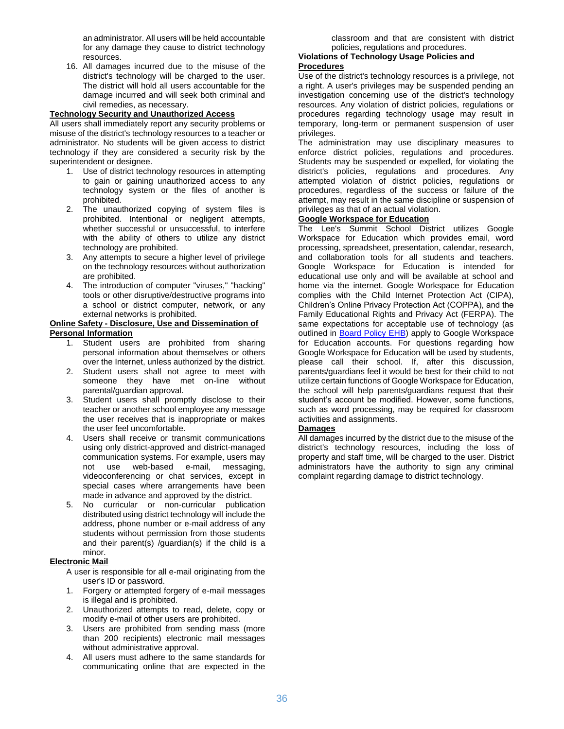an administrator. All users will be held accountable for any damage they cause to district technology resources.

16. All damages incurred due to the misuse of the district's technology will be charged to the user. The district will hold all users accountable for the damage incurred and will seek both criminal and civil remedies, as necessary.

**Technology Security and Unauthorized Access**

All users shall immediately report any security problems or misuse of the district's technology resources to a teacher or administrator. No students will be given access to district technology if they are considered a security risk by the superintendent or designee.

1. Use of district technology resources in attempting to gain or gaining unauthorized access to any technology system or the files of another is prohibited.
2. The unauthorized copying of system files is prohibited. Intentional or negligent attempts, whether successful or unsuccessful, to interfere with the ability of others to utilize any district technology are prohibited.
3. Any attempts to secure a higher level of privilege on the technology resources without authorization are prohibited.
4. The introduction of computer "viruses," "hacking" tools or other disruptive/destructive programs into a school or district computer, network, or any external networks is prohibited.

**Online Safety - Disclosure, Use and Dissemination of Personal Information**

1. Student users are prohibited from sharing personal information about themselves or others over the Internet, unless authorized by the district.
2. Student users shall not agree to meet with someone they have met on-line without parental/guardian approval.
3. Student users shall promptly disclose to their teacher or another school employee any message the user receives that is inappropriate or makes the user feel uncomfortable.
4. Users shall receive or transmit communications using only district-approved and district-managed communication systems. For example, users may not use web-based e-mail, messaging, videoconferencing or chat services, except in special cases where arrangements have been made in advance and approved by the district.
5. No curricular or non-curricular publication distributed using district technology will include the address, phone number or e-mail address of any students without permission from those students and their parent(s) /guardian(s) if the child is a minor.

**Electronic Mail**

A user is responsible for all e-mail originating from the user's ID or password.

1. Forgery or attempted forgery of e-mail messages is illegal and is prohibited.
2. Unauthorized attempts to read, delete, copy or modify e-mail of other users are prohibited.
3. Users are prohibited from sending mass (more than 200 recipients) electronic mail messages without administrative approval.
4. All users must adhere to the same standards for communicating online that are expected in the classroom and that are consistent with district policies, regulations and procedures.

**Violations of Technology Usage Policies and Procedures**

Use of the district's technology resources is a privilege, not a right. A user's privileges may be suspended pending an investigation concerning use of the district's technology resources. Any violation of district policies, regulations or procedures regarding technology usage may result in temporary, long-term or permanent suspension of user privileges.

The administration may use disciplinary measures to enforce district policies, regulations and procedures. Students may be suspended or expelled, for violating the district's policies, regulations and procedures. Any attempted violation of district policies, regulations or procedures, regardless of the success or failure of the attempt, may result in the same discipline or suspension of privileges as that of an actual violation.

**Google Workspace for Education**

The Lee's Summit School District utilizes Google Workspace for Education which provides email, word processing, spreadsheet, presentation, calendar, research, and collaboration tools for all students and teachers. Google Workspace for Education is intended for educational use only and will be available at school and home via the internet. Google Workspace for Education complies with the Child Internet Protection Act (CIPA), Children's Online Privacy Protection Act (COPPA), and the Family Educational Rights and Privacy Act (FERPA). The same expectations for acceptable use of technology (as outlined in Board Policy EHB) apply to Google Workspace for Education accounts. For questions regarding how Google Workspace for Education will be used by students, please call their school. If, after this discussion, parents/guardians feel it would be best for their child to not utilize certain functions of Google Workspace for Education, the school will help parents/guardians request that their student's account be modified. However, some functions, such as word processing, may be required for classroom activities and assignments.

**Damages**

All damages incurred by the district due to the misuse of the district's technology resources, including the loss of property and staff time, will be charged to the user. District administrators have the authority to sign any criminal complaint regarding damage to district technology.